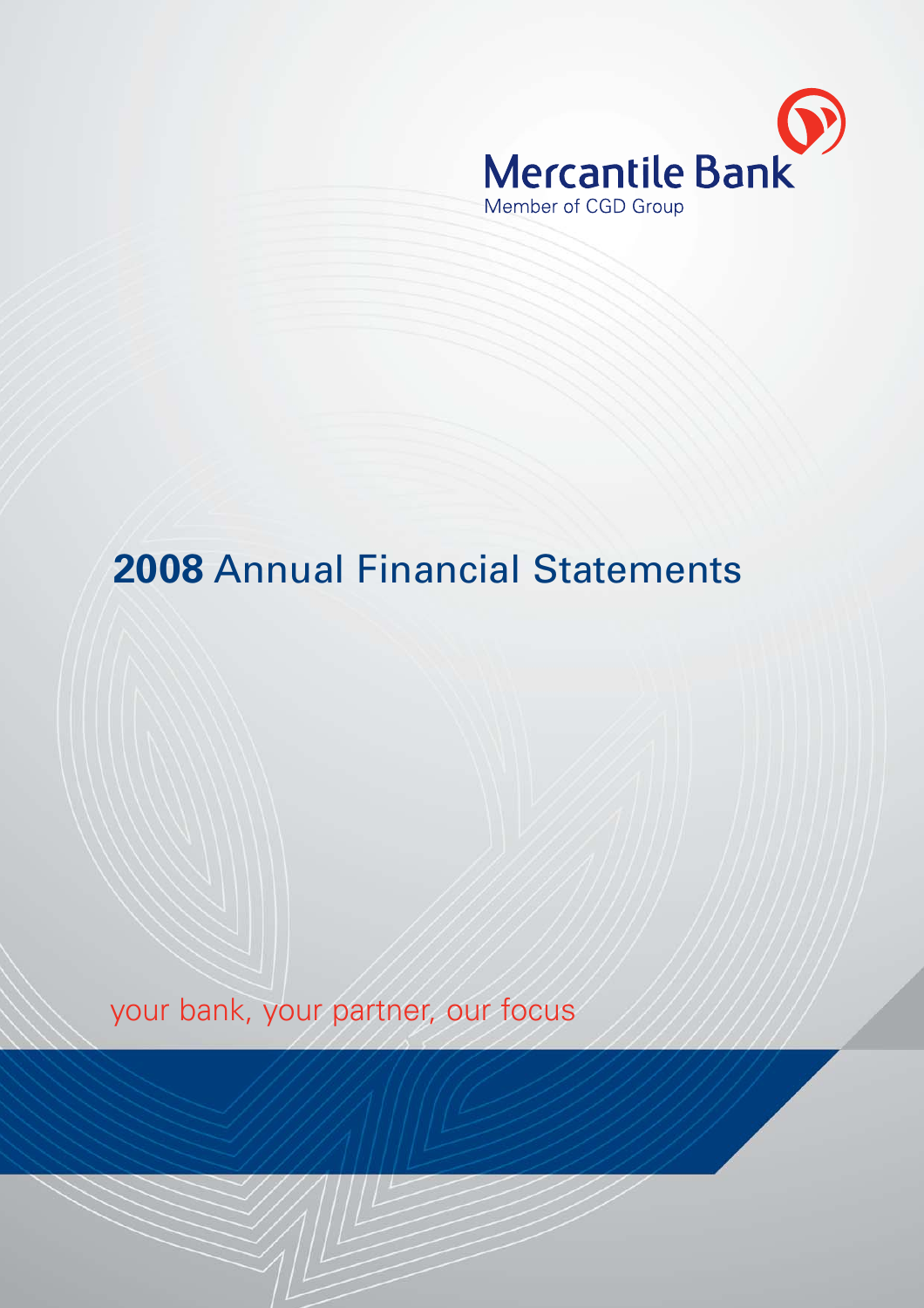Mercantile Bank

Member of CGD Group

# 2008 Annual Financial Statements

your bank, your partner, our focus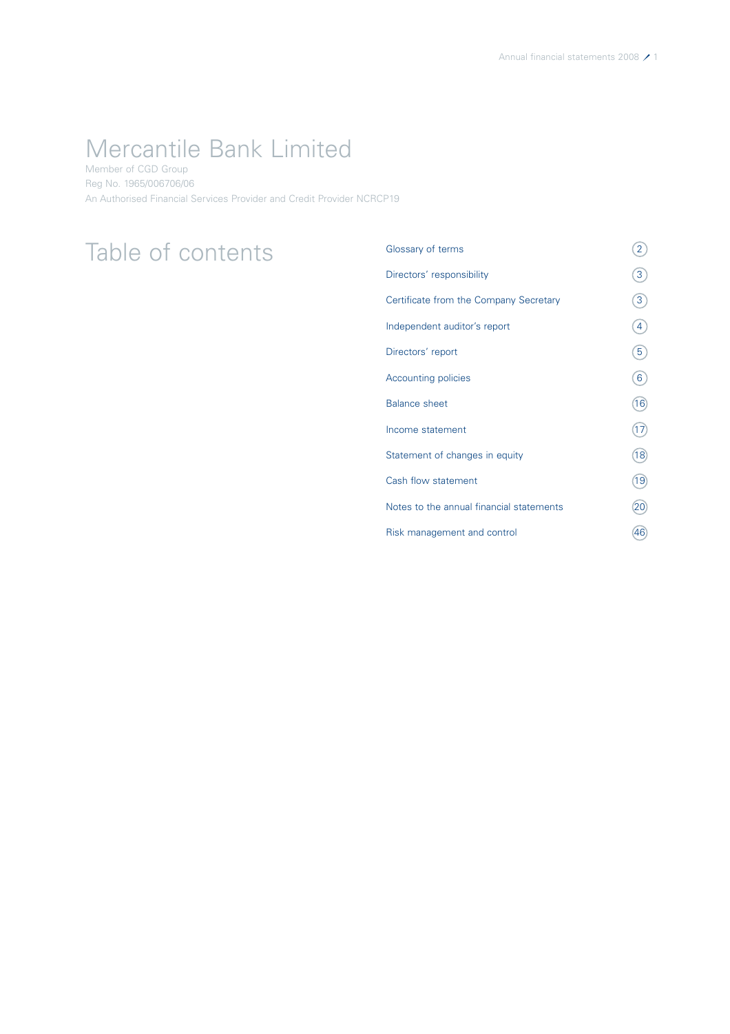# Mercantile Bank Limited

Member of CGD Group

Reg No. 1965/006706/06

An Authorised Financial Services Provider and Credit Provider NCRCP19

## Table of contents

| | |
|---|---|
| Glossary of terms | 2 |
| Directors' responsibility | 3 |
| Certificate from the Company Secretary | 3 |
| Independent auditor's report | 4 |
| Directors' report | 5 |
| Accounting policies | 6 |
| Balance sheet | 16 |
| Income statement | 17 |
| Statement of changes in equity | 18 |
| Cash flow statement | 19 |
| Notes to the annual financial statements | 20 |
| Risk management and control | 46 |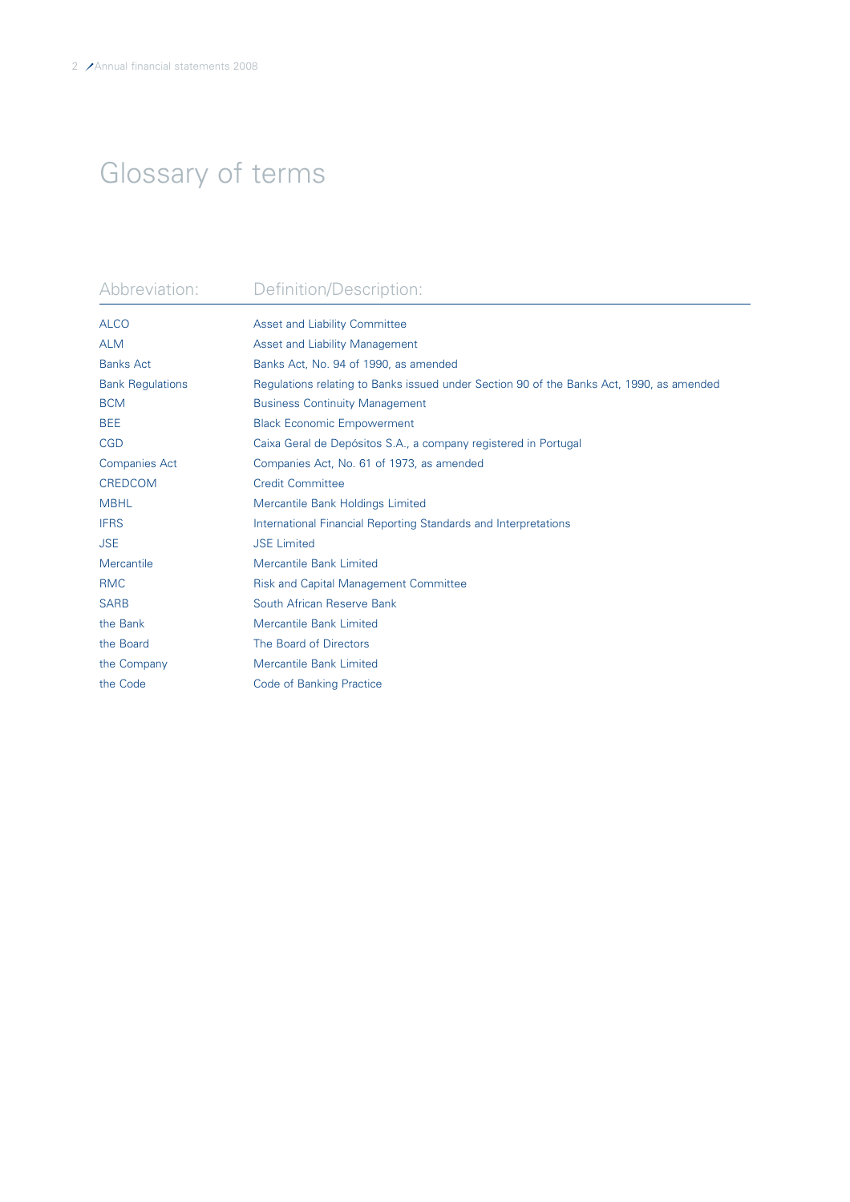# Glossary of terms

| Abbreviation: | Definition/Description: |
|---|---|
| ALCO | Asset and Liability Committee |
| ALM | Asset and Liability Management |
| Banks Act | Banks Act, No. 94 of 1990, as amended |
| Bank Regulations | Regulations relating to Banks issued under Section 90 of the Banks Act, 1990, as amended |
| BCM | Business Continuity Management |
| BEE | Black Economic Empowerment |
| CGD | Caixa Geral de Depósitos S.A., a company registered in Portugal |
| Companies Act | Companies Act, No. 61 of 1973, as amended |
| CREDCOM | Credit Committee |
| MBHL | Mercantile Bank Holdings Limited |
| IFRS | International Financial Reporting Standards and Interpretations |
| JSE | JSE Limited |
| Mercantile | Mercantile Bank Limited |
| RMC | Risk and Capital Management Committee |
| SARB | South African Reserve Bank |
| the Bank | Mercantile Bank Limited |
| the Board | The Board of Directors |
| the Company | Mercantile Bank Limited |
| the Code | Code of Banking Practice |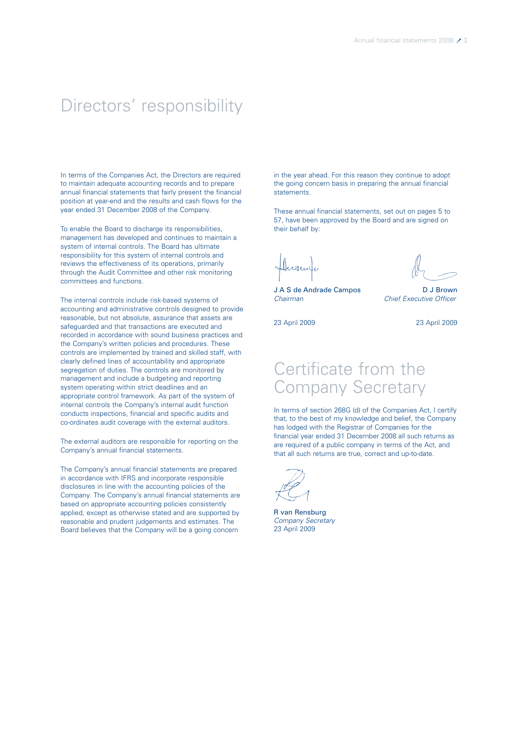# Directors' responsibility

In terms of the Companies Act, the Directors are required to maintain adequate accounting records and to prepare annual financial statements that fairly present the financial position at year-end and the results and cash flows for the year ended 31 December 2008 of the Company.

To enable the Board to discharge its responsibilities, management has developed and continues to maintain a system of internal controls. The Board has ultimate responsibility for this system of internal controls and reviews the effectiveness of its operations, primarily through the Audit Committee and other risk monitoring committees and functions.

The internal controls include risk-based systems of accounting and administrative controls designed to provide reasonable, but not absolute, assurance that assets are safeguarded and that transactions are executed and recorded in accordance with sound business practices and the Company's written policies and procedures. These controls are implemented by trained and skilled staff, with clearly defined lines of accountability and appropriate segregation of duties. The controls are monitored by management and include a budgeting and reporting system operating within strict deadlines and an appropriate control framework. As part of the system of internal controls the Company's internal audit function conducts inspections, financial and specific audits and co-ordinates audit coverage with the external auditors.

The external auditors are responsible for reporting on the Company's annual financial statements.

The Company's annual financial statements are prepared in accordance with IFRS and incorporate responsible disclosures in line with the accounting policies of the Company. The Company's annual financial statements are based on appropriate accounting policies consistently applied, except as otherwise stated and are supported by reasonable and prudent judgements and estimates. The Board believes that the Company will be a going concern in the year ahead. For this reason they continue to adopt the going concern basis in preparing the annual financial statements.

These annual financial statements, set out on pages 5 to 57, have been approved by the Board and are signed on their behalf by:

J A S de Andrade Campos
*Chairman*

23 April 2009

D J Brown
*Chief Executive Officer*

23 April 2009

# Certificate from the Company Secretary

In terms of section 268G (d) of the Companies Act, I certify that, to the best of my knowledge and belief, the Company has lodged with the Registrar of Companies for the financial year ended 31 December 2008 all such returns as are required of a public company in terms of the Act, and that all such returns are true, correct and up-to-date.

R van Rensburg
*Company Secretary*
23 April 2009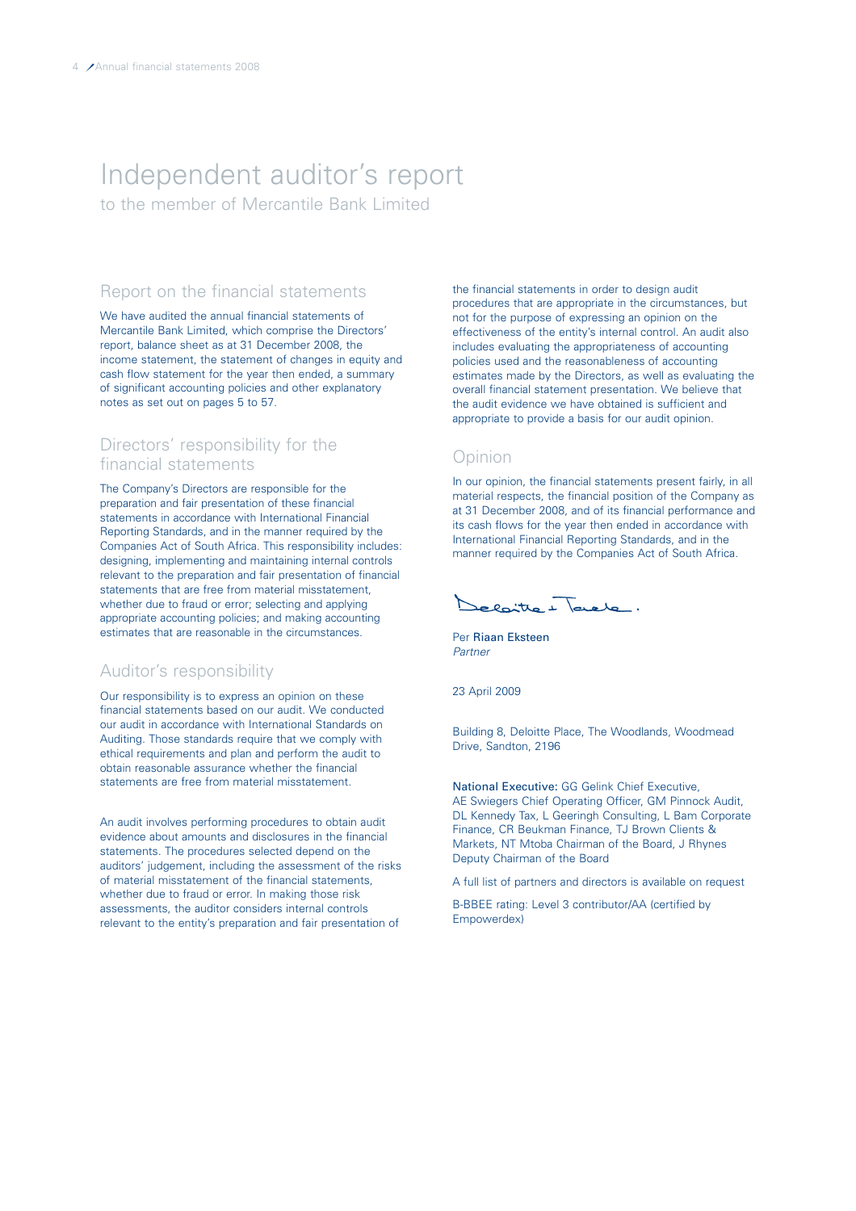# Independent auditor's report

to the member of Mercantile Bank Limited

## Report on the financial statements

We have audited the annual financial statements of Mercantile Bank Limited, which comprise the Directors' report, balance sheet as at 31 December 2008, the income statement, the statement of changes in equity and cash flow statement for the year then ended, a summary of significant accounting policies and other explanatory notes as set out on pages 5 to 57.

## Directors' responsibility for the financial statements

The Company's Directors are responsible for the preparation and fair presentation of these financial statements in accordance with International Financial Reporting Standards, and in the manner required by the Companies Act of South Africa. This responsibility includes: designing, implementing and maintaining internal controls relevant to the preparation and fair presentation of financial statements that are free from material misstatement, whether due to fraud or error; selecting and applying appropriate accounting policies; and making accounting estimates that are reasonable in the circumstances.

## Auditor's responsibility

Our responsibility is to express an opinion on these financial statements based on our audit. We conducted our audit in accordance with International Standards on Auditing. Those standards require that we comply with ethical requirements and plan and perform the audit to obtain reasonable assurance whether the financial statements are free from material misstatement.

An audit involves performing procedures to obtain audit evidence about amounts and disclosures in the financial statements. The procedures selected depend on the auditors' judgement, including the assessment of the risks of material misstatement of the financial statements, whether due to fraud or error. In making those risk assessments, the auditor considers internal controls relevant to the entity's preparation and fair presentation of the financial statements in order to design audit procedures that are appropriate in the circumstances, but not for the purpose of expressing an opinion on the effectiveness of the entity's internal control. An audit also includes evaluating the appropriateness of accounting policies used and the reasonableness of accounting estimates made by the Directors, as well as evaluating the overall financial statement presentation. We believe that the audit evidence we have obtained is sufficient and appropriate to provide a basis for our audit opinion.

## Opinion

In our opinion, the financial statements present fairly, in all material respects, the financial position of the Company as at 31 December 2008, and of its financial performance and its cash flows for the year then ended in accordance with International Financial Reporting Standards, and in the manner required by the Companies Act of South Africa.

Deloitte & Touche.

Per Riaan Eksteen
*Partner*

23 April 2009

Building 8, Deloitte Place, The Woodlands, Woodmead Drive, Sandton, 2196

**National Executive:** GG Gelink Chief Executive, AE Swiegers Chief Operating Officer, GM Pinnock Audit, DL Kennedy Tax, L Geeringh Consulting, L Bam Corporate Finance, CR Beukman Finance, TJ Brown Clients & Markets, NT Mtoba Chairman of the Board, J Rhynes Deputy Chairman of the Board

A full list of partners and directors is available on request

B-BBEE rating: Level 3 contributor/AA (certified by Empowerdex)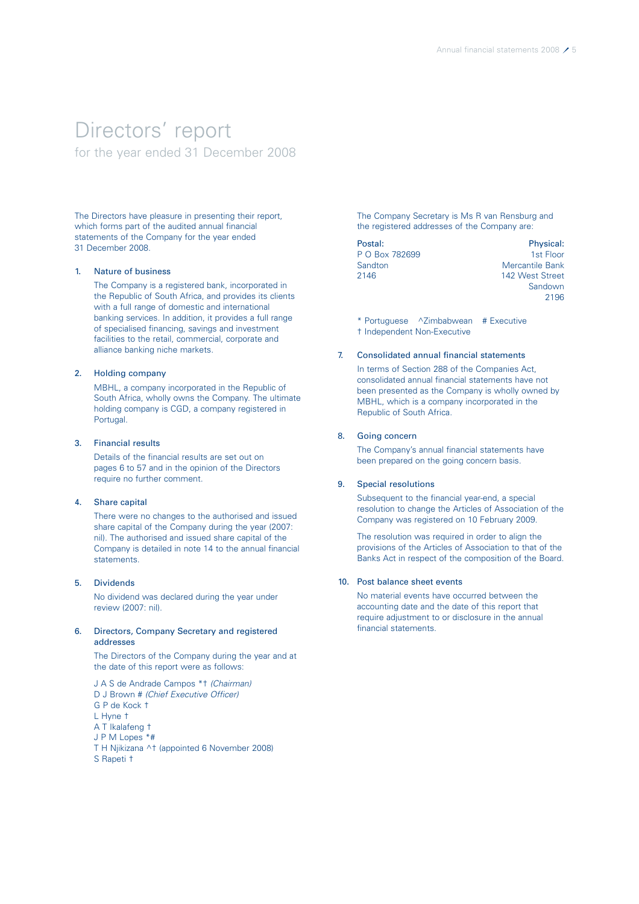# Directors' report

for the year ended 31 December 2008

The Directors have pleasure in presenting their report, which forms part of the audited annual financial statements of the Company for the year ended 31 December 2008.

## 1. Nature of business

The Company is a registered bank, incorporated in the Republic of South Africa, and provides its clients with a full range of domestic and international banking services. In addition, it provides a full range of specialised financing, savings and investment facilities to the retail, commercial, corporate and alliance banking niche markets.

## 2. Holding company

MBHL, a company incorporated in the Republic of South Africa, wholly owns the Company. The ultimate holding company is CGD, a company registered in Portugal.

## 3. Financial results

Details of the financial results are set out on pages 6 to 57 and in the opinion of the Directors require no further comment.

## 4. Share capital

There were no changes to the authorised and issued share capital of the Company during the year (2007: nil). The authorised and issued share capital of the Company is detailed in note 14 to the annual financial statements.

## 5. Dividends

No dividend was declared during the year under review (2007: nil).

## 6. Directors, Company Secretary and registered addresses

The Directors of the Company during the year and at the date of this report were as follows:

J A S de Andrade Campos *† *(Chairman)*
D J Brown # *(Chief Executive Officer)*
G P de Kock †
L Hyne †
A T Ikalafeng †
J P M Lopes *#
T H Njikizana ^† (appointed 6 November 2008)
S Rapeti †

The Company Secretary is Ms R van Rensburg and the registered addresses of the Company are:

| Postal: | Physical: |
|---|---|
| P O Box 782699 | 1st Floor |
| Sandton | Mercantile Bank |
| 2146 | 142 West Street |
| | Sandown |
| | 2196 |

\* Portuguese ^Zimbabwean # Executive
† Independent Non-Executive

## 7. Consolidated annual financial statements

In terms of Section 288 of the Companies Act, consolidated annual financial statements have not been presented as the Company is wholly owned by MBHL, which is a company incorporated in the Republic of South Africa.

## 8. Going concern

The Company's annual financial statements have been prepared on the going concern basis.

## 9. Special resolutions

Subsequent to the financial year-end, a special resolution to change the Articles of Association of the Company was registered on 10 February 2009.

The resolution was required in order to align the provisions of the Articles of Association to that of the Banks Act in respect of the composition of the Board.

## 10. Post balance sheet events

No material events have occurred between the accounting date and the date of this report that require adjustment to or disclosure in the annual financial statements.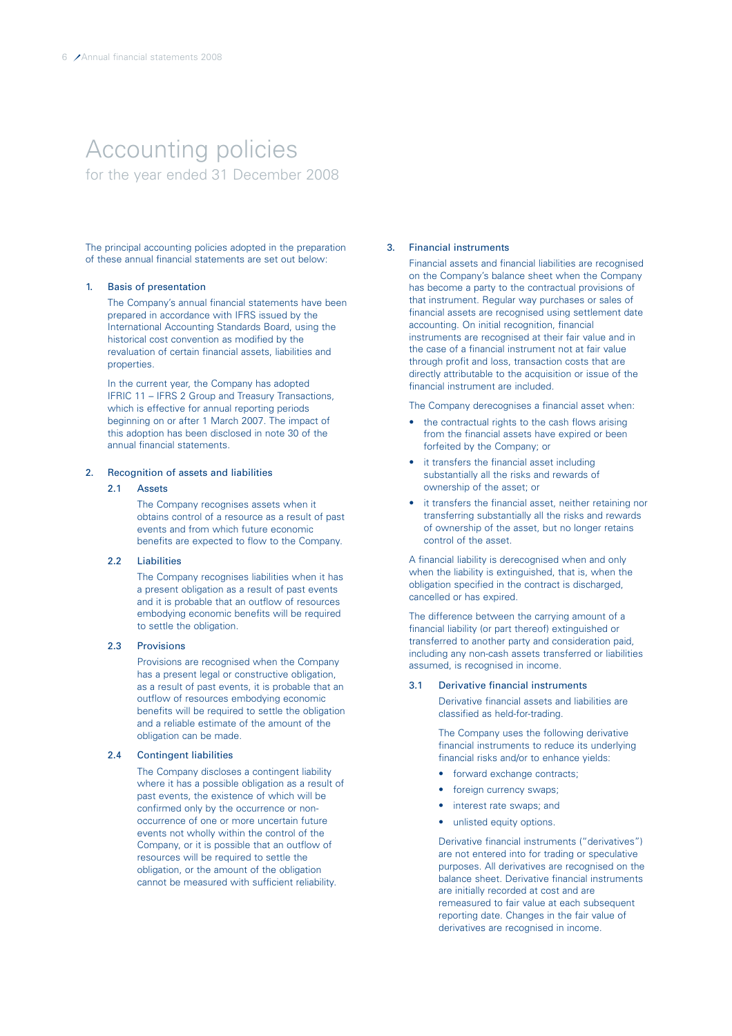# Accounting policies

for the year ended 31 December 2008

The principal accounting policies adopted in the preparation of these annual financial statements are set out below:

## 1. Basis of presentation

The Company's annual financial statements have been prepared in accordance with IFRS issued by the International Accounting Standards Board, using the historical cost convention as modified by the revaluation of certain financial assets, liabilities and properties.

In the current year, the Company has adopted IFRIC 11 – IFRS 2 Group and Treasury Transactions, which is effective for annual reporting periods beginning on or after 1 March 2007. The impact of this adoption has been disclosed in note 30 of the annual financial statements.

## 2. Recognition of assets and liabilities

### 2.1 Assets

The Company recognises assets when it obtains control of a resource as a result of past events and from which future economic benefits are expected to flow to the Company.

### 2.2 Liabilities

The Company recognises liabilities when it has a present obligation as a result of past events and it is probable that an outflow of resources embodying economic benefits will be required to settle the obligation.

### 2.3 Provisions

Provisions are recognised when the Company has a present legal or constructive obligation, as a result of past events, it is probable that an outflow of resources embodying economic benefits will be required to settle the obligation and a reliable estimate of the amount of the obligation can be made.

### 2.4 Contingent liabilities

The Company discloses a contingent liability where it has a possible obligation as a result of past events, the existence of which will be confirmed only by the occurrence or non-occurrence of one or more uncertain future events not wholly within the control of the Company, or it is possible that an outflow of resources will be required to settle the obligation, or the amount of the obligation cannot be measured with sufficient reliability.

## 3. Financial instruments

Financial assets and financial liabilities are recognised on the Company's balance sheet when the Company has become a party to the contractual provisions of that instrument. Regular way purchases or sales of financial assets are recognised using settlement date accounting. On initial recognition, financial instruments are recognised at their fair value and in the case of a financial instrument not at fair value through profit and loss, transaction costs that are directly attributable to the acquisition or issue of the financial instrument are included.

The Company derecognises a financial asset when:

- the contractual rights to the cash flows arising from the financial assets have expired or been forfeited by the Company; or
- it transfers the financial asset including substantially all the risks and rewards of ownership of the asset; or
- it transfers the financial asset, neither retaining nor transferring substantially all the risks and rewards of ownership of the asset, but no longer retains control of the asset.

A financial liability is derecognised when and only when the liability is extinguished, that is, when the obligation specified in the contract is discharged, cancelled or has expired.

The difference between the carrying amount of a financial liability (or part thereof) extinguished or transferred to another party and consideration paid, including any non-cash assets transferred or liabilities assumed, is recognised in income.

### 3.1 Derivative financial instruments

Derivative financial assets and liabilities are classified as held-for-trading.

The Company uses the following derivative financial instruments to reduce its underlying financial risks and/or to enhance yields:

- forward exchange contracts;
- foreign currency swaps;
- interest rate swaps; and
- unlisted equity options.

Derivative financial instruments ("derivatives") are not entered into for trading or speculative purposes. All derivatives are recognised on the balance sheet. Derivative financial instruments are initially recorded at cost and are remeasured to fair value at each subsequent reporting date. Changes in the fair value of derivatives are recognised in income.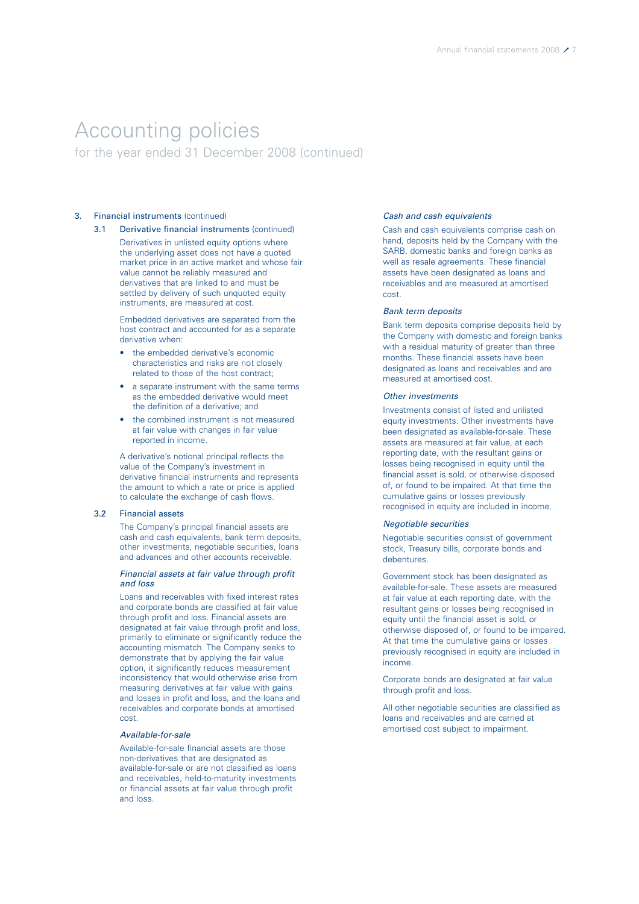# Accounting policies

for the year ended 31 December 2008 (continued)

## 3. Financial instruments (continued)

### 3.1 Derivative financial instruments (continued)

Derivatives in unlisted equity options where the underlying asset does not have a quoted market price in an active market and whose fair value cannot be reliably measured and derivatives that are linked to and must be settled by delivery of such unquoted equity instruments, are measured at cost.

Embedded derivatives are separated from the host contract and accounted for as a separate derivative when:

- the embedded derivative's economic characteristics and risks are not closely related to those of the host contract;
- a separate instrument with the same terms as the embedded derivative would meet the definition of a derivative; and
- the combined instrument is not measured at fair value with changes in fair value reported in income.

A derivative's notional principal reflects the value of the Company's investment in derivative financial instruments and represents the amount to which a rate or price is applied to calculate the exchange of cash flows.

### 3.2 Financial assets

The Company's principal financial assets are cash and cash equivalents, bank term deposits, other investments, negotiable securities, loans and advances and other accounts receivable.

*Financial assets at fair value through profit and loss*

Loans and receivables with fixed interest rates and corporate bonds are classified at fair value through profit and loss. Financial assets are designated at fair value through profit and loss, primarily to eliminate or significantly reduce the accounting mismatch. The Company seeks to demonstrate that by applying the fair value option, it significantly reduces measurement inconsistency that would otherwise arise from measuring derivatives at fair value with gains and losses in profit and loss, and the loans and receivables and corporate bonds at amortised cost.

*Available-for-sale*

Available-for-sale financial assets are those non-derivatives that are designated as available-for-sale or are not classified as loans and receivables, held-to-maturity investments or financial assets at fair value through profit and loss.

*Cash and cash equivalents*

Cash and cash equivalents comprise cash on hand, deposits held by the Company with the SARB, domestic banks and foreign banks as well as resale agreements. These financial assets have been designated as loans and receivables and are measured at amortised cost.

*Bank term deposits*

Bank term deposits comprise deposits held by the Company with domestic and foreign banks with a residual maturity of greater than three months. These financial assets have been designated as loans and receivables and are measured at amortised cost.

*Other investments*

Investments consist of listed and unlisted equity investments. Other investments have been designated as available-for-sale. These assets are measured at fair value, at each reporting date, with the resultant gains or losses being recognised in equity until the financial asset is sold, or otherwise disposed of, or found to be impaired. At that time the cumulative gains or losses previously recognised in equity are included in income.

*Negotiable securities*

Negotiable securities consist of government stock, Treasury bills, corporate bonds and debentures.

Government stock has been designated as available-for-sale. These assets are measured at fair value at each reporting date, with the resultant gains or losses being recognised in equity until the financial asset is sold, or otherwise disposed of, or found to be impaired. At that time the cumulative gains or losses previously recognised in equity are included in income.

Corporate bonds are designated at fair value through profit and loss.

All other negotiable securities are classified as loans and receivables and are carried at amortised cost subject to impairment.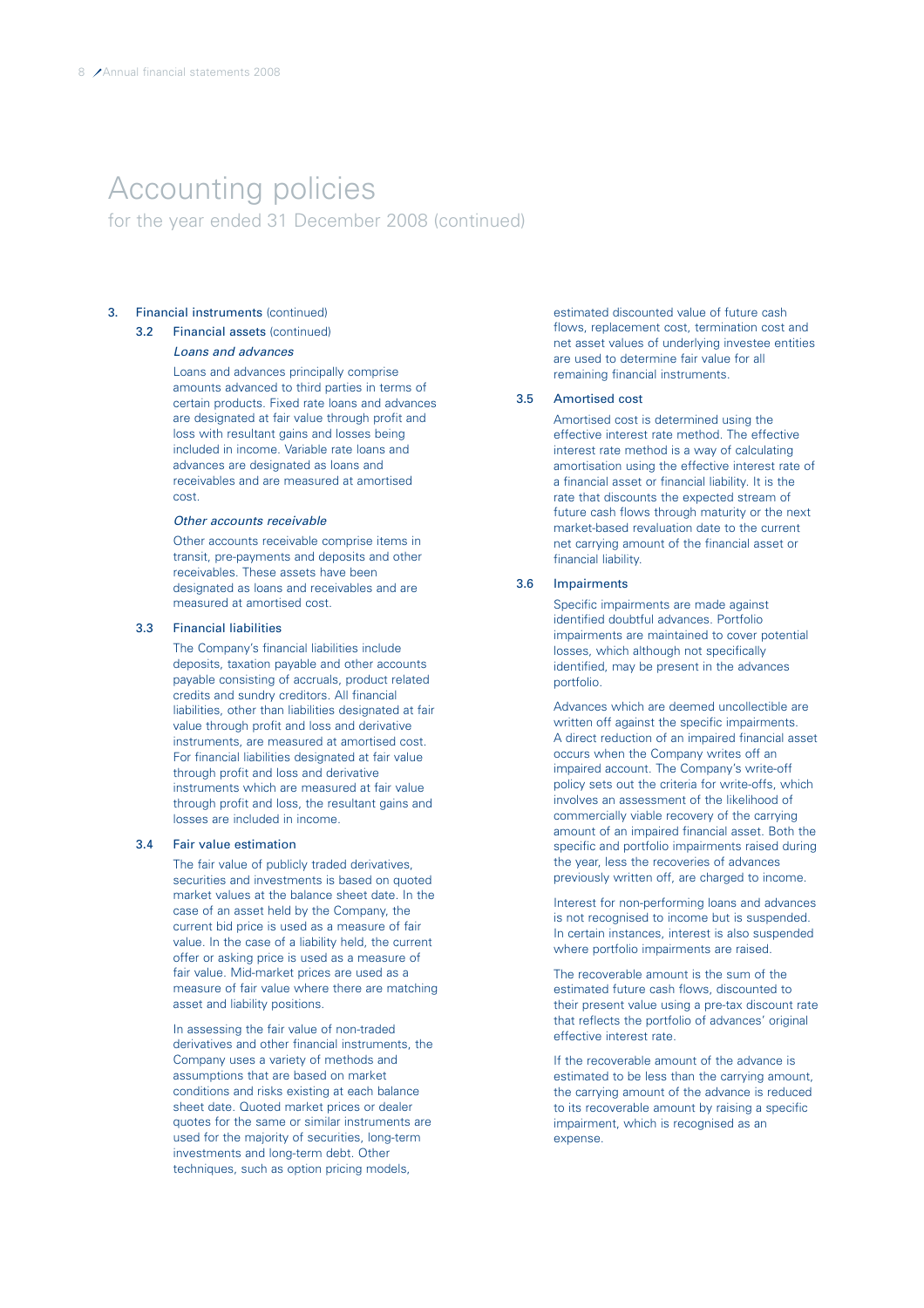# Accounting policies

for the year ended 31 December 2008 (continued)

## 3. Financial instruments (continued)

### 3.2 Financial assets (continued)

*Loans and advances*

Loans and advances principally comprise amounts advanced to third parties in terms of certain products. Fixed rate loans and advances are designated at fair value through profit and loss with resultant gains and losses being included in income. Variable rate loans and advances are designated as loans and receivables and are measured at amortised cost.

*Other accounts receivable*

Other accounts receivable comprise items in transit, pre-payments and deposits and other receivables. These assets have been designated as loans and receivables and are measured at amortised cost.

### 3.3 Financial liabilities

The Company's financial liabilities include deposits, taxation payable and other accounts payable consisting of accruals, product related credits and sundry creditors. All financial liabilities, other than liabilities designated at fair value through profit and loss and derivative instruments, are measured at amortised cost. For financial liabilities designated at fair value through profit and loss and derivative instruments which are measured at fair value through profit and loss, the resultant gains and losses are included in income.

### 3.4 Fair value estimation

The fair value of publicly traded derivatives, securities and investments is based on quoted market values at the balance sheet date. In the case of an asset held by the Company, the current bid price is used as a measure of fair value. In the case of a liability held, the current offer or asking price is used as a measure of fair value. Mid-market prices are used as a measure of fair value where there are matching asset and liability positions.

In assessing the fair value of non-traded derivatives and other financial instruments, the Company uses a variety of methods and assumptions that are based on market conditions and risks existing at each balance sheet date. Quoted market prices or dealer quotes for the same or similar instruments are used for the majority of securities, long-term investments and long-term debt. Other techniques, such as option pricing models, estimated discounted value of future cash flows, replacement cost, termination cost and net asset values of underlying investee entities are used to determine fair value for all remaining financial instruments.

### 3.5 Amortised cost

Amortised cost is determined using the effective interest rate method. The effective interest rate method is a way of calculating amortisation using the effective interest rate of a financial asset or financial liability. It is the rate that discounts the expected stream of future cash flows through maturity or the next market-based revaluation date to the current net carrying amount of the financial asset or financial liability.

### 3.6 Impairments

Specific impairments are made against identified doubtful advances. Portfolio impairments are maintained to cover potential losses, which although not specifically identified, may be present in the advances portfolio.

Advances which are deemed uncollectible are written off against the specific impairments. A direct reduction of an impaired financial asset occurs when the Company writes off an impaired account. The Company's write-off policy sets out the criteria for write-offs, which involves an assessment of the likelihood of commercially viable recovery of the carrying amount of an impaired financial asset. Both the specific and portfolio impairments raised during the year, less the recoveries of advances previously written off, are charged to income.

Interest for non-performing loans and advances is not recognised to income but is suspended. In certain instances, interest is also suspended where portfolio impairments are raised.

The recoverable amount is the sum of the estimated future cash flows, discounted to their present value using a pre-tax discount rate that reflects the portfolio of advances' original effective interest rate.

If the recoverable amount of the advance is estimated to be less than the carrying amount, the carrying amount of the advance is reduced to its recoverable amount by raising a specific impairment, which is recognised as an expense.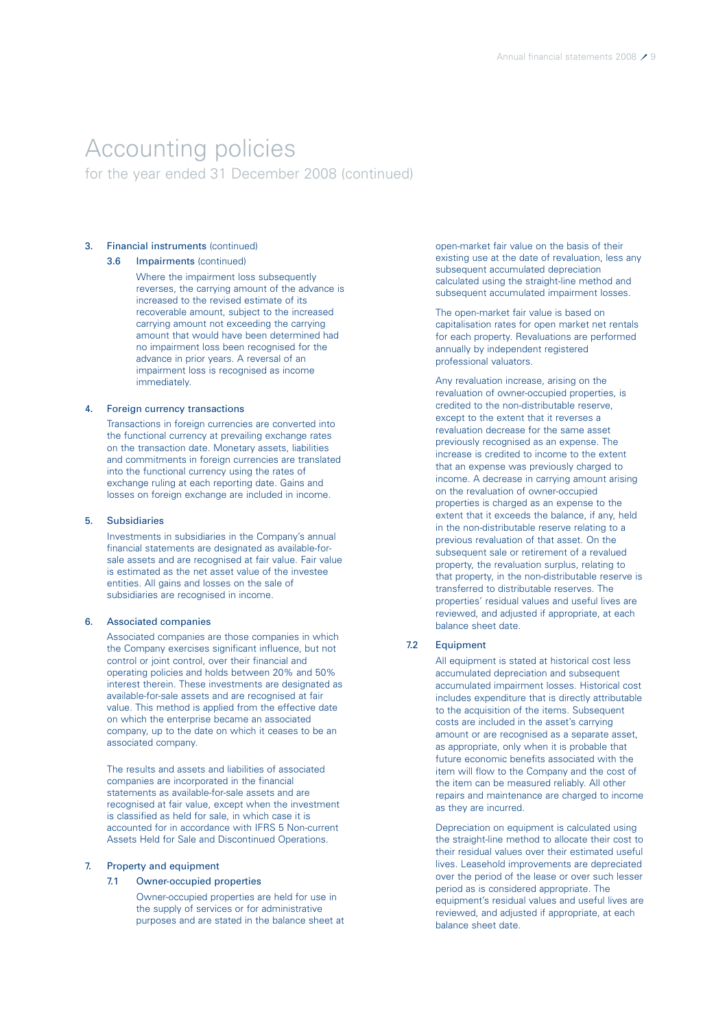# Accounting policies

for the year ended 31 December 2008 (continued)

## 3. Financial instruments (continued)

### 3.6 Impairments (continued)

Where the impairment loss subsequently reverses, the carrying amount of the advance is increased to the revised estimate of its recoverable amount, subject to the increased carrying amount not exceeding the carrying amount that would have been determined had no impairment loss been recognised for the advance in prior years. A reversal of an impairment loss is recognised as income immediately.

## 4. Foreign currency transactions

Transactions in foreign currencies are converted into the functional currency at prevailing exchange rates on the transaction date. Monetary assets, liabilities and commitments in foreign currencies are translated into the functional currency using the rates of exchange ruling at each reporting date. Gains and losses on foreign exchange are included in income.

## 5. Subsidiaries

Investments in subsidiaries in the Company's annual financial statements are designated as available-for-sale assets and are recognised at fair value. Fair value is estimated as the net asset value of the investee entities. All gains and losses on the sale of subsidiaries are recognised in income.

## 6. Associated companies

Associated companies are those companies in which the Company exercises significant influence, but not control or joint control, over their financial and operating policies and holds between 20% and 50% interest therein. These investments are designated as available-for-sale assets and are recognised at fair value. This method is applied from the effective date on which the enterprise became an associated company, up to the date on which it ceases to be an associated company.

The results and assets and liabilities of associated companies are incorporated in the financial statements as available-for-sale assets and are recognised at fair value, except when the investment is classified as held for sale, in which case it is accounted for in accordance with IFRS 5 Non-current Assets Held for Sale and Discontinued Operations.

## 7. Property and equipment

### 7.1 Owner-occupied properties

Owner-occupied properties are held for use in the supply of services or for administrative purposes and are stated in the balance sheet at open-market fair value on the basis of their existing use at the date of revaluation, less any subsequent accumulated depreciation calculated using the straight-line method and subsequent accumulated impairment losses.

The open-market fair value is based on capitalisation rates for open market net rentals for each property. Revaluations are performed annually by independent registered professional valuators.

Any revaluation increase, arising on the revaluation of owner-occupied properties, is credited to the non-distributable reserve, except to the extent that it reverses a revaluation decrease for the same asset previously recognised as an expense. The increase is credited to income to the extent that an expense was previously charged to income. A decrease in carrying amount arising on the revaluation of owner-occupied properties is charged as an expense to the extent that it exceeds the balance, if any, held in the non-distributable reserve relating to a previous revaluation of that asset. On the subsequent sale or retirement of a revalued property, the revaluation surplus, relating to that property, in the non-distributable reserve is transferred to distributable reserves. The properties' residual values and useful lives are reviewed, and adjusted if appropriate, at each balance sheet date.

### 7.2 Equipment

All equipment is stated at historical cost less accumulated depreciation and subsequent accumulated impairment losses. Historical cost includes expenditure that is directly attributable to the acquisition of the items. Subsequent costs are included in the asset's carrying amount or are recognised as a separate asset, as appropriate, only when it is probable that future economic benefits associated with the item will flow to the Company and the cost of the item can be measured reliably. All other repairs and maintenance are charged to income as they are incurred.

Depreciation on equipment is calculated using the straight-line method to allocate their cost to their residual values over their estimated useful lives. Leasehold improvements are depreciated over the period of the lease or over such lesser period as is considered appropriate. The equipment's residual values and useful lives are reviewed, and adjusted if appropriate, at each balance sheet date.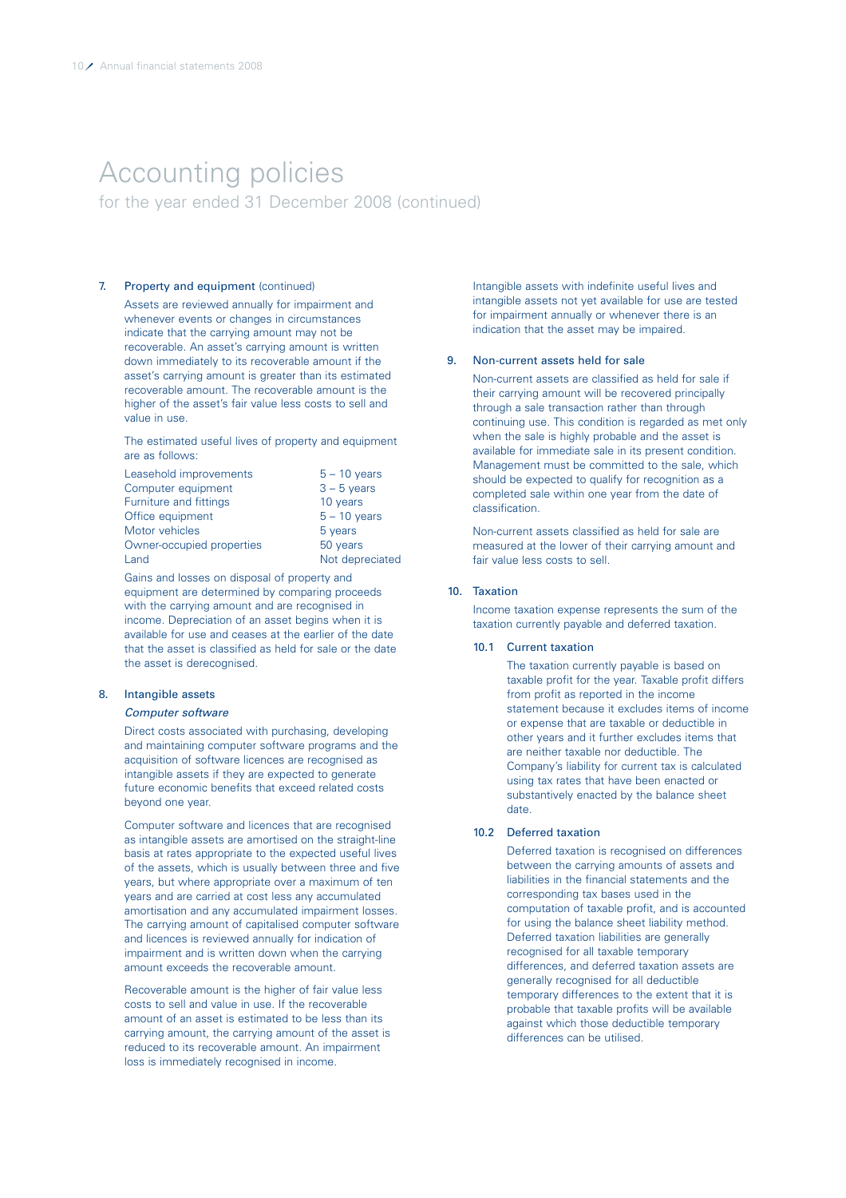# Accounting policies

for the year ended 31 December 2008 (continued)

## 7. Property and equipment (continued)

Assets are reviewed annually for impairment and whenever events or changes in circumstances indicate that the carrying amount may not be recoverable. An asset's carrying amount is written down immediately to its recoverable amount if the asset's carrying amount is greater than its estimated recoverable amount. The recoverable amount is the higher of the asset's fair value less costs to sell and value in use.

The estimated useful lives of property and equipment are as follows:

| | |
|---|---|
| Leasehold improvements | 5 – 10 years |
| Computer equipment | 3 – 5 years |
| Furniture and fittings | 10 years |
| Office equipment | 5 – 10 years |
| Motor vehicles | 5 years |
| Owner-occupied properties | 50 years |
| Land | Not depreciated |

Gains and losses on disposal of property and equipment are determined by comparing proceeds with the carrying amount and are recognised in income. Depreciation of an asset begins when it is available for use and ceases at the earlier of the date that the asset is classified as held for sale or the date the asset is derecognised.

## 8. Intangible assets

*Computer software*

Direct costs associated with purchasing, developing and maintaining computer software programs and the acquisition of software licences are recognised as intangible assets if they are expected to generate future economic benefits that exceed related costs beyond one year.

Computer software and licences that are recognised as intangible assets are amortised on the straight-line basis at rates appropriate to the expected useful lives of the assets, which is usually between three and five years, but where appropriate over a maximum of ten years and are carried at cost less any accumulated amortisation and any accumulated impairment losses. The carrying amount of capitalised computer software and licences is reviewed annually for indication of impairment and is written down when the carrying amount exceeds the recoverable amount.

Recoverable amount is the higher of fair value less costs to sell and value in use. If the recoverable amount of an asset is estimated to be less than its carrying amount, the carrying amount of the asset is reduced to its recoverable amount. An impairment loss is immediately recognised in income.

Intangible assets with indefinite useful lives and intangible assets not yet available for use are tested for impairment annually or whenever there is an indication that the asset may be impaired.

## 9. Non-current assets held for sale

Non-current assets are classified as held for sale if their carrying amount will be recovered principally through a sale transaction rather than through continuing use. This condition is regarded as met only when the sale is highly probable and the asset is available for immediate sale in its present condition. Management must be committed to the sale, which should be expected to qualify for recognition as a completed sale within one year from the date of classification.

Non-current assets classified as held for sale are measured at the lower of their carrying amount and fair value less costs to sell.

## 10. Taxation

Income taxation expense represents the sum of the taxation currently payable and deferred taxation.

### 10.1 Current taxation

The taxation currently payable is based on taxable profit for the year. Taxable profit differs from profit as reported in the income statement because it excludes items of income or expense that are taxable or deductible in other years and it further excludes items that are neither taxable nor deductible. The Company's liability for current tax is calculated using tax rates that have been enacted or substantively enacted by the balance sheet date.

### 10.2 Deferred taxation

Deferred taxation is recognised on differences between the carrying amounts of assets and liabilities in the financial statements and the corresponding tax bases used in the computation of taxable profit, and is accounted for using the balance sheet liability method. Deferred taxation liabilities are generally recognised for all taxable temporary differences, and deferred taxation assets are generally recognised for all deductible temporary differences to the extent that it is probable that taxable profits will be available against which those deductible temporary differences can be utilised.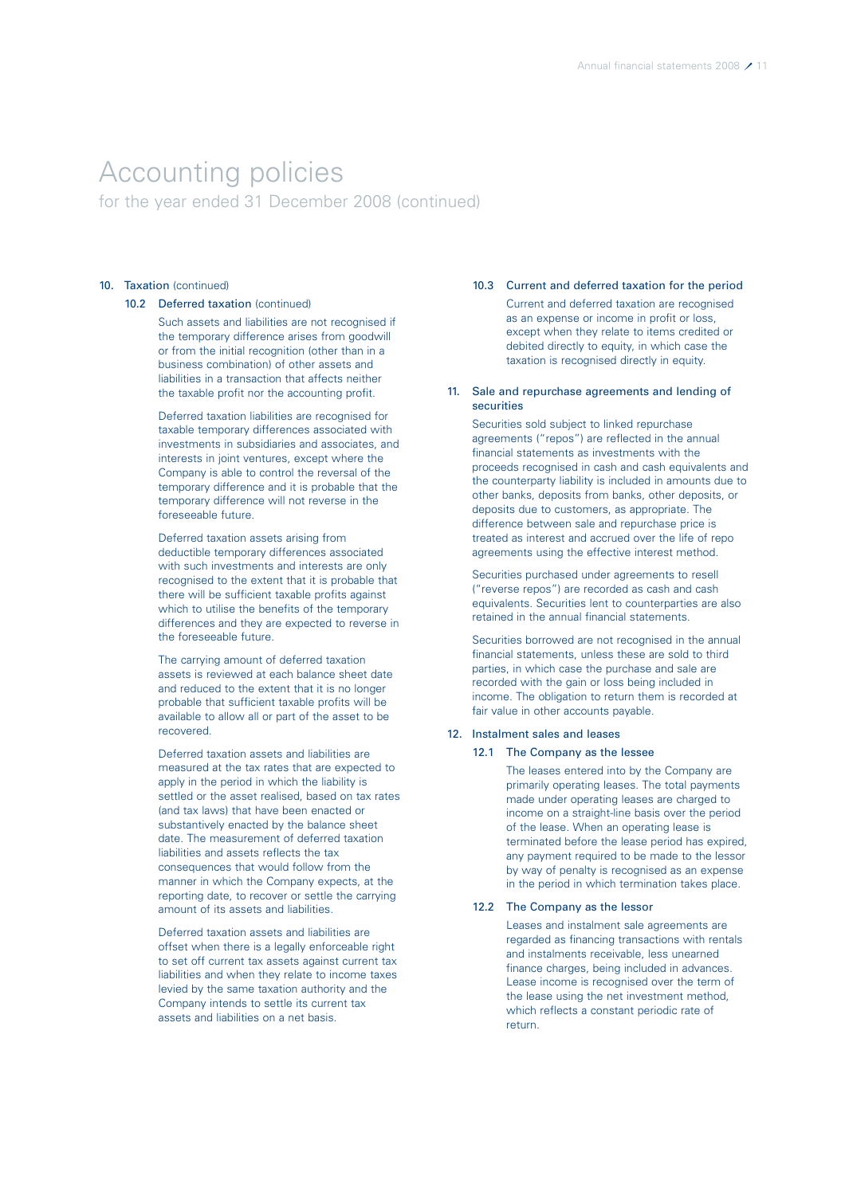# Accounting policies

for the year ended 31 December 2008 (continued)

## 10. Taxation (continued)

### 10.2 Deferred taxation (continued)

Such assets and liabilities are not recognised if the temporary difference arises from goodwill or from the initial recognition (other than in a business combination) of other assets and liabilities in a transaction that affects neither the taxable profit nor the accounting profit.

Deferred taxation liabilities are recognised for taxable temporary differences associated with investments in subsidiaries and associates, and interests in joint ventures, except where the Company is able to control the reversal of the temporary difference and it is probable that the temporary difference will not reverse in the foreseeable future.

Deferred taxation assets arising from deductible temporary differences associated with such investments and interests are only recognised to the extent that it is probable that there will be sufficient taxable profits against which to utilise the benefits of the temporary differences and they are expected to reverse in the foreseeable future.

The carrying amount of deferred taxation assets is reviewed at each balance sheet date and reduced to the extent that it is no longer probable that sufficient taxable profits will be available to allow all or part of the asset to be recovered.

Deferred taxation assets and liabilities are measured at the tax rates that are expected to apply in the period in which the liability is settled or the asset realised, based on tax rates (and tax laws) that have been enacted or substantively enacted by the balance sheet date. The measurement of deferred taxation liabilities and assets reflects the tax consequences that would follow from the manner in which the Company expects, at the reporting date, to recover or settle the carrying amount of its assets and liabilities.

Deferred taxation assets and liabilities are offset when there is a legally enforceable right to set off current tax assets against current tax liabilities and when they relate to income taxes levied by the same taxation authority and the Company intends to settle its current tax assets and liabilities on a net basis.

### 10.3 Current and deferred taxation for the period

Current and deferred taxation are recognised as an expense or income in profit or loss, except when they relate to items credited or debited directly to equity, in which case the taxation is recognised directly in equity.

## 11. Sale and repurchase agreements and lending of securities

Securities sold subject to linked repurchase agreements ("repos") are reflected in the annual financial statements as investments with the proceeds recognised in cash and cash equivalents and the counterparty liability is included in amounts due to other banks, deposits from banks, other deposits, or deposits due to customers, as appropriate. The difference between sale and repurchase price is treated as interest and accrued over the life of repo agreements using the effective interest method.

Securities purchased under agreements to resell ("reverse repos") are recorded as cash and cash equivalents. Securities lent to counterparties are also retained in the annual financial statements.

Securities borrowed are not recognised in the annual financial statements, unless these are sold to third parties, in which case the purchase and sale are recorded with the gain or loss being included in income. The obligation to return them is recorded at fair value in other accounts payable.

## 12. Instalment sales and leases

### 12.1 The Company as the lessee

The leases entered into by the Company are primarily operating leases. The total payments made under operating leases are charged to income on a straight-line basis over the period of the lease. When an operating lease is terminated before the lease period has expired, any payment required to be made to the lessor by way of penalty is recognised as an expense in the period in which termination takes place.

### 12.2 The Company as the lessor

Leases and instalment sale agreements are regarded as financing transactions with rentals and instalments receivable, less unearned finance charges, being included in advances. Lease income is recognised over the term of the lease using the net investment method, which reflects a constant periodic rate of return.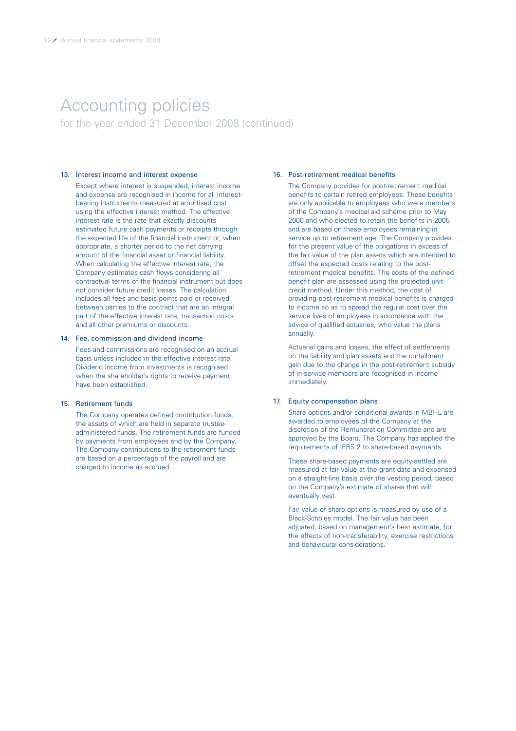# Accounting policies

for the year ended 31 December 2008 (continued)

### 13. Interest income and interest expense

Except where interest is suspended, interest income and expense are recognised in income for all interest-bearing instruments measured at amortised cost using the effective interest method. The effective interest rate is the rate that exactly discounts estimated future cash payments or receipts through the expected life of the financial instrument or, when appropriate, a shorter period to the net carrying amount of the financial asset or financial liability. When calculating the effective interest rate, the Company estimates cash flows considering all contractual terms of the financial instrument but does not consider future credit losses. The calculation includes all fees and basis points paid or received between parties to the contract that are an integral part of the effective interest rate, transaction costs and all other premiums or discounts.

### 14. Fee, commission and dividend income

Fees and commissions are recognised on an accrual basis unless included in the effective interest rate. Dividend income from investments is recognised when the shareholder's rights to receive payment have been established.

### 15. Retirement funds

The Company operates defined contribution funds, the assets of which are held in separate trustee-administered funds. The retirement funds are funded by payments from employees and by the Company. The Company contributions to the retirement funds are based on a percentage of the payroll and are charged to income as accrued.

### 16. Post-retirement medical benefits

The Company provides for post-retirement medical benefits to certain retired employees. These benefits are only applicable to employees who were members of the Company's medical aid scheme prior to May 2000 and who elected to retain the benefits in 2005 and are based on these employees remaining in service up to retirement age. The Company provides for the present value of the obligations in excess of the fair value of the plan assets which are intended to offset the expected costs relating to the post-retirement medical benefits. The costs of the defined benefit plan are assessed using the projected unit credit method. Under this method, the cost of providing post-retirement medical benefits is charged to income so as to spread the regular cost over the service lives of employees in accordance with the advice of qualified actuaries, who value the plans annually.

Actuarial gains and losses, the effect of settlements on the liability and plan assets and the curtailment gain due to the change in the post-retirement subsidy of in-service members are recognised in income immediately.

### 17. Equity compensation plans

Share options and/or conditional awards in MBHL are awarded to employees of the Company at the discretion of the Remuneration Committee and are approved by the Board. The Company has applied the requirements of IFRS 2 to share-based payments.

These share-based payments are equity-settled are measured at fair value at the grant date and expensed on a straight-line basis over the vesting period, based on the Company's estimate of shares that will eventually vest.

Fair value of share options is measured by use of a Black-Scholes model. The fair value has been adjusted, based on management's best estimate, for the effects of non-transferability, exercise restrictions and behavioural considerations.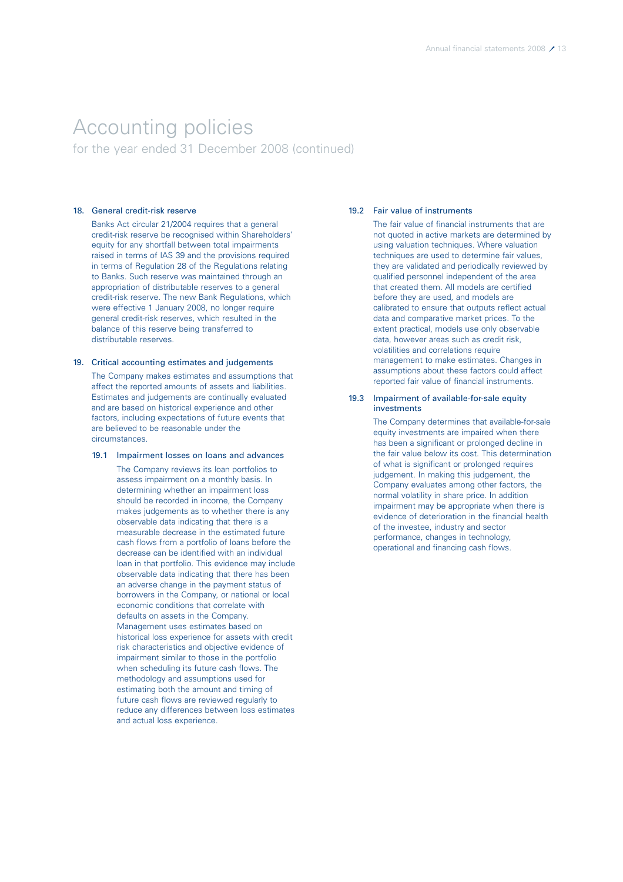# Accounting policies

for the year ended 31 December 2008 (continued)

## 18. General credit-risk reserve

Banks Act circular 21/2004 requires that a general credit-risk reserve be recognised within Shareholders' equity for any shortfall between total impairments raised in terms of IAS 39 and the provisions required in terms of Regulation 28 of the Regulations relating to Banks. Such reserve was maintained through an appropriation of distributable reserves to a general credit-risk reserve. The new Bank Regulations, which were effective 1 January 2008, no longer require general credit-risk reserves, which resulted in the balance of this reserve being transferred to distributable reserves.

## 19. Critical accounting estimates and judgements

The Company makes estimates and assumptions that affect the reported amounts of assets and liabilities. Estimates and judgements are continually evaluated and are based on historical experience and other factors, including expectations of future events that are believed to be reasonable under the circumstances.

### 19.1 Impairment losses on loans and advances

The Company reviews its loan portfolios to assess impairment on a monthly basis. In determining whether an impairment loss should be recorded in income, the Company makes judgements as to whether there is any observable data indicating that there is a measurable decrease in the estimated future cash flows from a portfolio of loans before the decrease can be identified with an individual loan in that portfolio. This evidence may include observable data indicating that there has been an adverse change in the payment status of borrowers in the Company, or national or local economic conditions that correlate with defaults on assets in the Company. Management uses estimates based on historical loss experience for assets with credit risk characteristics and objective evidence of impairment similar to those in the portfolio when scheduling its future cash flows. The methodology and assumptions used for estimating both the amount and timing of future cash flows are reviewed regularly to reduce any differences between loss estimates and actual loss experience.

### 19.2 Fair value of instruments

The fair value of financial instruments that are not quoted in active markets are determined by using valuation techniques. Where valuation techniques are used to determine fair values, they are validated and periodically reviewed by qualified personnel independent of the area that created them. All models are certified before they are used, and models are calibrated to ensure that outputs reflect actual data and comparative market prices. To the extent practical, models use only observable data, however areas such as credit risk, volatilities and correlations require management to make estimates. Changes in assumptions about these factors could affect reported fair value of financial instruments.

### 19.3 Impairment of available-for-sale equity investments

The Company determines that available-for-sale equity investments are impaired when there has been a significant or prolonged decline in the fair value below its cost. This determination of what is significant or prolonged requires judgement. In making this judgement, the Company evaluates among other factors, the normal volatility in share price. In addition impairment may be appropriate when there is evidence of deterioration in the financial health of the investee, industry and sector performance, changes in technology, operational and financing cash flows.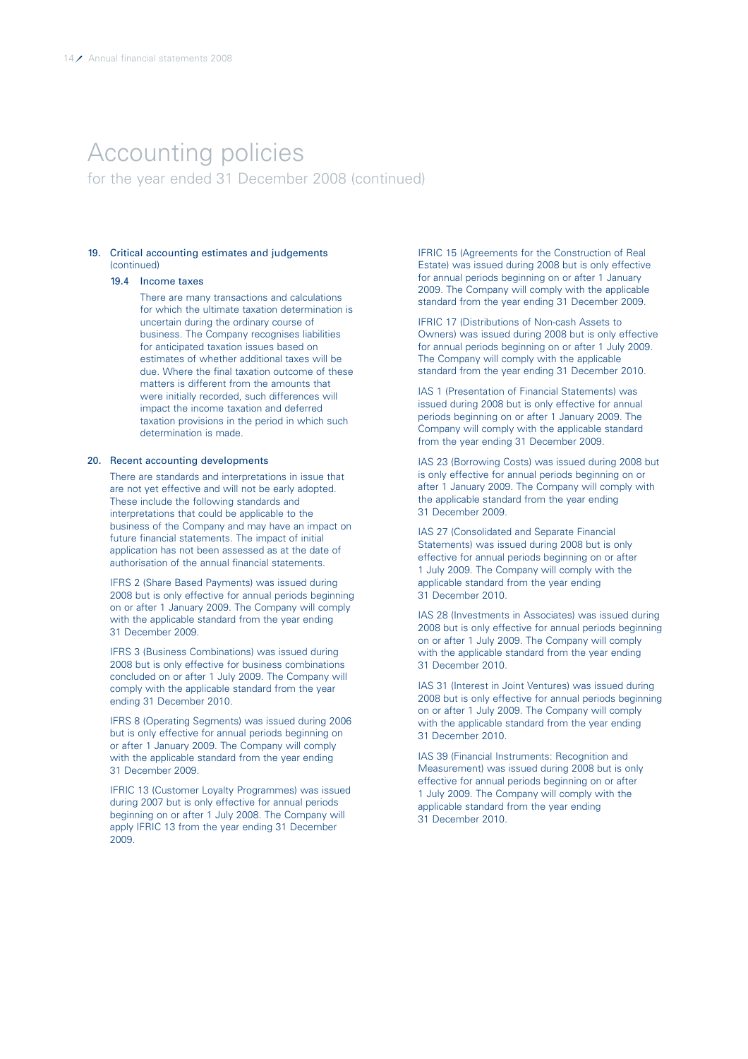# Accounting policies

for the year ended 31 December 2008 (continued)

## 19. Critical accounting estimates and judgements (continued)

### 19.4 Income taxes

There are many transactions and calculations for which the ultimate taxation determination is uncertain during the ordinary course of business. The Company recognises liabilities for anticipated taxation issues based on estimates of whether additional taxes will be due. Where the final taxation outcome of these matters is different from the amounts that were initially recorded, such differences will impact the income taxation and deferred taxation provisions in the period in which such determination is made.

## 20. Recent accounting developments

There are standards and interpretations in issue that are not yet effective and will not be early adopted. These include the following standards and interpretations that could be applicable to the business of the Company and may have an impact on future financial statements. The impact of initial application has not been assessed as at the date of authorisation of the annual financial statements.

IFRS 2 (Share Based Payments) was issued during 2008 but is only effective for annual periods beginning on or after 1 January 2009. The Company will comply with the applicable standard from the year ending 31 December 2009.

IFRS 3 (Business Combinations) was issued during 2008 but is only effective for business combinations concluded on or after 1 July 2009. The Company will comply with the applicable standard from the year ending 31 December 2010.

IFRS 8 (Operating Segments) was issued during 2006 but is only effective for annual periods beginning on or after 1 January 2009. The Company will comply with the applicable standard from the year ending 31 December 2009.

IFRIC 13 (Customer Loyalty Programmes) was issued during 2007 but is only effective for annual periods beginning on or after 1 July 2008. The Company will apply IFRIC 13 from the year ending 31 December 2009.

IFRIC 15 (Agreements for the Construction of Real Estate) was issued during 2008 but is only effective for annual periods beginning on or after 1 January 2009. The Company will comply with the applicable standard from the year ending 31 December 2009.

IFRIC 17 (Distributions of Non-cash Assets to Owners) was issued during 2008 but is only effective for annual periods beginning on or after 1 July 2009. The Company will comply with the applicable standard from the year ending 31 December 2010.

IAS 1 (Presentation of Financial Statements) was issued during 2008 but is only effective for annual periods beginning on or after 1 January 2009. The Company will comply with the applicable standard from the year ending 31 December 2009.

IAS 23 (Borrowing Costs) was issued during 2008 but is only effective for annual periods beginning on or after 1 January 2009. The Company will comply with the applicable standard from the year ending 31 December 2009.

IAS 27 (Consolidated and Separate Financial Statements) was issued during 2008 but is only effective for annual periods beginning on or after 1 July 2009. The Company will comply with the applicable standard from the year ending 31 December 2010.

IAS 28 (Investments in Associates) was issued during 2008 but is only effective for annual periods beginning on or after 1 July 2009. The Company will comply with the applicable standard from the year ending 31 December 2010.

IAS 31 (Interest in Joint Ventures) was issued during 2008 but is only effective for annual periods beginning on or after 1 July 2009. The Company will comply with the applicable standard from the year ending 31 December 2010.

IAS 39 (Financial Instruments: Recognition and Measurement) was issued during 2008 but is only effective for annual periods beginning on or after 1 July 2009. The Company will comply with the applicable standard from the year ending 31 December 2010.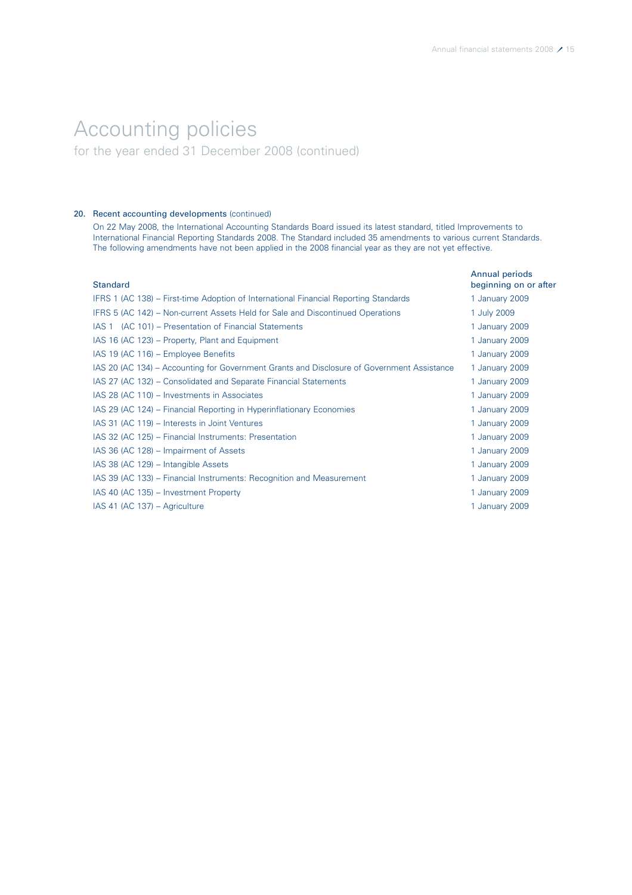# Accounting policies

for the year ended 31 December 2008 (continued)

**20. Recent accounting developments** (continued)

On 22 May 2008, the International Accounting Standards Board issued its latest standard, titled Improvements to International Financial Reporting Standards 2008. The Standard included 35 amendments to various current Standards. The following amendments have not been applied in the 2008 financial year as they are not yet effective.

| Standard | Annual periods beginning on or after |
|---|---|
| IFRS 1 (AC 138) – First-time Adoption of International Financial Reporting Standards | 1 January 2009 |
| IFRS 5 (AC 142) – Non-current Assets Held for Sale and Discontinued Operations | 1 July 2009 |
| IAS 1 (AC 101) – Presentation of Financial Statements | 1 January 2009 |
| IAS 16 (AC 123) – Property, Plant and Equipment | 1 January 2009 |
| IAS 19 (AC 116) – Employee Benefits | 1 January 2009 |
| IAS 20 (AC 134) – Accounting for Government Grants and Disclosure of Government Assistance | 1 January 2009 |
| IAS 27 (AC 132) – Consolidated and Separate Financial Statements | 1 January 2009 |
| IAS 28 (AC 110) – Investments in Associates | 1 January 2009 |
| IAS 29 (AC 124) – Financial Reporting in Hyperinflationary Economies | 1 January 2009 |
| IAS 31 (AC 119) – Interests in Joint Ventures | 1 January 2009 |
| IAS 32 (AC 125) – Financial Instruments: Presentation | 1 January 2009 |
| IAS 36 (AC 128) – Impairment of Assets | 1 January 2009 |
| IAS 38 (AC 129) – Intangible Assets | 1 January 2009 |
| IAS 39 (AC 133) – Financial Instruments: Recognition and Measurement | 1 January 2009 |
| IAS 40 (AC 135) – Investment Property | 1 January 2009 |
| IAS 41 (AC 137) – Agriculture | 1 January 2009 |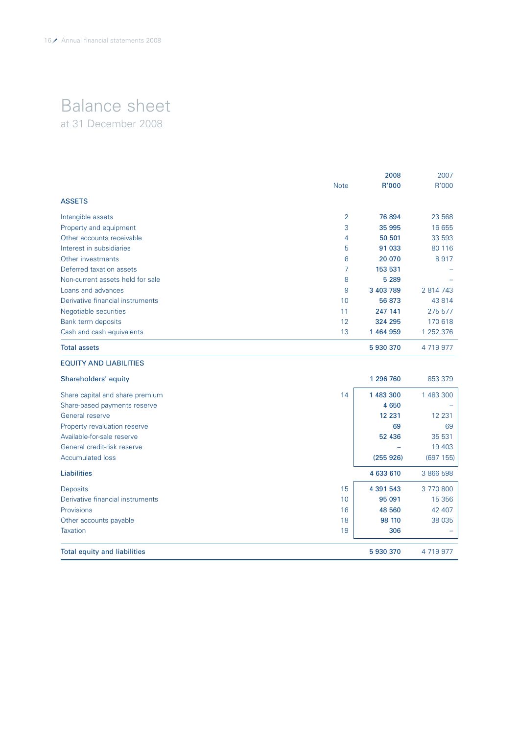# Balance sheet

at 31 December 2008

| | Note | 2008 R'000 | 2007 R'000 |
|---|---|---|---|
| **ASSETS** | | | |
| Intangible assets | 2 | 76 894 | 23 568 |
| Property and equipment | 3 | 35 995 | 16 655 |
| Other accounts receivable | 4 | 50 501 | 33 593 |
| Interest in subsidiaries | 5 | 91 033 | 80 116 |
| Other investments | 6 | 20 070 | 8 917 |
| Deferred taxation assets | 7 | 153 531 | – |
| Non-current assets held for sale | 8 | 5 289 | – |
| Loans and advances | 9 | 3 403 789 | 2 814 743 |
| Derivative financial instruments | 10 | 56 873 | 43 814 |
| Negotiable securities | 11 | 247 141 | 275 577 |
| Bank term deposits | 12 | 324 295 | 170 618 |
| Cash and cash equivalents | 13 | 1 464 959 | 1 252 376 |
| **Total assets** | | 5 930 370 | 4 719 977 |
| **EQUITY AND LIABILITIES** | | | |
| **Shareholders' equity** | | 1 296 760 | 853 379 |
| Share capital and share premium | 14 | 1 483 300 | 1 483 300 |
| Share-based payments reserve | | 4 650 | – |
| General reserve | | 12 231 | 12 231 |
| Property revaluation reserve | | 69 | 69 |
| Available-for-sale reserve | | 52 436 | 35 531 |
| General credit-risk reserve | | – | 19 403 |
| Accumulated loss | | (255 926) | (697 155) |
| **Liabilities** | | 4 633 610 | 3 866 598 |
| Deposits | 15 | 4 391 543 | 3 770 800 |
| Derivative financial instruments | 10 | 95 091 | 15 356 |
| Provisions | 16 | 48 560 | 42 407 |
| Other accounts payable | 18 | 98 110 | 38 035 |
| Taxation | 19 | 306 | – |
| **Total equity and liabilities** | | 5 930 370 | 4 719 977 |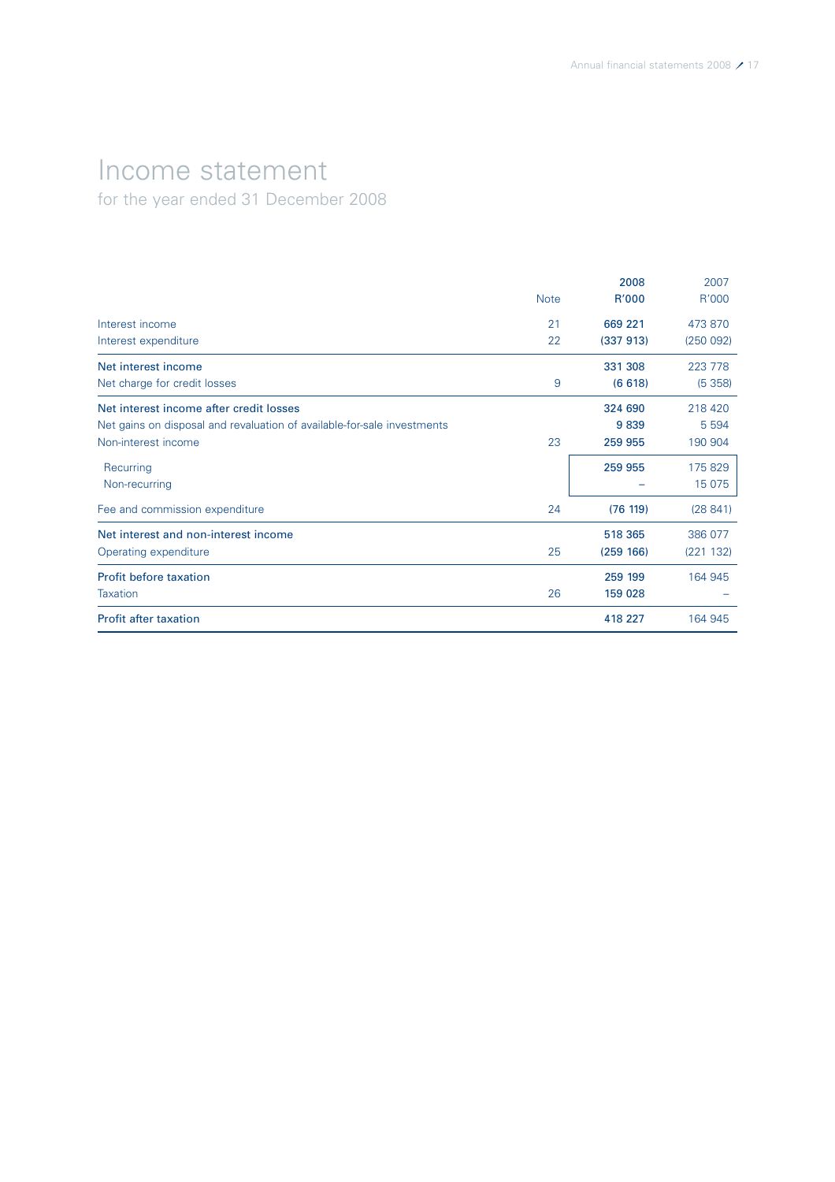# Income statement

for the year ended 31 December 2008

| | Note | 2008 R'000 | 2007 R'000 |
|---|---|---|---|
| Interest income | 21 | 669 221 | 473 870 |
| Interest expenditure | 22 | (337 913) | (250 092) |
| Net interest income | | 331 308 | 223 778 |
| Net charge for credit losses | 9 | (6 618) | (5 358) |
| Net interest income after credit losses | | 324 690 | 218 420 |
| Net gains on disposal and revaluation of available-for-sale investments | | 9 839 | 5 594 |
| Non-interest income | 23 | 259 955 | 190 904 |
| Recurring | | 259 955 | 175 829 |
| Non-recurring | | – | 15 075 |
| Fee and commission expenditure | 24 | (76 119) | (28 841) |
| Net interest and non-interest income | | 518 365 | 386 077 |
| Operating expenditure | 25 | (259 166) | (221 132) |
| Profit before taxation | | 259 199 | 164 945 |
| Taxation | 26 | 159 028 | – |
| Profit after taxation | | 418 227 | 164 945 |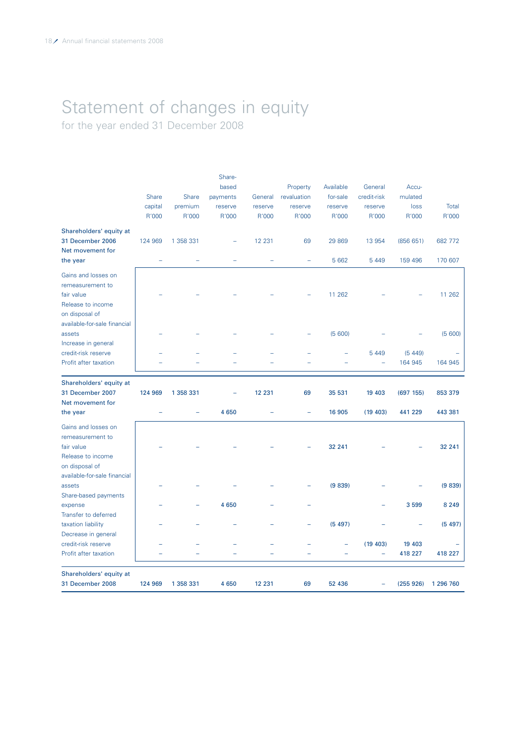# Statement of changes in equity

for the year ended 31 December 2008

| | Share capital R'000 | Share premium R'000 | Share-based payments reserve R'000 | General reserve R'000 | Property revaluation reserve R'000 | Available for-sale reserve R'000 | General credit-risk reserve R'000 | Accu-mulated loss R'000 | Total R'000 |
|---|---|---|---|---|---|---|---|---|---|
| Shareholders' equity at 31 December 2006 | 124 969 | 1 358 331 | – | 12 231 | 69 | 29 869 | 13 954 | (856 651) | 682 772 |
| Net movement for the year | – | – | – | – | – | 5 662 | 5 449 | 159 496 | 170 607 |
| Gains and losses on remeasurement to fair value | – | – | – | – | – | 11 262 | – | – | 11 262 |
| Release to income on disposal of available-for-sale financial assets | – | – | – | – | – | (5 600) | – | – | (5 600) |
| Increase in general credit-risk reserve | – | – | – | – | – | – | 5 449 | (5 449) | – |
| Profit after taxation | – | – | – | – | – | – | – | 164 945 | 164 945 |
| **Shareholders' equity at 31 December 2007** | **124 969** | **1 358 331** | **–** | **12 231** | **69** | **35 531** | **19 403** | **(697 155)** | **853 379** |
| **Net movement for the year** | **–** | **–** | **4 650** | **–** | **–** | **16 905** | **(19 403)** | **441 229** | **443 381** |
| Gains and losses on remeasurement to fair value | – | – | – | – | – | **32 241** | – | – | **32 241** |
| Release to income on disposal of available-for-sale financial assets | – | – | – | – | – | **(9 839)** | – | – | **(9 839)** |
| Share-based payments expense | – | – | **4 650** | – | – | | – | **3 599** | **8 249** |
| Transfer to deferred taxation liability | – | – | – | – | – | **(5 497)** | – | – | **(5 497)** |
| Decrease in general credit-risk reserve | – | – | – | – | – | – | **(19 403)** | **19 403** | – |
| Profit after taxation | – | – | – | – | – | – | – | **418 227** | **418 227** |
| **Shareholders' equity at 31 December 2008** | **124 969** | **1 358 331** | **4 650** | **12 231** | **69** | **52 436** | **–** | **(255 926)** | **1 296 760** |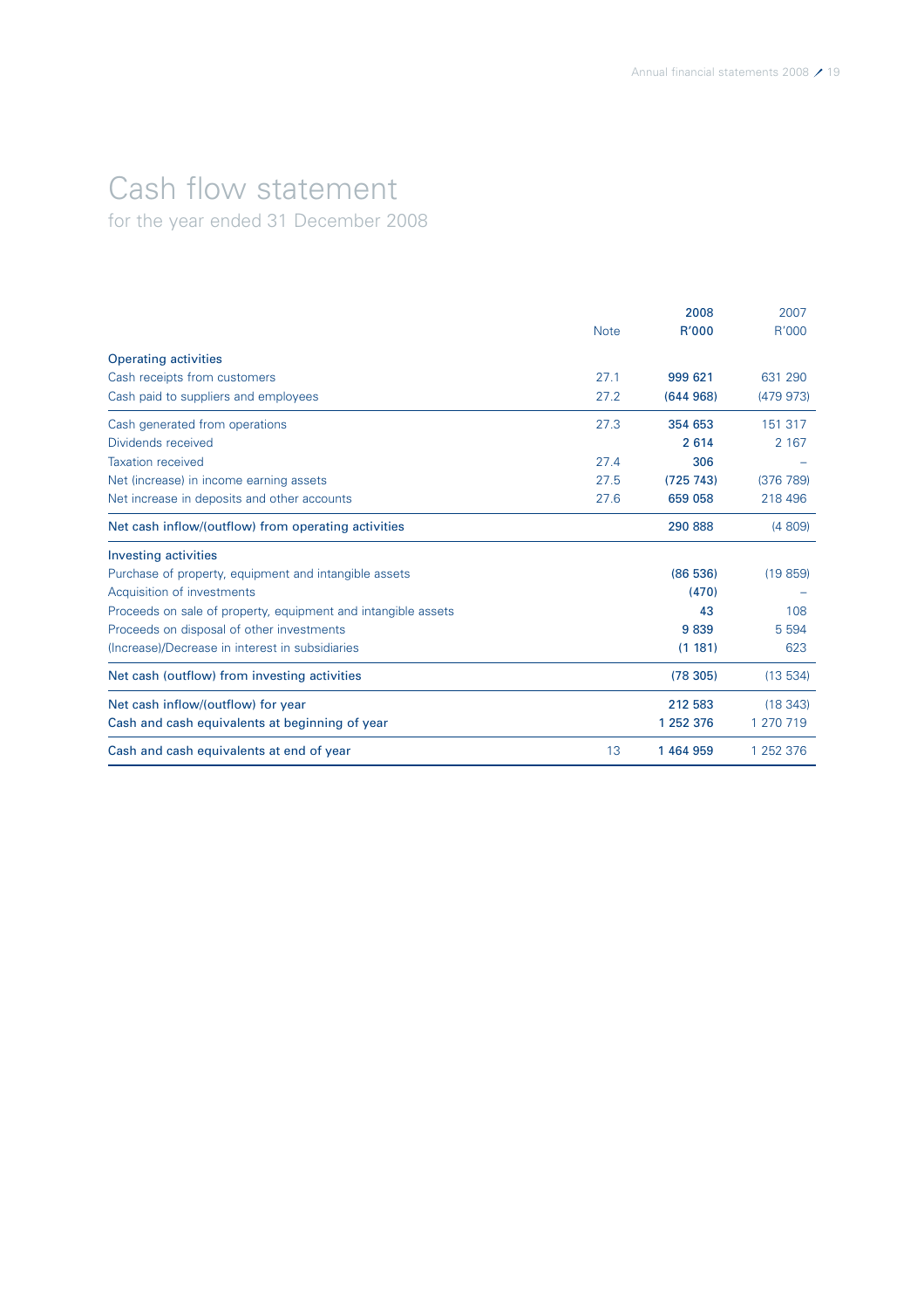# Cash flow statement

for the year ended 31 December 2008

| | Note | 2008 R'000 | 2007 R'000 |
|---|---|---|---|
| **Operating activities** | | | |
| Cash receipts from customers | 27.1 | 999 621 | 631 290 |
| Cash paid to suppliers and employees | 27.2 | (644 968) | (479 973) |
| Cash generated from operations | 27.3 | 354 653 | 151 317 |
| Dividends received | | 2 614 | 2 167 |
| Taxation received | 27.4 | 306 | – |
| Net (increase) in income earning assets | 27.5 | (725 743) | (376 789) |
| Net increase in deposits and other accounts | 27.6 | 659 058 | 218 496 |
| Net cash inflow/(outflow) from operating activities | | 290 888 | (4 809) |
| **Investing activities** | | | |
| Purchase of property, equipment and intangible assets | | (86 536) | (19 859) |
| Acquisition of investments | | (470) | – |
| Proceeds on sale of property, equipment and intangible assets | | 43 | 108 |
| Proceeds on disposal of other investments | | 9 839 | 5 594 |
| (Increase)/Decrease in interest in subsidiaries | | (1 181) | 623 |
| Net cash (outflow) from investing activities | | (78 305) | (13 534) |
| Net cash inflow/(outflow) for year | | 212 583 | (18 343) |
| Cash and cash equivalents at beginning of year | | 1 252 376 | 1 270 719 |
| Cash and cash equivalents at end of year | 13 | 1 464 959 | 1 252 376 |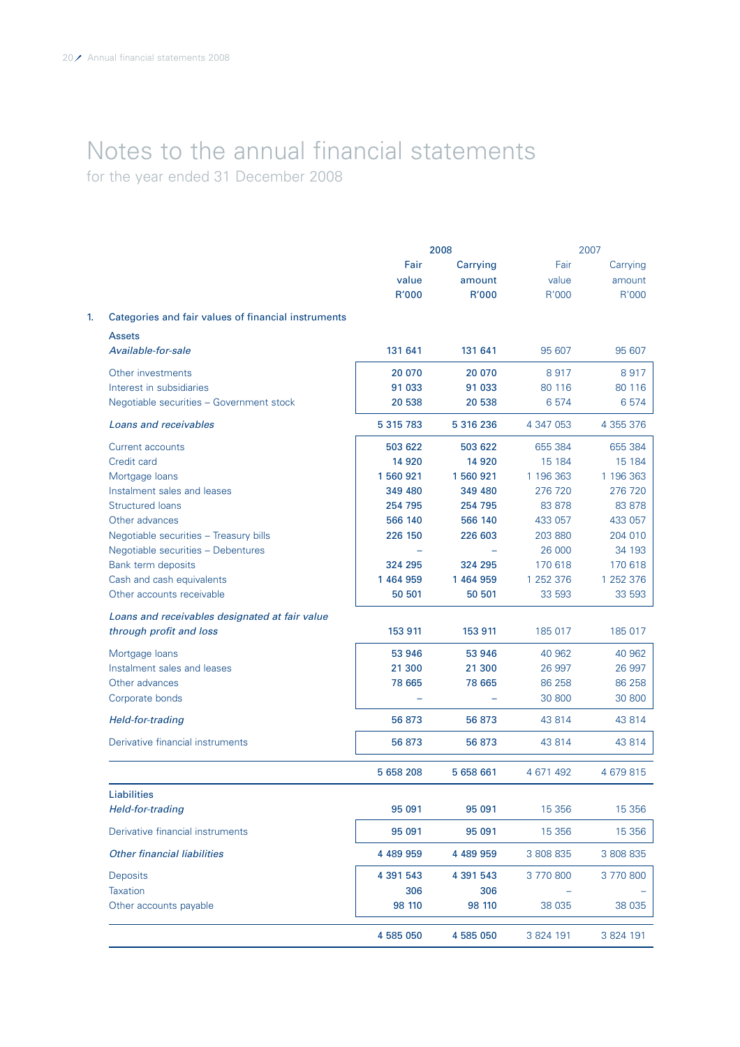# Notes to the annual financial statements

for the year ended 31 December 2008

| | 2008 | | 2007 | |
|---|---|---|---|---|
| | Fair value R'000 | Carrying amount R'000 | Fair value R'000 | Carrying amount R'000 |
| **1. Categories and fair values of financial instruments** | | | | |
| Assets | | | | |
| *Available-for-sale* | 131 641 | 131 641 | 95 607 | 95 607 |
| Other investments | 20 070 | 20 070 | 8 917 | 8 917 |
| Interest in subsidiaries | 91 033 | 91 033 | 80 116 | 80 116 |
| Negotiable securities – Government stock | 20 538 | 20 538 | 6 574 | 6 574 |
| *Loans and receivables* | 5 315 783 | 5 316 236 | 4 347 053 | 4 355 376 |
| Current accounts | 503 622 | 503 622 | 655 384 | 655 384 |
| Credit card | 14 920 | 14 920 | 15 184 | 15 184 |
| Mortgage loans | 1 560 921 | 1 560 921 | 1 196 363 | 1 196 363 |
| Instalment sales and leases | 349 480 | 349 480 | 276 720 | 276 720 |
| Structured loans | 254 795 | 254 795 | 83 878 | 83 878 |
| Other advances | 566 140 | 566 140 | 433 057 | 433 057 |
| Negotiable securities – Treasury bills | 226 150 | 226 603 | 203 880 | 204 010 |
| Negotiable securities – Debentures | – | – | 26 000 | 34 193 |
| Bank term deposits | 324 295 | 324 295 | 170 618 | 170 618 |
| Cash and cash equivalents | 1 464 959 | 1 464 959 | 1 252 376 | 1 252 376 |
| Other accounts receivable | 50 501 | 50 501 | 33 593 | 33 593 |
| *Loans and receivables designated at fair value through profit and loss* | 153 911 | 153 911 | 185 017 | 185 017 |
| Mortgage loans | 53 946 | 53 946 | 40 962 | 40 962 |
| Instalment sales and leases | 21 300 | 21 300 | 26 997 | 26 997 |
| Other advances | 78 665 | 78 665 | 86 258 | 86 258 |
| Corporate bonds | – | – | 30 800 | 30 800 |
| *Held-for-trading* | 56 873 | 56 873 | 43 814 | 43 814 |
| Derivative financial instruments | 56 873 | 56 873 | 43 814 | 43 814 |
| | 5 658 208 | 5 658 661 | 4 671 492 | 4 679 815 |
| Liabilities | | | | |
| *Held-for-trading* | 95 091 | 95 091 | 15 356 | 15 356 |
| Derivative financial instruments | 95 091 | 95 091 | 15 356 | 15 356 |
| *Other financial liabilities* | 4 489 959 | 4 489 959 | 3 808 835 | 3 808 835 |
| Deposits | 4 391 543 | 4 391 543 | 3 770 800 | 3 770 800 |
| Taxation | 306 | 306 | – | – |
| Other accounts payable | 98 110 | 98 110 | 38 035 | 38 035 |
| | 4 585 050 | 4 585 050 | 3 824 191 | 3 824 191 |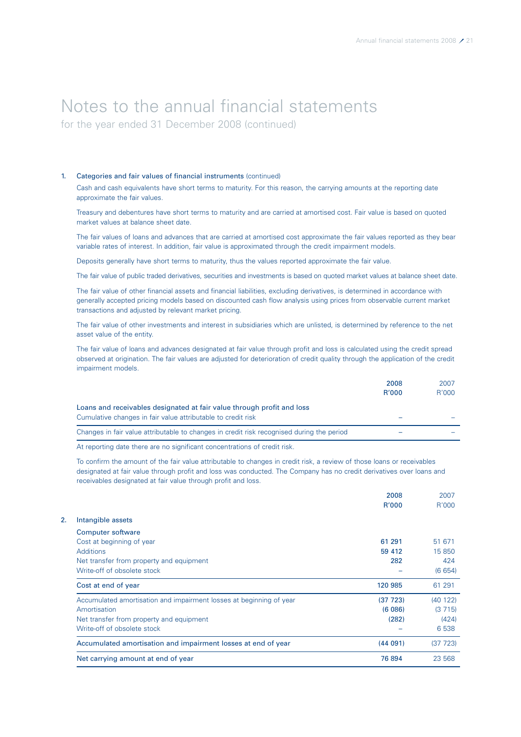# Notes to the annual financial statements

for the year ended 31 December 2008 (continued)

## 1. Categories and fair values of financial instruments (continued)

Cash and cash equivalents have short terms to maturity. For this reason, the carrying amounts at the reporting date approximate the fair values.

Treasury and debentures have short terms to maturity and are carried at amortised cost. Fair value is based on quoted market values at balance sheet date.

The fair values of loans and advances that are carried at amortised cost approximate the fair values reported as they bear variable rates of interest. In addition, fair value is approximated through the credit impairment models.

Deposits generally have short terms to maturity, thus the values reported approximate the fair value.

The fair value of public traded derivatives, securities and investments is based on quoted market values at balance sheet date.

The fair value of other financial assets and financial liabilities, excluding derivatives, is determined in accordance with generally accepted pricing models based on discounted cash flow analysis using prices from observable current market transactions and adjusted by relevant market pricing.

The fair value of other investments and interest in subsidiaries which are unlisted, is determined by reference to the net asset value of the entity.

The fair value of loans and advances designated at fair value through profit and loss is calculated using the credit spread observed at origination. The fair values are adjusted for deterioration of credit quality through the application of the credit impairment models.

| | 2008 R'000 | 2007 R'000 |
|---|---|---|
| **Loans and receivables designated at fair value through profit and loss** | | |
| Cumulative changes in fair value attributable to credit risk | – | – |
| Changes in fair value attributable to changes in credit risk recognised during the period | – | – |

At reporting date there are no significant concentrations of credit risk.

To confirm the amount of the fair value attributable to changes in credit risk, a review of those loans or receivables designated at fair value through profit and loss was conducted. The Company has no credit derivatives over loans and receivables designated at fair value through profit and loss.

## 2. Intangible assets

| | 2008 R'000 | 2007 R'000 |
|---|---|---|
| **Computer software** | | |
| Cost at beginning of year | 61 291 | 51 671 |
| Additions | 59 412 | 15 850 |
| Net transfer from property and equipment | 282 | 424 |
| Write-off of obsolete stock | – | (6 654) |
| **Cost at end of year** | **120 985** | **61 291** |
| Accumulated amortisation and impairment losses at beginning of year | (37 723) | (40 122) |
| Amortisation | (6 086) | (3 715) |
| Net transfer from property and equipment | (282) | (424) |
| Write-off of obsolete stock | – | 6 538 |
| **Accumulated amortisation and impairment losses at end of year** | **(44 091)** | **(37 723)** |
| **Net carrying amount at end of year** | **76 894** | **23 568** |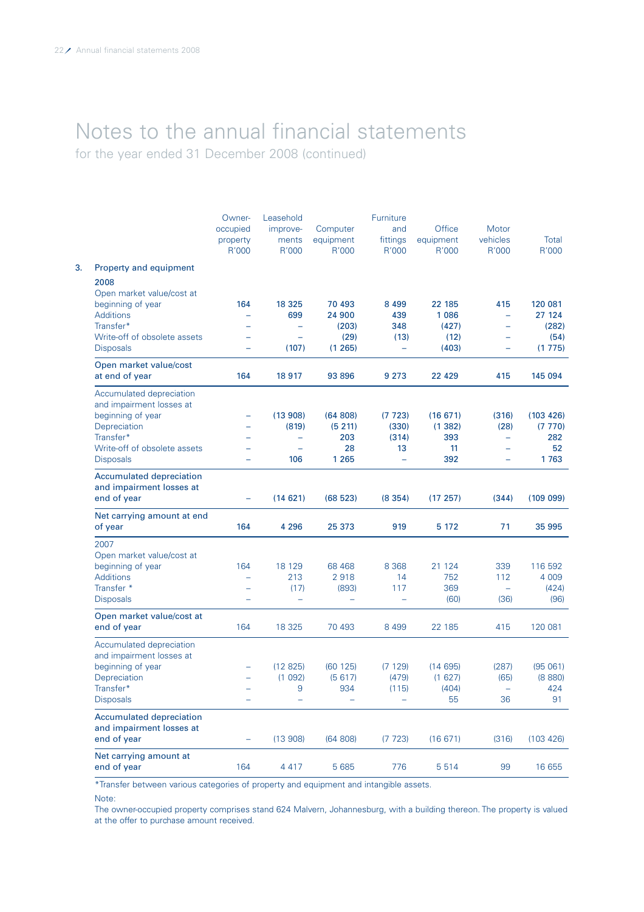# Notes to the annual financial statements

for the year ended 31 December 2008 (continued)

| | Owner-occupied property R'000 | Leasehold improvements R'000 | Computer equipment R'000 | Furniture and fittings R'000 | Office equipment R'000 | Motor vehicles R'000 | Total R'000 |
|---|---|---|---|---|---|---|---|
| **3. Property and equipment** | | | | | | | |
| **2008** | | | | | | | |
| Open market value/cost at beginning of year | **164** | **18 325** | **70 493** | **8 499** | **22 185** | **415** | **120 081** |
| Additions | **–** | **699** | **24 900** | **439** | **1 086** | **–** | **27 124** |
| Transfer* | **–** | **–** | **(203)** | **348** | **(427)** | **–** | **(282)** |
| Write-off of obsolete assets | **–** | **–** | **(29)** | **(13)** | **(12)** | **–** | **(54)** |
| Disposals | **–** | **(107)** | **(1 265)** | **–** | **(403)** | **–** | **(1 775)** |
| **Open market value/cost at end of year** | **164** | **18 917** | **93 896** | **9 273** | **22 429** | **415** | **145 094** |
| Accumulated depreciation and impairment losses at beginning of year | **–** | **(13 908)** | **(64 808)** | **(7 723)** | **(16 671)** | **(316)** | **(103 426)** |
| Depreciation | **–** | **(819)** | **(5 211)** | **(330)** | **(1 382)** | **(28)** | **(7 770)** |
| Transfer* | **–** | **–** | **203** | **(314)** | **393** | **–** | **282** |
| Write-off of obsolete assets | **–** | **–** | **28** | **13** | **11** | **–** | **52** |
| Disposals | **–** | **106** | **1 265** | **–** | **392** | **–** | **1 763** |
| **Accumulated depreciation and impairment losses at end of year** | **–** | **(14 621)** | **(68 523)** | **(8 354)** | **(17 257)** | **(344)** | **(109 099)** |
| **Net carrying amount at end of year** | **164** | **4 296** | **25 373** | **919** | **5 172** | **71** | **35 995** |
| 2007 | | | | | | | |
| Open market value/cost at beginning of year | 164 | 18 129 | 68 468 | 8 368 | 21 124 | 339 | 116 592 |
| Additions | – | 213 | 2 918 | 14 | 752 | 112 | 4 009 |
| Transfer * | – | (17) | (893) | 117 | 369 | – | (424) |
| Disposals | – | – | – | – | (60) | (36) | (96) |
| Open market value/cost at end of year | 164 | 18 325 | 70 493 | 8 499 | 22 185 | 415 | 120 081 |
| Accumulated depreciation and impairment losses at beginning of year | – | (12 825) | (60 125) | (7 129) | (14 695) | (287) | (95 061) |
| Depreciation | – | (1 092) | (5 617) | (479) | (1 627) | (65) | (8 880) |
| Transfer* | – | 9 | 934 | (115) | (404) | – | 424 |
| Disposals | – | – | – | – | 55 | 36 | 91 |
| Accumulated depreciation and impairment losses at end of year | – | (13 908) | (64 808) | (7 723) | (16 671) | (316) | (103 426) |
| Net carrying amount at end of year | 164 | 4 417 | 5 685 | 776 | 5 514 | 99 | 16 655 |

*Transfer between various categories of property and equipment and intangible assets.

Note:

The owner-occupied property comprises stand 624 Malvern, Johannesburg, with a building thereon. The property is valued at the offer to purchase amount received.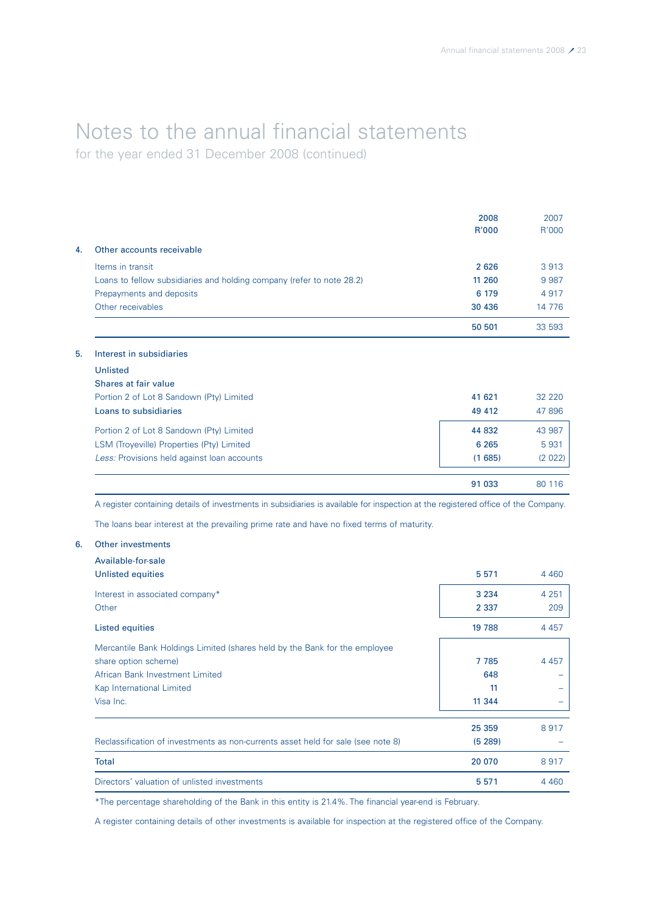# Notes to the annual financial statements

for the year ended 31 December 2008 (continued)

| | | 2008<br>R'000 | 2007<br>R'000 |
|---|---|---|---|
| **4.** | **Other accounts receivable** | | |
| | Items in transit | 2 626 | 3 913 |
| | Loans to fellow subsidiaries and holding company (refer to note 28.2) | 11 260 | 9 987 |
| | Prepayments and deposits | 6 179 | 4 917 |
| | Other receivables | 30 436 | 14 776 |
| | | 50 501 | 33 593 |
| **5.** | **Interest in subsidiaries** | | |
| | Unlisted | | |
| | Shares at fair value | | |
| | Portion 2 of Lot 8 Sandown (Pty) Limited | 41 621 | 32 220 |
| | Loans to subsidiaries | 49 412 | 47 896 |
| | Portion 2 of Lot 8 Sandown (Pty) Limited | 44 832 | 43 987 |
| | LSM (Troyeville) Properties (Pty) Limited | 6 265 | 5 931 |
| | *Less:* Provisions held against loan accounts | (1 685) | (2 022) |
| | | 91 033 | 80 116 |

A register containing details of investments in subsidiaries is available for inspection at the registered office of the Company.

The loans bear interest at the prevailing prime rate and have no fixed terms of maturity.

| | | 2008<br>R'000 | 2007<br>R'000 |
|---|---|---|---|
| **6.** | **Other investments** | | |
| | Available-for-sale | | |
| | Unlisted equities | 5 571 | 4 460 |
| | Interest in associated company* | 3 234 | 4 251 |
| | Other | 2 337 | 209 |
| | Listed equities | 19 788 | 4 457 |
| | Mercantile Bank Holdings Limited (shares held by the Bank for the employee share option scheme) | 7 785 | 4 457 |
| | African Bank Investment Limited | 648 | – |
| | Kap International Limited | 11 | – |
| | Visa Inc. | 11 344 | – |
| | | 25 359 | 8 917 |
| | Reclassification of investments as non-currents asset held for sale (see note 8) | (5 289) | – |
| | Total | 20 070 | 8 917 |
| | Directors' valuation of unlisted investments | 5 571 | 4 460 |

*The percentage shareholding of the Bank in this entity is 21.4%. The financial year-end is February.

A register containing details of other investments is available for inspection at the registered office of the Company.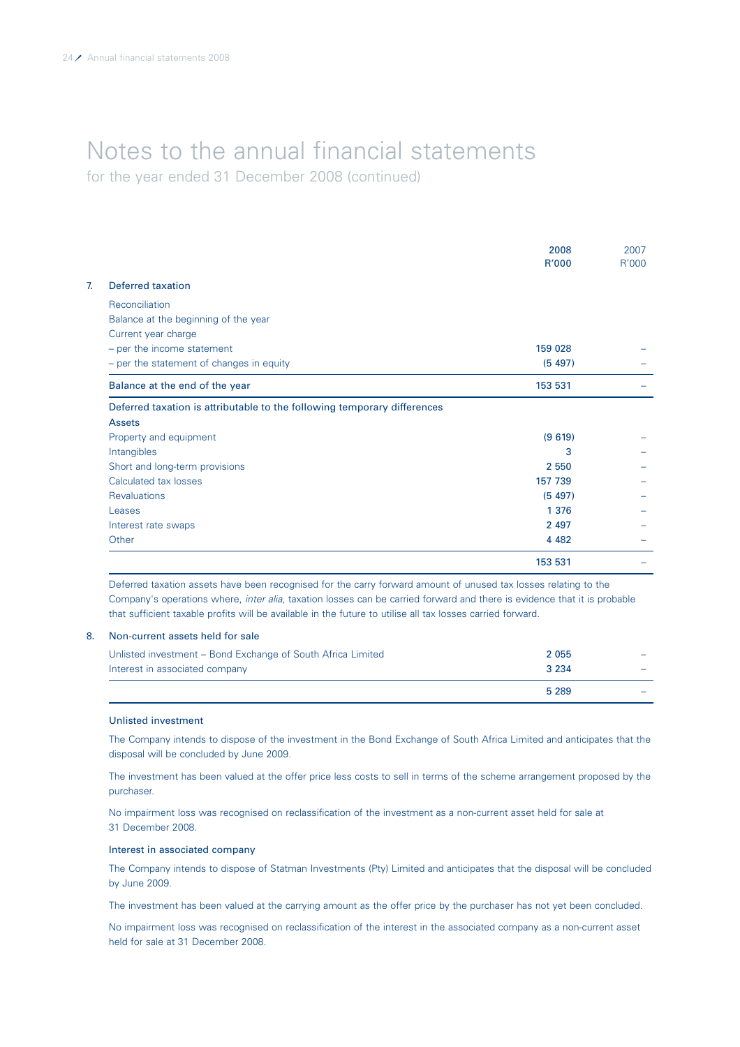# Notes to the annual financial statements

for the year ended 31 December 2008 (continued)

| | 2008 R'000 | 2007 R'000 |
|---|---|---|
| **7. Deferred taxation** | | |
| Reconciliation | | |
| Balance at the beginning of the year | | |
| Current year charge | | |
| – per the income statement | 159 028 | – |
| – per the statement of changes in equity | (5 497) | – |
| Balance at the end of the year | 153 531 | – |
| Deferred taxation is attributable to the following temporary differences | | |
| **Assets** | | |
| Property and equipment | (9 619) | – |
| Intangibles | 3 | – |
| Short and long-term provisions | 2 550 | – |
| Calculated tax losses | 157 739 | – |
| Revaluations | (5 497) | – |
| Leases | 1 376 | – |
| Interest rate swaps | 2 497 | – |
| Other | 4 482 | – |
| | 153 531 | – |

Deferred taxation assets have been recognised for the carry forward amount of unused tax losses relating to the Company's operations where, *inter alia,* taxation losses can be carried forward and there is evidence that it is probable that sufficient taxable profits will be available in the future to utilise all tax losses carried forward.

| | 2008 R'000 | 2007 R'000 |
|---|---|---|
| **8. Non-current assets held for sale** | | |
| Unlisted investment – Bond Exchange of South Africa Limited | 2 055 | – |
| Interest in associated company | 3 234 | – |
| | 5 289 | – |

### Unlisted investment

The Company intends to dispose of the investment in the Bond Exchange of South Africa Limited and anticipates that the disposal will be concluded by June 2009.

The investment has been valued at the offer price less costs to sell in terms of the scheme arrangement proposed by the purchaser.

No impairment loss was recognised on reclassification of the investment as a non-current asset held for sale at 31 December 2008.

### Interest in associated company

The Company intends to dispose of Statman Investments (Pty) Limited and anticipates that the disposal will be concluded by June 2009.

The investment has been valued at the carrying amount as the offer price by the purchaser has not yet been concluded.

No impairment loss was recognised on reclassification of the interest in the associated company as a non-current asset held for sale at 31 December 2008.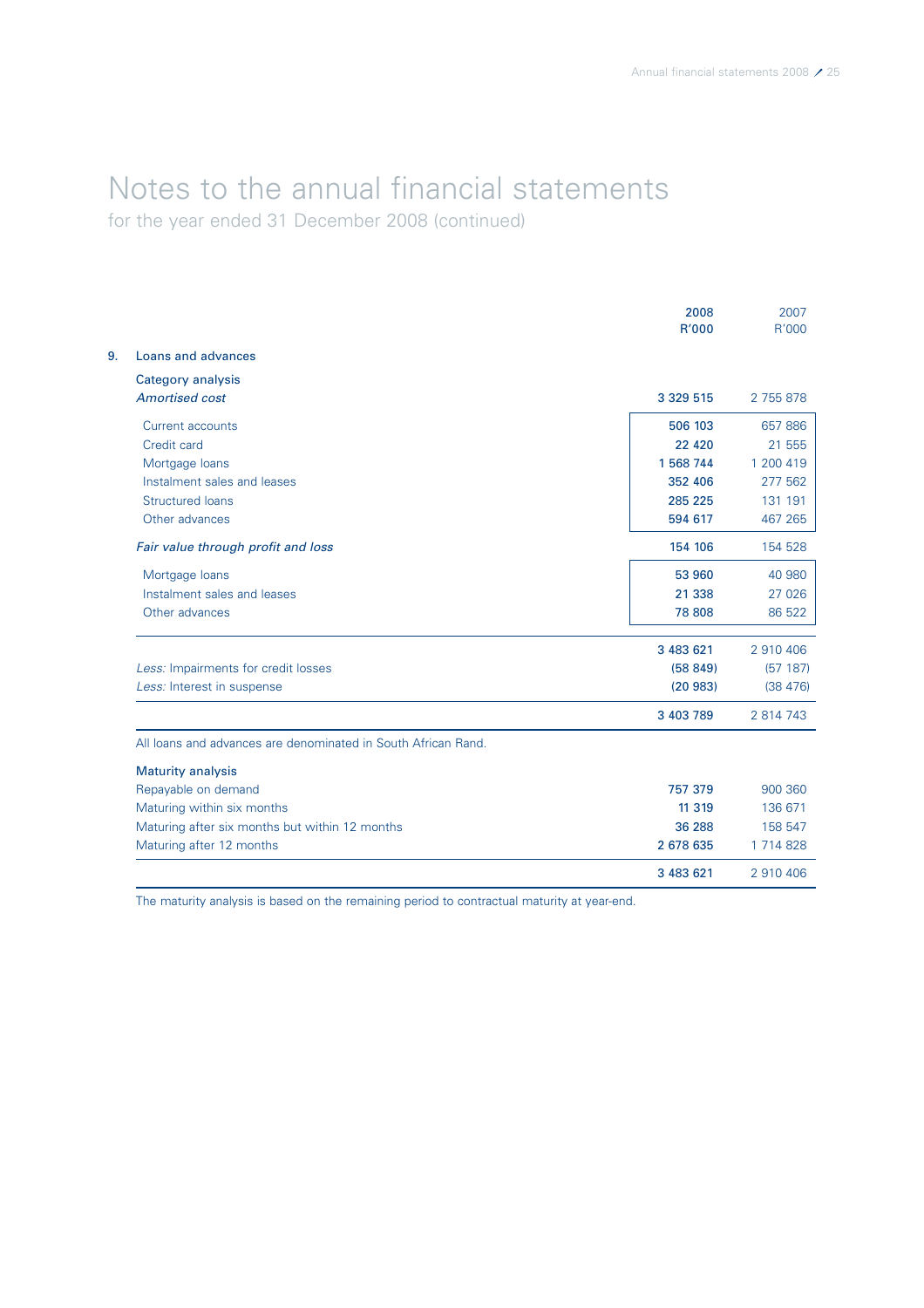# Notes to the annual financial statements

for the year ended 31 December 2008 (continued)

| | 2008 R'000 | 2007 R'000 |
|---|---|---|
| **9. Loans and advances** | | |
| Category analysis | | |
| *Amortised cost* | 3 329 515 | 2 755 878 |
| Current accounts | 506 103 | 657 886 |
| Credit card | 22 420 | 21 555 |
| Mortgage loans | 1 568 744 | 1 200 419 |
| Instalment sales and leases | 352 406 | 277 562 |
| Structured loans | 285 225 | 131 191 |
| Other advances | 594 617 | 467 265 |
| *Fair value through profit and loss* | 154 106 | 154 528 |
| Mortgage loans | 53 960 | 40 980 |
| Instalment sales and leases | 21 338 | 27 026 |
| Other advances | 78 808 | 86 522 |
| | 3 483 621 | 2 910 406 |
| *Less:* Impairments for credit losses | (58 849) | (57 187) |
| *Less:* Interest in suspense | (20 983) | (38 476) |
| | 3 403 789 | 2 814 743 |

All loans and advances are denominated in South African Rand.

| | 2008 R'000 | 2007 R'000 |
|---|---|---|
| **Maturity analysis** | | |
| Repayable on demand | 757 379 | 900 360 |
| Maturing within six months | 11 319 | 136 671 |
| Maturing after six months but within 12 months | 36 288 | 158 547 |
| Maturing after 12 months | 2 678 635 | 1 714 828 |
| | 3 483 621 | 2 910 406 |

The maturity analysis is based on the remaining period to contractual maturity at year-end.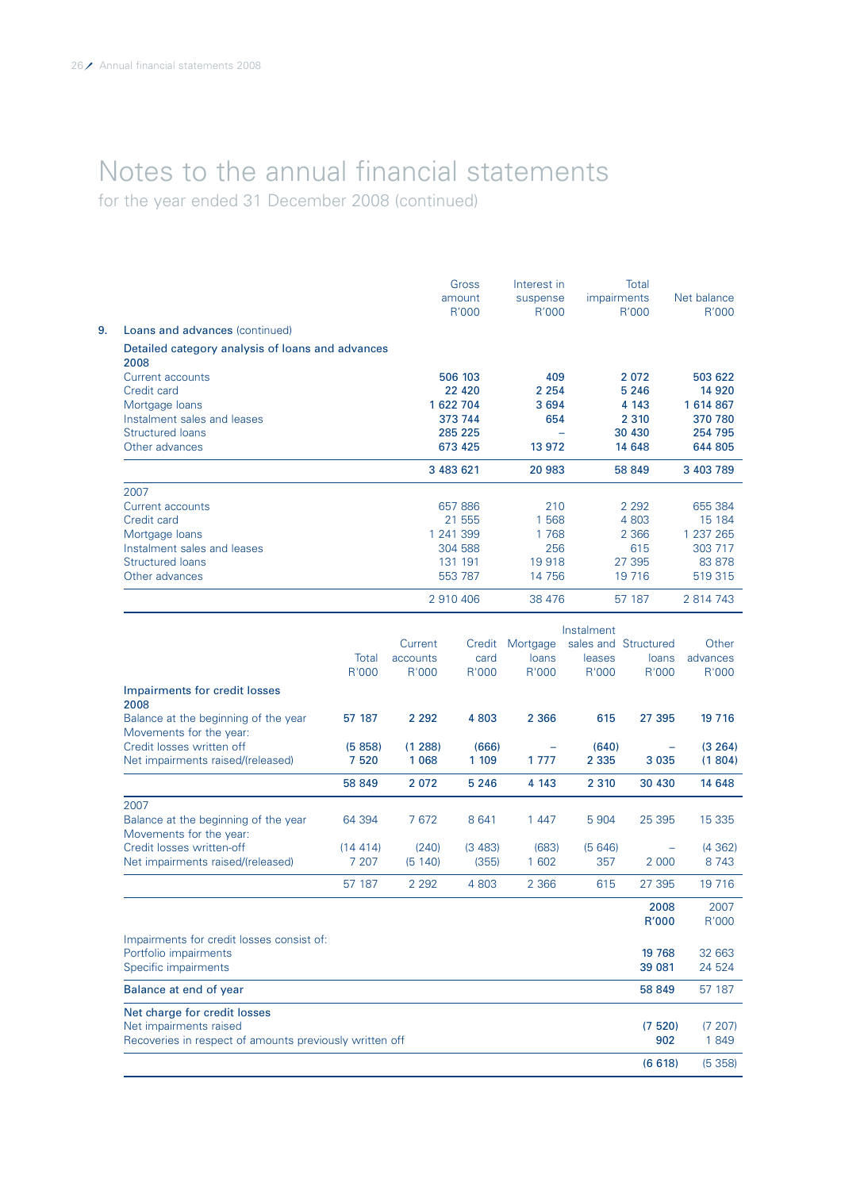# Notes to the annual financial statements

for the year ended 31 December 2008 (continued)

## 9. Loans and advances (continued)

**Detailed category analysis of loans and advances**

| | Gross amount R'000 | Interest in suspense R'000 | Total impairments R'000 | Net balance R'000 |
|---|---|---|---|---|
| **2008** | | | | |
| Current accounts | **506 103** | **409** | **2 072** | **503 622** |
| Credit card | **22 420** | **2 254** | **5 246** | **14 920** |
| Mortgage loans | **1 622 704** | **3 694** | **4 143** | **1 614 867** |
| Instalment sales and leases | **373 744** | **654** | **2 310** | **370 780** |
| Structured loans | **285 225** | **–** | **30 430** | **254 795** |
| Other advances | **673 425** | **13 972** | **14 648** | **644 805** |
| | **3 483 621** | **20 983** | **58 849** | **3 403 789** |
| 2007 | | | | |
| Current accounts | 657 886 | 210 | 2 292 | 655 384 |
| Credit card | 21 555 | 1 568 | 4 803 | 15 184 |
| Mortgage loans | 1 241 399 | 1 768 | 2 366 | 1 237 265 |
| Instalment sales and leases | 304 588 | 256 | 615 | 303 717 |
| Structured loans | 131 191 | 19 918 | 27 395 | 83 878 |
| Other advances | 553 787 | 14 756 | 19 716 | 519 315 |
| | 2 910 406 | 38 476 | 57 187 | 2 814 743 |

| | Total R'000 | Current accounts R'000 | Credit card R'000 | Mortgage loans R'000 | Instalment sales and leases R'000 | Structured loans R'000 | Other advances R'000 |
|---|---|---|---|---|---|---|---|
| **Impairments for credit losses** | | | | | | | |
| **2008** | | | | | | | |
| Balance at the beginning of the year | **57 187** | **2 292** | **4 803** | **2 366** | **615** | **27 395** | **19 716** |
| Movements for the year: | | | | | | | |
| Credit losses written off | **(5 858)** | **(1 288)** | **(666)** | **–** | **(640)** | **–** | **(3 264)** |
| Net impairments raised/(released) | **7 520** | **1 068** | **1 109** | **1 777** | **2 335** | **3 035** | **(1 804)** |
| | **58 849** | **2 072** | **5 246** | **4 143** | **2 310** | **30 430** | **14 648** |
| 2007 | | | | | | | |
| Balance at the beginning of the year | 64 394 | 7 672 | 8 641 | 1 447 | 5 904 | 25 395 | 15 335 |
| Movements for the year: | | | | | | | |
| Credit losses written-off | (14 414) | (240) | (3 483) | (683) | (5 646) | – | (4 362) |
| Net impairments raised/(released) | 7 207 | (5 140) | (355) | 1 602 | 357 | 2 000 | 8 743 |
| | 57 187 | 2 292 | 4 803 | 2 366 | 615 | 27 395 | 19 716 |

| | 2008 R'000 | 2007 R'000 |
|---|---|---|
| Impairments for credit losses consist of: | | |
| Portfolio impairments | **19 768** | 32 663 |
| Specific impairments | **39 081** | 24 524 |
| **Balance at end of year** | **58 849** | 57 187 |
| **Net charge for credit losses** | | |
| Net impairments raised | **(7 520)** | (7 207) |
| Recoveries in respect of amounts previously written off | **902** | 1 849 |
| | **(6 618)** | (5 358) |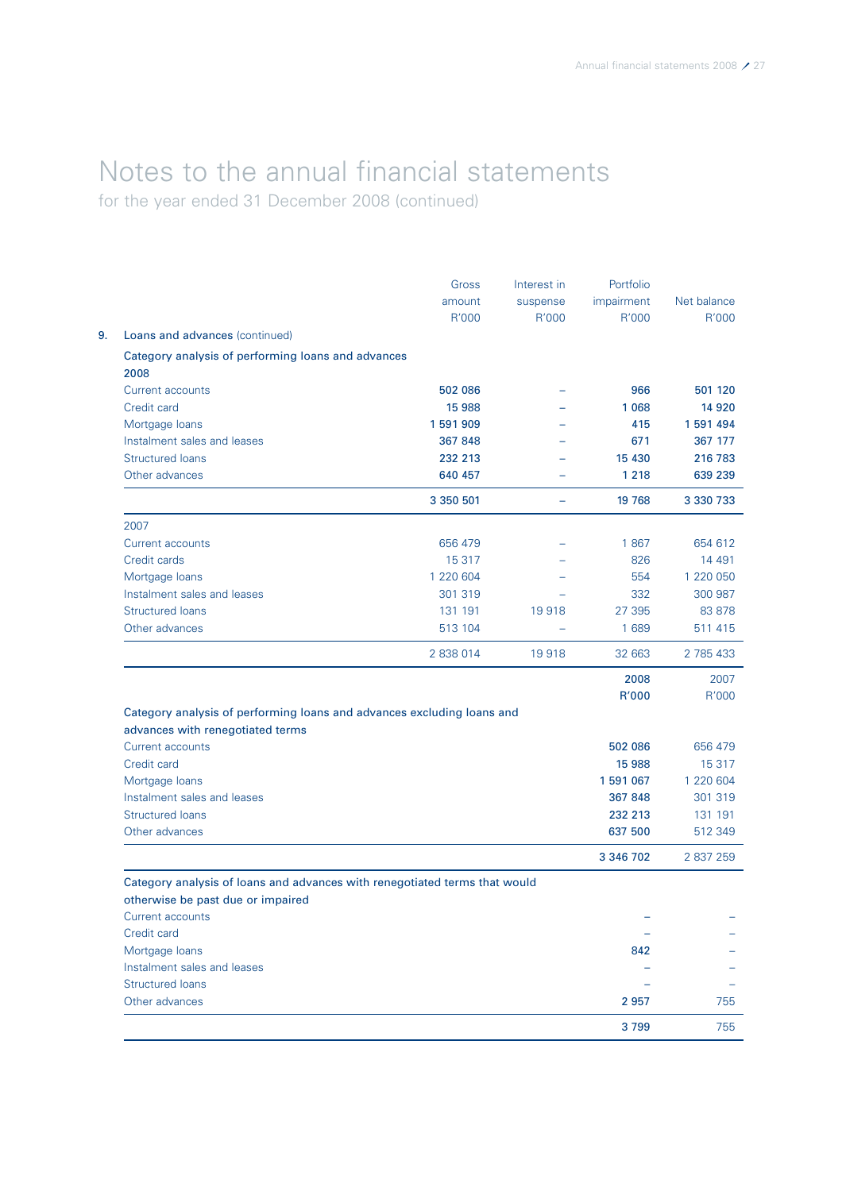# Notes to the annual financial statements

for the year ended 31 December 2008 (continued)

| | Gross amount R'000 | Interest in suspense R'000 | Portfolio impairment R'000 | Net balance R'000 |
|---|---|---|---|---|
| **9. Loans and advances** (continued) | | | | |
| **Category analysis of performing loans and advances** | | | | |
| **2008** | | | | |
| Current accounts | **502 086** | **–** | **966** | **501 120** |
| Credit card | **15 988** | **–** | **1 068** | **14 920** |
| Mortgage loans | **1 591 909** | **–** | **415** | **1 591 494** |
| Instalment sales and leases | **367 848** | **–** | **671** | **367 177** |
| Structured loans | **232 213** | **–** | **15 430** | **216 783** |
| Other advances | **640 457** | **–** | **1 218** | **639 239** |
| | **3 350 501** | **–** | **19 768** | **3 330 733** |
| 2007 | | | | |
| Current accounts | 656 479 | – | 1 867 | 654 612 |
| Credit cards | 15 317 | – | 826 | 14 491 |
| Mortgage loans | 1 220 604 | – | 554 | 1 220 050 |
| Instalment sales and leases | 301 319 | – | 332 | 300 987 |
| Structured loans | 131 191 | 19 918 | 27 395 | 83 878 |
| Other advances | 513 104 | – | 1 689 | 511 415 |
| | 2 838 014 | 19 918 | 32 663 | 2 785 433 |

| | 2008 R'000 | 2007 R'000 |
|---|---|---|
| **Category analysis of performing loans and advances excluding loans and advances with renegotiated terms** | | |
| Current accounts | **502 086** | 656 479 |
| Credit card | **15 988** | 15 317 |
| Mortgage loans | **1 591 067** | 1 220 604 |
| Instalment sales and leases | **367 848** | 301 319 |
| Structured loans | **232 213** | 131 191 |
| Other advances | **637 500** | 512 349 |
| | **3 346 702** | 2 837 259 |
| **Category analysis of loans and advances with renegotiated terms that would otherwise be past due or impaired** | | |
| Current accounts | **–** | – |
| Credit card | **–** | – |
| Mortgage loans | **842** | – |
| Instalment sales and leases | **–** | – |
| Structured loans | **–** | – |
| Other advances | **2 957** | 755 |
| | **3 799** | 755 |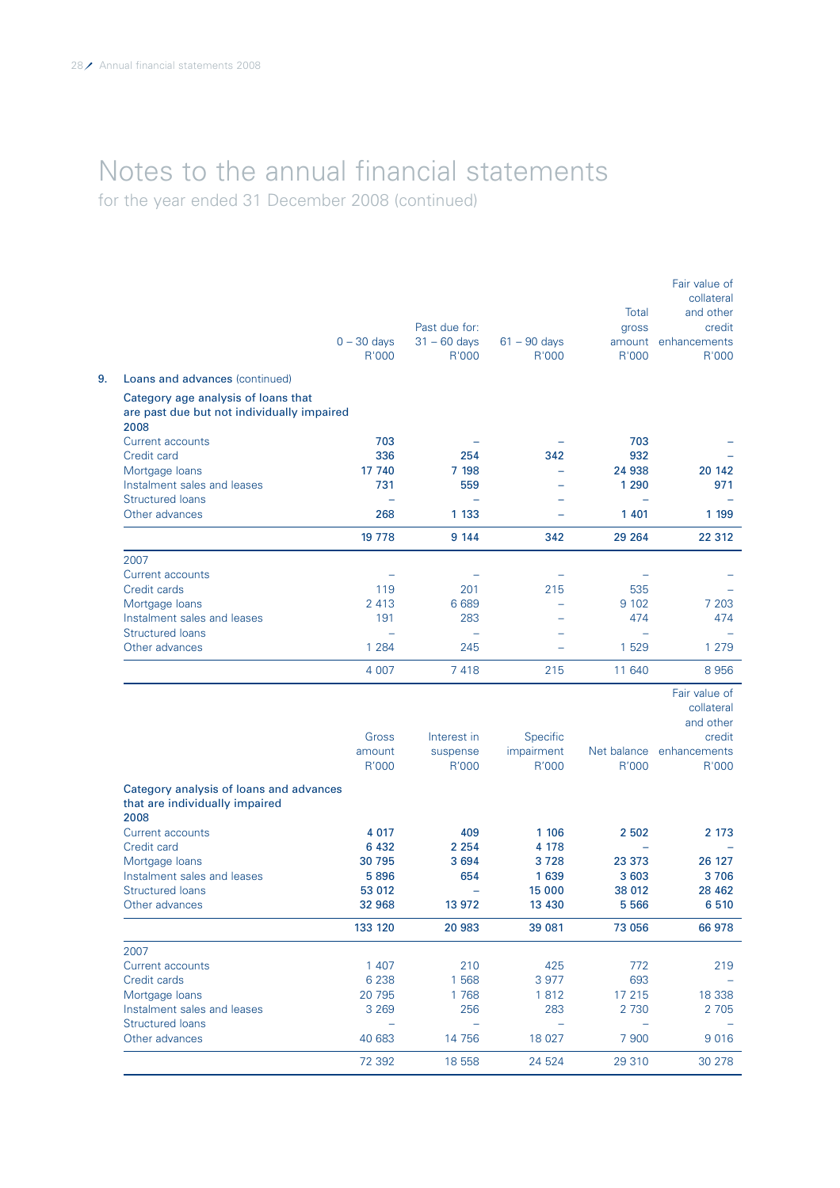# Notes to the annual financial statements

for the year ended 31 December 2008 (continued)

## 9. Loans and advances (continued)

**Category age analysis of loans that are past due but not individually impaired**

| | Past due for: 0 – 30 days R'000 | 31 – 60 days R'000 | 61 – 90 days R'000 | Total gross amount R'000 | Fair value of collateral and other credit enhancements R'000 |
|---|---|---|---|---|---|
| **2008** | | | | | |
| Current accounts | **703** | **–** | **–** | **703** | **–** |
| Credit card | **336** | **254** | **342** | **932** | **–** |
| Mortgage loans | **17 740** | **7 198** | **–** | **24 938** | **20 142** |
| Instalment sales and leases | **731** | **559** | **–** | **1 290** | **971** |
| Structured loans | **–** | **–** | **–** | **–** | **–** |
| Other advances | **268** | **1 133** | **–** | **1 401** | **1 199** |
| | **19 778** | **9 144** | **342** | **29 264** | **22 312** |
| 2007 | | | | | |
| Current accounts | – | – | – | – | – |
| Credit cards | 119 | 201 | 215 | 535 | – |
| Mortgage loans | 2 413 | 6 689 | – | 9 102 | 7 203 |
| Instalment sales and leases | 191 | 283 | – | 474 | 474 |
| Structured loans | – | – | – | – | – |
| Other advances | 1 284 | 245 | – | 1 529 | 1 279 |
| | 4 007 | 7 418 | 215 | 11 640 | 8 956 |

**Category analysis of loans and advances that are individually impaired**

| | Gross amount R'000 | Interest in suspense R'000 | Specific impairment R'000 | Net balance R'000 | Fair value of collateral and other credit enhancements R'000 |
|---|---|---|---|---|---|
| **2008** | | | | | |
| Current accounts | **4 017** | **409** | **1 106** | **2 502** | **2 173** |
| Credit card | **6 432** | **2 254** | **4 178** | **–** | **–** |
| Mortgage loans | **30 795** | **3 694** | **3 728** | **23 373** | **26 127** |
| Instalment sales and leases | **5 896** | **654** | **1 639** | **3 603** | **3 706** |
| Structured loans | **53 012** | **–** | **15 000** | **38 012** | **28 462** |
| Other advances | **32 968** | **13 972** | **13 430** | **5 566** | **6 510** |
| | **133 120** | **20 983** | **39 081** | **73 056** | **66 978** |
| 2007 | | | | | |
| Current accounts | 1 407 | 210 | 425 | 772 | 219 |
| Credit cards | 6 238 | 1 568 | 3 977 | 693 | – |
| Mortgage loans | 20 795 | 1 768 | 1 812 | 17 215 | 18 338 |
| Instalment sales and leases | 3 269 | 256 | 283 | 2 730 | 2 705 |
| Structured loans | – | – | – | – | – |
| Other advances | 40 683 | 14 756 | 18 027 | 7 900 | 9 016 |
| | 72 392 | 18 558 | 24 524 | 29 310 | 30 278 |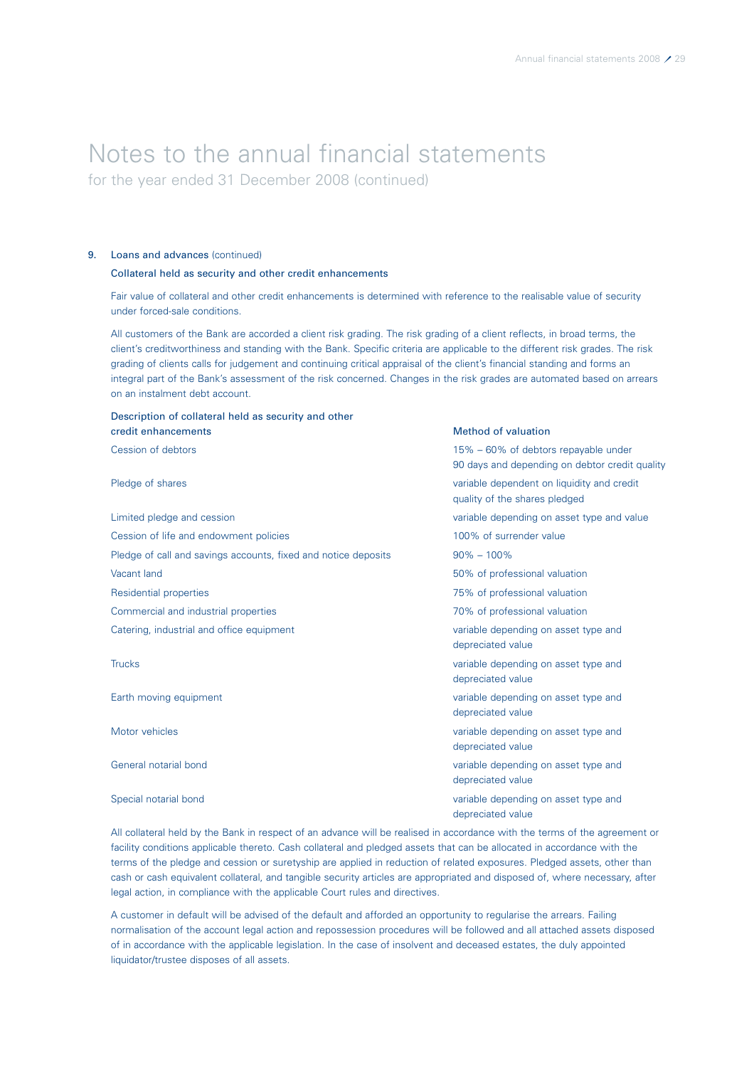# Notes to the annual financial statements

for the year ended 31 December 2008 (continued)

## 9. Loans and advances (continued)

### Collateral held as security and other credit enhancements

Fair value of collateral and other credit enhancements is determined with reference to the realisable value of security under forced-sale conditions.

All customers of the Bank are accorded a client risk grading. The risk grading of a client reflects, in broad terms, the client's creditworthiness and standing with the Bank. Specific criteria are applicable to the different risk grades. The risk grading of clients calls for judgement and continuing critical appraisal of the client's financial standing and forms an integral part of the Bank's assessment of the risk concerned. Changes in the risk grades are automated based on arrears on an instalment debt account.

| Description of collateral held as security and other credit enhancements | Method of valuation |
|---|---|
| Cession of debtors | 15% – 60% of debtors repayable under 90 days and depending on debtor credit quality |
| Pledge of shares | variable dependent on liquidity and credit quality of the shares pledged |
| Limited pledge and cession | variable depending on asset type and value |
| Cession of life and endowment policies | 100% of surrender value |
| Pledge of call and savings accounts, fixed and notice deposits | 90% – 100% |
| Vacant land | 50% of professional valuation |
| Residential properties | 75% of professional valuation |
| Commercial and industrial properties | 70% of professional valuation |
| Catering, industrial and office equipment | variable depending on asset type and depreciated value |
| Trucks | variable depending on asset type and depreciated value |
| Earth moving equipment | variable depending on asset type and depreciated value |
| Motor vehicles | variable depending on asset type and depreciated value |
| General notarial bond | variable depending on asset type and depreciated value |
| Special notarial bond | variable depending on asset type and depreciated value |

All collateral held by the Bank in respect of an advance will be realised in accordance with the terms of the agreement or facility conditions applicable thereto. Cash collateral and pledged assets that can be allocated in accordance with the terms of the pledge and cession or suretyship are applied in reduction of related exposures. Pledged assets, other than cash or cash equivalent collateral, and tangible security articles are appropriated and disposed of, where necessary, after legal action, in compliance with the applicable Court rules and directives.

A customer in default will be advised of the default and afforded an opportunity to regularise the arrears. Failing normalisation of the account legal action and repossession procedures will be followed and all attached assets disposed of in accordance with the applicable legislation. In the case of insolvent and deceased estates, the duly appointed liquidator/trustee disposes of all assets.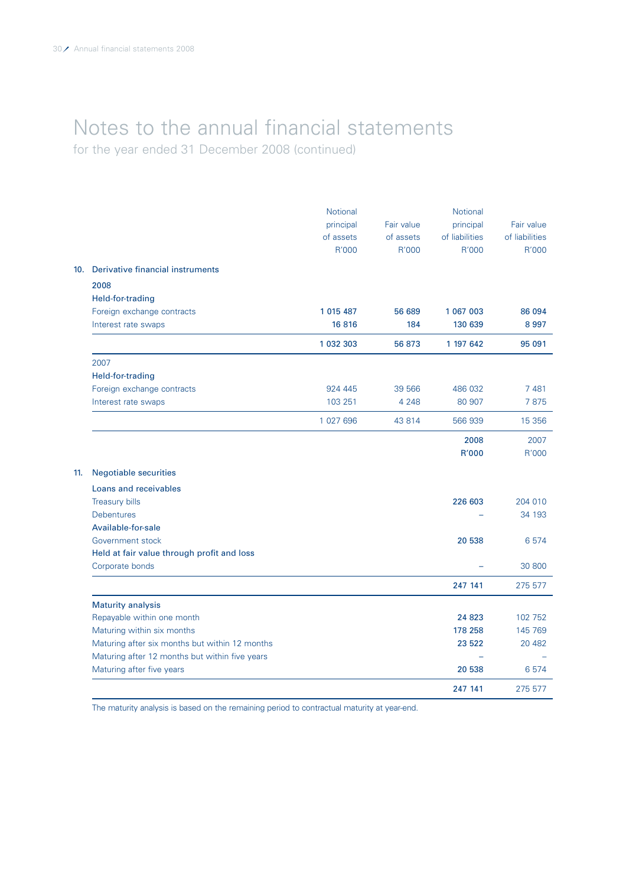# Notes to the annual financial statements

for the year ended 31 December 2008 (continued)

## 10. Derivative financial instruments

| | Notional principal of assets R'000 | Fair value of assets R'000 | Notional principal of liabilities R'000 | Fair value of liabilities R'000 |
|---|---|---|---|---|
| **2008** | | | | |
| **Held-for-trading** | | | | |
| Foreign exchange contracts | **1 015 487** | **56 689** | **1 067 003** | **86 094** |
| Interest rate swaps | **16 816** | **184** | **130 639** | **8 997** |
| | **1 032 303** | **56 873** | **1 197 642** | **95 091** |
| 2007 | | | | |
| **Held-for-trading** | | | | |
| Foreign exchange contracts | 924 445 | 39 566 | 486 032 | 7 481 |
| Interest rate swaps | 103 251 | 4 248 | 80 907 | 7 875 |
| | 1 027 696 | 43 814 | 566 939 | 15 356 |

## 11. Negotiable securities

| | **2008 R'000** | 2007 R'000 |
|---|---|---|
| **Loans and receivables** | | |
| Treasury bills | **226 603** | 204 010 |
| Debentures | **–** | 34 193 |
| **Available-for-sale** | | |
| Government stock | **20 538** | 6 574 |
| **Held at fair value through profit and loss** | | |
| Corporate bonds | **–** | 30 800 |
| | **247 141** | 275 577 |
| **Maturity analysis** | | |
| Repayable within one month | **24 823** | 102 752 |
| Maturing within six months | **178 258** | 145 769 |
| Maturing after six months but within 12 months | **23 522** | 20 482 |
| Maturing after 12 months but within five years | **–** | – |
| Maturing after five years | **20 538** | 6 574 |
| | **247 141** | 275 577 |

The maturity analysis is based on the remaining period to contractual maturity at year-end.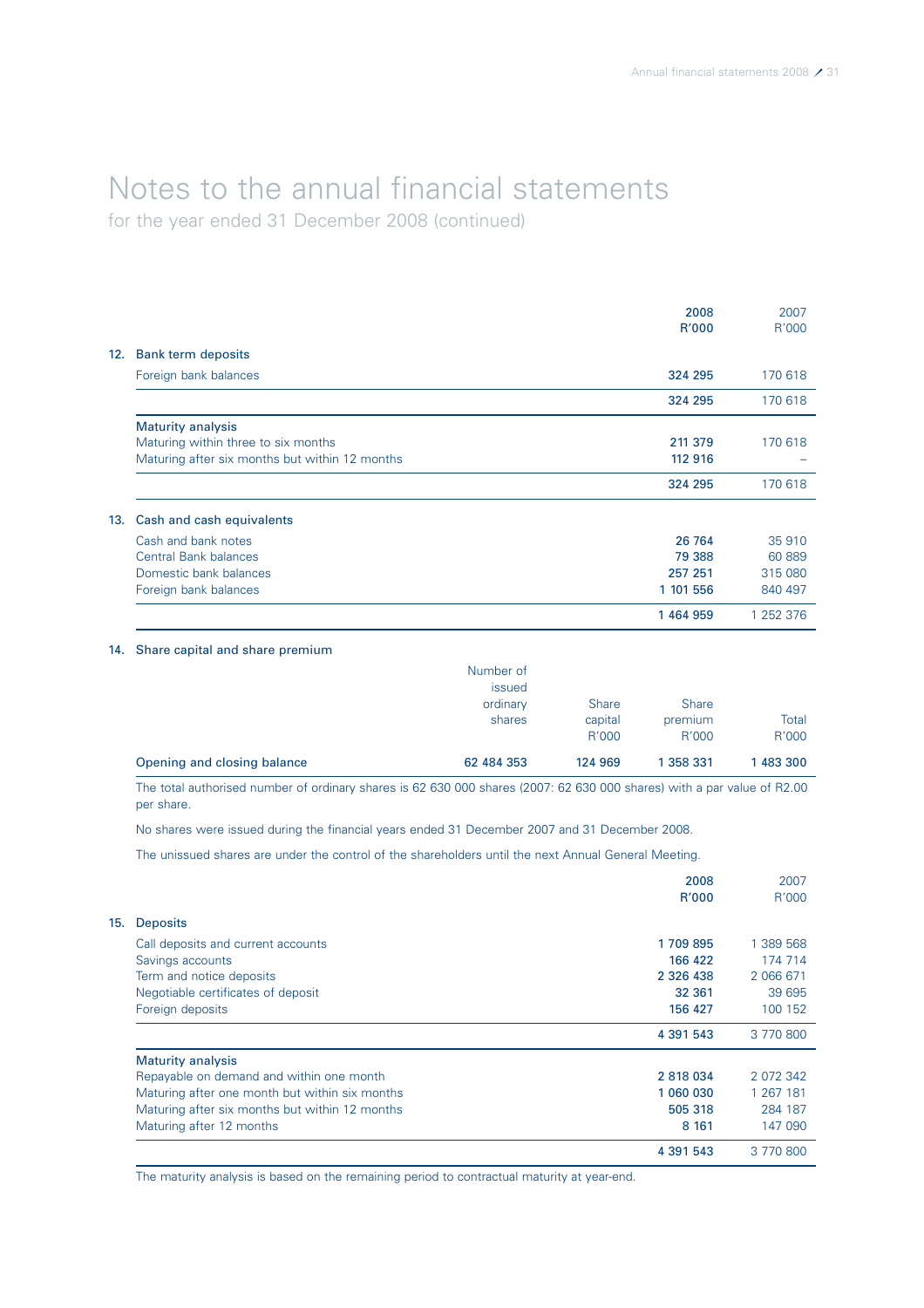# Notes to the annual financial statements

for the year ended 31 December 2008 (continued)

| | 2008 R'000 | 2007 R'000 |
|---|---|---|
| **12. Bank term deposits** | | |
| Foreign bank balances | **324 295** | 170 618 |
| | **324 295** | 170 618 |
| **Maturity analysis** | | |
| Maturing within three to six months | **211 379** | 170 618 |
| Maturing after six months but within 12 months | **112 916** | – |
| | **324 295** | 170 618 |
| **13. Cash and cash equivalents** | | |
| Cash and bank notes | **26 764** | 35 910 |
| Central Bank balances | **79 388** | 60 889 |
| Domestic bank balances | **257 251** | 315 080 |
| Foreign bank balances | **1 101 556** | 840 497 |
| | **1 464 959** | 1 252 376 |

**14. Share capital and share premium**

| | Number of issued ordinary shares | Share capital R'000 | Share premium R'000 | Total R'000 |
|---|---|---|---|---|
| **Opening and closing balance** | **62 484 353** | **124 969** | **1 358 331** | **1 483 300** |

The total authorised number of ordinary shares is 62 630 000 shares (2007: 62 630 000 shares) with a par value of R2.00 per share.

No shares were issued during the financial years ended 31 December 2007 and 31 December 2008.

The unissued shares are under the control of the shareholders until the next Annual General Meeting.

| | 2008 R'000 | 2007 R'000 |
|---|---|---|
| **15. Deposits** | | |
| Call deposits and current accounts | **1 709 895** | 1 389 568 |
| Savings accounts | **166 422** | 174 714 |
| Term and notice deposits | **2 326 438** | 2 066 671 |
| Negotiable certificates of deposit | **32 361** | 39 695 |
| Foreign deposits | **156 427** | 100 152 |
| | **4 391 543** | 3 770 800 |
| **Maturity analysis** | | |
| Repayable on demand and within one month | **2 818 034** | 2 072 342 |
| Maturing after one month but within six months | **1 060 030** | 1 267 181 |
| Maturing after six months but within 12 months | **505 318** | 284 187 |
| Maturing after 12 months | **8 161** | 147 090 |
| | **4 391 543** | 3 770 800 |

The maturity analysis is based on the remaining period to contractual maturity at year-end.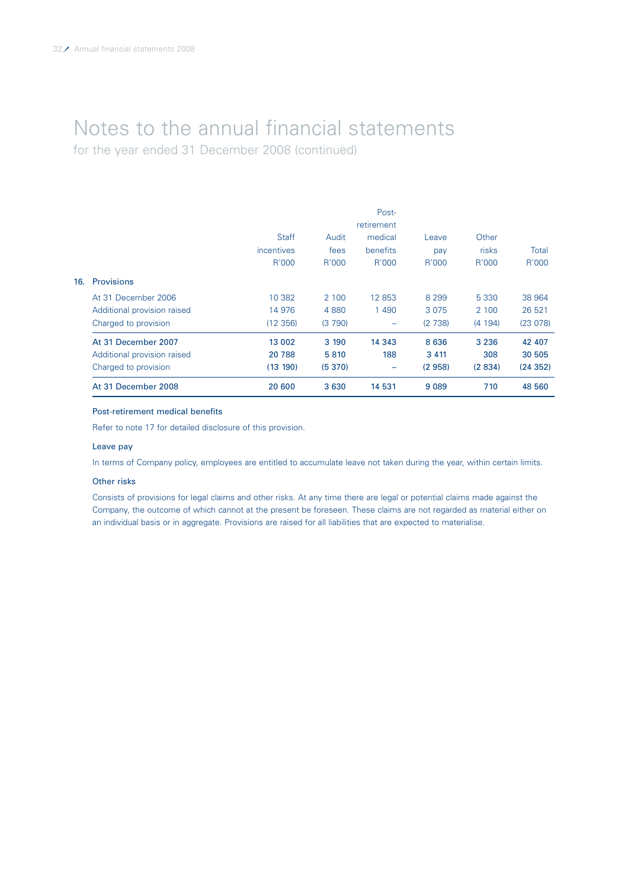# Notes to the annual financial statements

for the year ended 31 December 2008 (continued)

| | Staff incentives R'000 | Audit fees R'000 | Post-retirement medical benefits R'000 | Leave pay R'000 | Other risks R'000 | Total R'000 |
|---|---|---|---|---|---|---|
| **16. Provisions** | | | | | | |
| At 31 December 2006 | 10 382 | 2 100 | 12 853 | 8 299 | 5 330 | 38 964 |
| Additional provision raised | 14 976 | 4 880 | 1 490 | 3 075 | 2 100 | 26 521 |
| Charged to provision | (12 356) | (3 790) | – | (2 738) | (4 194) | (23 078) |
| At 31 December 2007 | 13 002 | 3 190 | 14 343 | 8 636 | 3 236 | 42 407 |
| Additional provision raised | 20 788 | 5 810 | 188 | 3 411 | 308 | 30 505 |
| Charged to provision | (13 190) | (5 370) | – | (2 958) | (2 834) | (24 352) |
| At 31 December 2008 | 20 600 | 3 630 | 14 531 | 9 089 | 710 | 48 560 |

### Post-retirement medical benefits

Refer to note 17 for detailed disclosure of this provision.

### Leave pay

In terms of Company policy, employees are entitled to accumulate leave not taken during the year, within certain limits.

### Other risks

Consists of provisions for legal claims and other risks. At any time there are legal or potential claims made against the Company, the outcome of which cannot at the present be foreseen. These claims are not regarded as material either on an individual basis or in aggregate. Provisions are raised for all liabilities that are expected to materialise.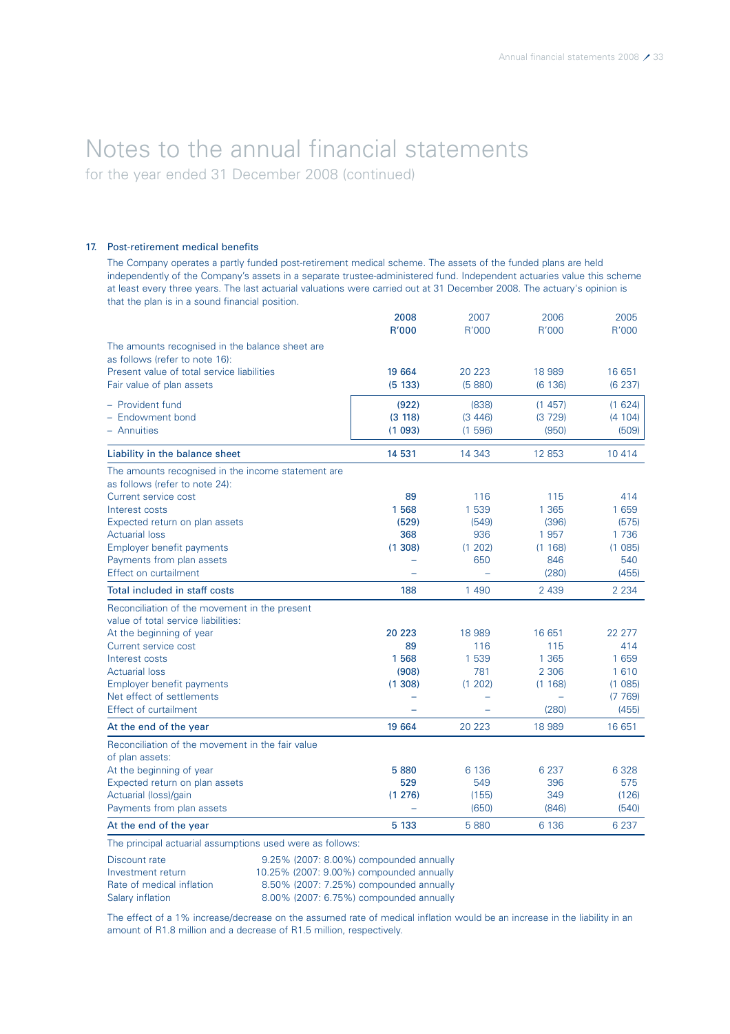# Notes to the annual financial statements

for the year ended 31 December 2008 (continued)

## 17. Post-retirement medical benefits

The Company operates a partly funded post-retirement medical scheme. The assets of the funded plans are held independently of the Company's assets in a separate trustee-administered fund. Independent actuaries value this scheme at least every three years. The last actuarial valuations were carried out at 31 December 2008. The actuary's opinion is that the plan is in a sound financial position.

| | 2008 R'000 | 2007 R'000 | 2006 R'000 | 2005 R'000 |
|---|---|---|---|---|
| The amounts recognised in the balance sheet are as follows (refer to note 16): | | | | |
| Present value of total service liabilities | **19 664** | 20 223 | 18 989 | 16 651 |
| Fair value of plan assets | **(5 133)** | (5 880) | (6 136) | (6 237) |
| – Provident fund | **(922)** | (838) | (1 457) | (1 624) |
| – Endowment bond | **(3 118)** | (3 446) | (3 729) | (4 104) |
| – Annuities | **(1 093)** | (1 596) | (950) | (509) |
| **Liability in the balance sheet** | **14 531** | 14 343 | 12 853 | 10 414 |
| The amounts recognised in the income statement are as follows (refer to note 24): | | | | |
| Current service cost | **89** | 116 | 115 | 414 |
| Interest costs | **1 568** | 1 539 | 1 365 | 1 659 |
| Expected return on plan assets | **(529)** | (549) | (396) | (575) |
| Actuarial loss | **368** | 936 | 1 957 | 1 736 |
| Employer benefit payments | **(1 308)** | (1 202) | (1 168) | (1 085) |
| Payments from plan assets | **–** | 650 | 846 | 540 |
| Effect on curtailment | **–** | – | (280) | (455) |
| **Total included in staff costs** | **188** | 1 490 | 2 439 | 2 234 |
| Reconciliation of the movement in the present value of total service liabilities: | | | | |
| At the beginning of year | **20 223** | 18 989 | 16 651 | 22 277 |
| Current service cost | **89** | 116 | 115 | 414 |
| Interest costs | **1 568** | 1 539 | 1 365 | 1 659 |
| Actuarial loss | **(908)** | 781 | 2 306 | 1 610 |
| Employer benefit payments | **(1 308)** | (1 202) | (1 168) | (1 085) |
| Net effect of settlements | **–** | – | – | (7 769) |
| Effect of curtailment | **–** | – | (280) | (455) |
| **At the end of the year** | **19 664** | 20 223 | 18 989 | 16 651 |
| Reconciliation of the movement in the fair value of plan assets: | | | | |
| At the beginning of year | **5 880** | 6 136 | 6 237 | 6 328 |
| Expected return on plan assets | **529** | 549 | 396 | 575 |
| Actuarial (loss)/gain | **(1 276)** | (155) | 349 | (126) |
| Payments from plan assets | **–** | (650) | (846) | (540) |
| **At the end of the year** | **5 133** | 5 880 | 6 136 | 6 237 |

The principal actuarial assumptions used were as follows:

| | |
|---|---|
| Discount rate | 9.25% (2007: 8.00%) compounded annually |
| Investment return | 10.25% (2007: 9.00%) compounded annually |
| Rate of medical inflation | 8.50% (2007: 7.25%) compounded annually |
| Salary inflation | 8.00% (2007: 6.75%) compounded annually |

The effect of a 1% increase/decrease on the assumed rate of medical inflation would be an increase in the liability in an amount of R1.8 million and a decrease of R1.5 million, respectively.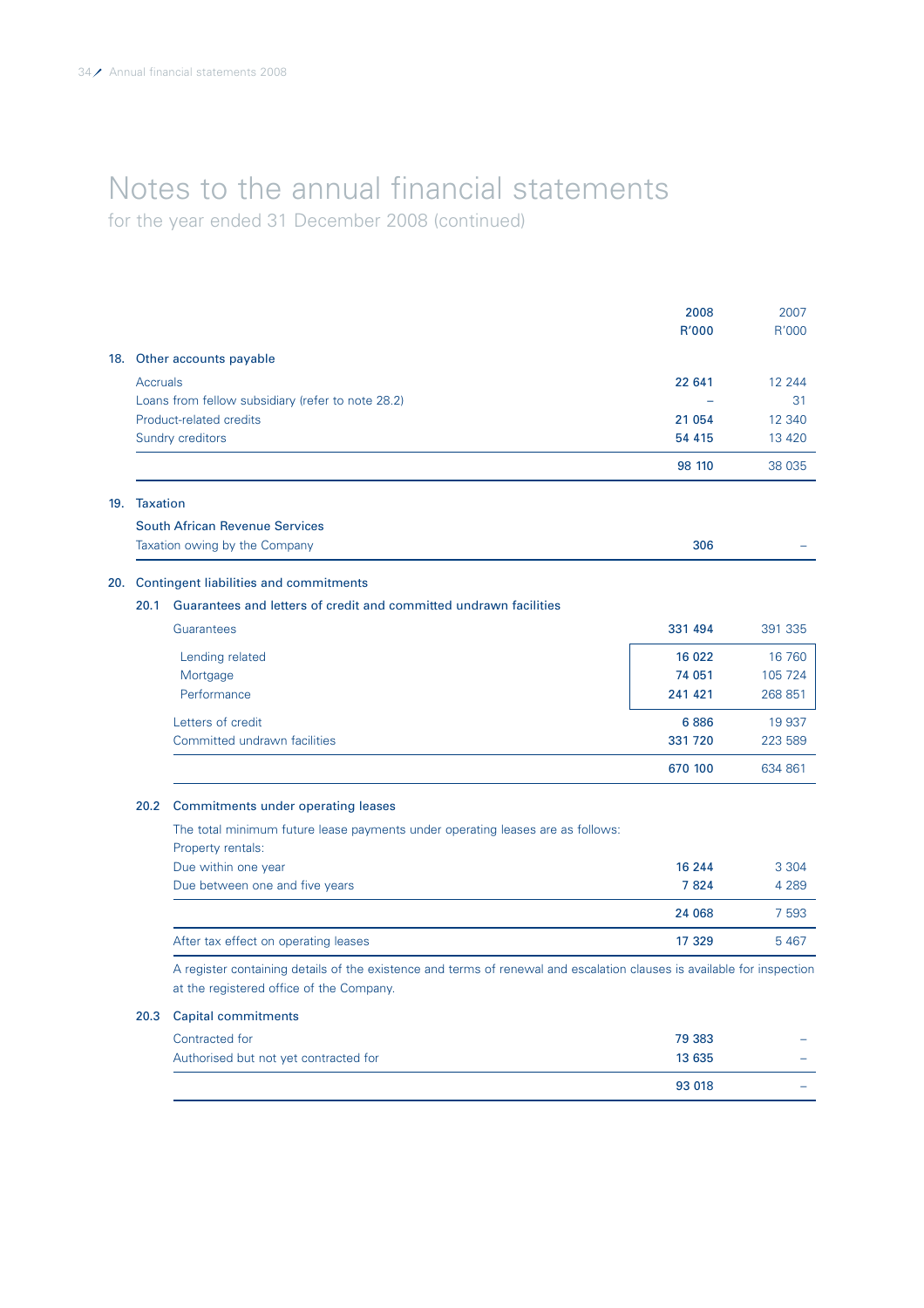# Notes to the annual financial statements

for the year ended 31 December 2008 (continued)

| | 2008 R'000 | 2007 R'000 |
|---|---|---|
| **18. Other accounts payable** | | |
| Accruals | 22 641 | 12 244 |
| Loans from fellow subsidiary (refer to note 28.2) | – | 31 |
| Product-related credits | 21 054 | 12 340 |
| Sundry creditors | 54 415 | 13 420 |
| | 98 110 | 38 035 |
| **19. Taxation** | | |
| South African Revenue Services | | |
| Taxation owing by the Company | 306 | – |
| **20. Contingent liabilities and commitments** | | |
| **20.1 Guarantees and letters of credit and committed undrawn facilities** | | |
| Guarantees | 331 494 | 391 335 |
| Lending related | 16 022 | 16 760 |
| Mortgage | 74 051 | 105 724 |
| Performance | 241 421 | 268 851 |
| Letters of credit | 6 886 | 19 937 |
| Committed undrawn facilities | 331 720 | 223 589 |
| | 670 100 | 634 861 |
| **20.2 Commitments under operating leases** | | |
| The total minimum future lease payments under operating leases are as follows: | | |
| Property rentals: | | |
| Due within one year | 16 244 | 3 304 |
| Due between one and five years | 7 824 | 4 289 |
| | 24 068 | 7 593 |
| After tax effect on operating leases | 17 329 | 5 467 |

A register containing details of the existence and terms of renewal and escalation clauses is available for inspection at the registered office of the Company.

| | 2008 R'000 | 2007 R'000 |
|---|---|---|
| **20.3 Capital commitments** | | |
| Contracted for | 79 383 | – |
| Authorised but not yet contracted for | 13 635 | – |
| | 93 018 | – |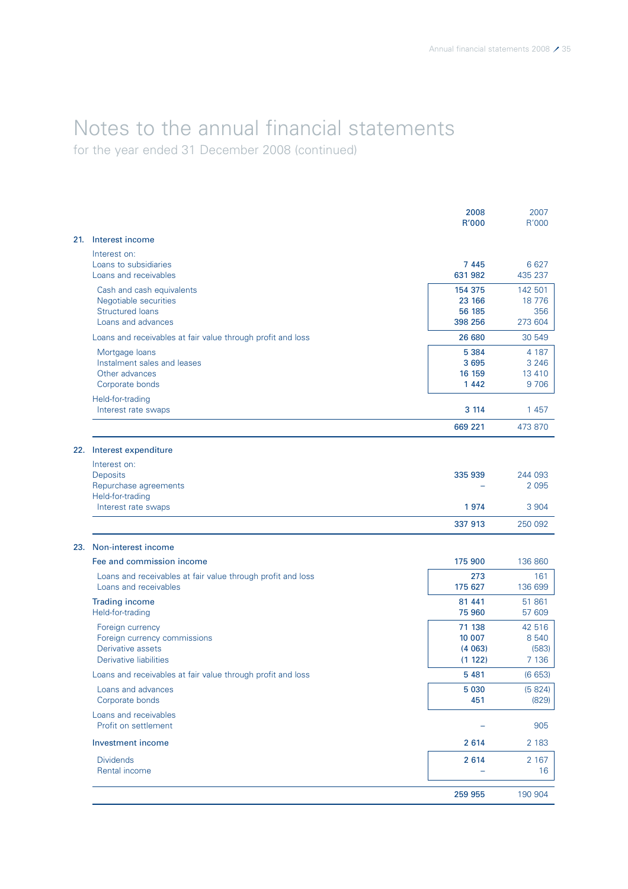# Notes to the annual financial statements

for the year ended 31 December 2008 (continued)

| | 2008 R'000 | 2007 R'000 |
|---|---|---|
| **21. Interest income** | | |
| Interest on: | | |
| Loans to subsidiaries | 7 445 | 6 627 |
| Loans and receivables | 631 982 | 435 237 |
| Cash and cash equivalents | 154 375 | 142 501 |
| Negotiable securities | 23 166 | 18 776 |
| Structured loans | 56 185 | 356 |
| Loans and advances | 398 256 | 273 604 |
| Loans and receivables at fair value through profit and loss | 26 680 | 30 549 |
| Mortgage loans | 5 384 | 4 187 |
| Instalment sales and leases | 3 695 | 3 246 |
| Other advances | 16 159 | 13 410 |
| Corporate bonds | 1 442 | 9 706 |
| Held-for-trading | | |
| Interest rate swaps | 3 114 | 1 457 |
| | 669 221 | 473 870 |
| **22. Interest expenditure** | | |
| Interest on: | | |
| Deposits | 335 939 | 244 093 |
| Repurchase agreements | – | 2 095 |
| Held-for-trading | | |
| Interest rate swaps | 1 974 | 3 904 |
| | 337 913 | 250 092 |
| **23. Non-interest income** | | |
| Fee and commission income | 175 900 | 136 860 |
| Loans and receivables at fair value through profit and loss | 273 | 161 |
| Loans and receivables | 175 627 | 136 699 |
| Trading income | 81 441 | 51 861 |
| Held-for-trading | 75 960 | 57 609 |
| Foreign currency | 71 138 | 42 516 |
| Foreign currency commissions | 10 007 | 8 540 |
| Derivative assets | (4 063) | (583) |
| Derivative liabilities | (1 122) | 7 136 |
| Loans and receivables at fair value through profit and loss | 5 481 | (6 653) |
| Loans and advances | 5 030 | (5 824) |
| Corporate bonds | 451 | (829) |
| Loans and receivables | | |
| Profit on settlement | – | 905 |
| Investment income | 2 614 | 2 183 |
| Dividends | 2 614 | 2 167 |
| Rental income | – | 16 |
| | 259 955 | 190 904 |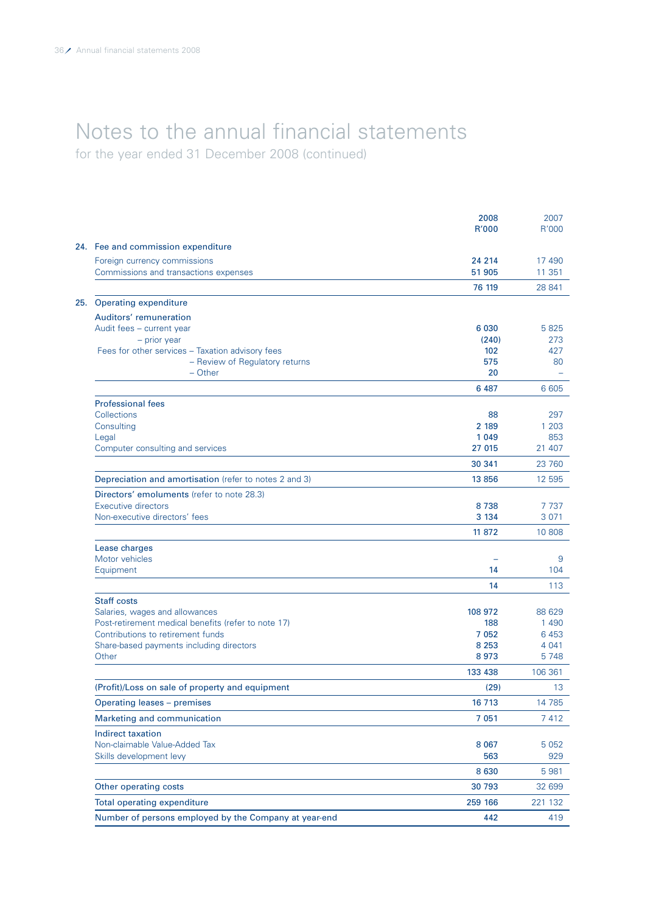# Notes to the annual financial statements

for the year ended 31 December 2008 (continued)

| | 2008 R'000 | 2007 R'000 |
|---|---|---|
| **24. Fee and commission expenditure** | | |
| Foreign currency commissions | 24 214 | 17 490 |
| Commissions and transactions expenses | 51 905 | 11 351 |
| | 76 119 | 28 841 |
| **25. Operating expenditure** | | |
| **Auditors' remuneration** | | |
| Audit fees – current year | 6 030 | 5 825 |
| – prior year | (240) | 273 |
| Fees for other services – Taxation advisory fees | 102 | 427 |
| – Review of Regulatory returns | 575 | 80 |
| – Other | 20 | – |
| | 6 487 | 6 605 |
| **Professional fees** | | |
| Collections | 88 | 297 |
| Consulting | 2 189 | 1 203 |
| Legal | 1 049 | 853 |
| Computer consulting and services | 27 015 | 21 407 |
| | 30 341 | 23 760 |
| **Depreciation and amortisation** (refer to notes 2 and 3) | 13 856 | 12 595 |
| **Directors' emoluments** (refer to note 28.3) | | |
| Executive directors | 8 738 | 7 737 |
| Non-executive directors' fees | 3 134 | 3 071 |
| | 11 872 | 10 808 |
| **Lease charges** | | |
| Motor vehicles | – | 9 |
| Equipment | 14 | 104 |
| | 14 | 113 |
| **Staff costs** | | |
| Salaries, wages and allowances | 108 972 | 88 629 |
| Post-retirement medical benefits (refer to note 17) | 188 | 1 490 |
| Contributions to retirement funds | 7 052 | 6 453 |
| Share-based payments including directors | 8 253 | 4 041 |
| Other | 8 973 | 5 748 |
| | 133 438 | 106 361 |
| **(Profit)/Loss on sale of property and equipment** | (29) | 13 |
| **Operating leases – premises** | 16 713 | 14 785 |
| **Marketing and communication** | 7 051 | 7 412 |
| **Indirect taxation** | | |
| Non-claimable Value-Added Tax | 8 067 | 5 052 |
| Skills development levy | 563 | 929 |
| | 8 630 | 5 981 |
| **Other operating costs** | 30 793 | 32 699 |
| **Total operating expenditure** | 259 166 | 221 132 |
| **Number of persons employed by the Company at year-end** | 442 | 419 |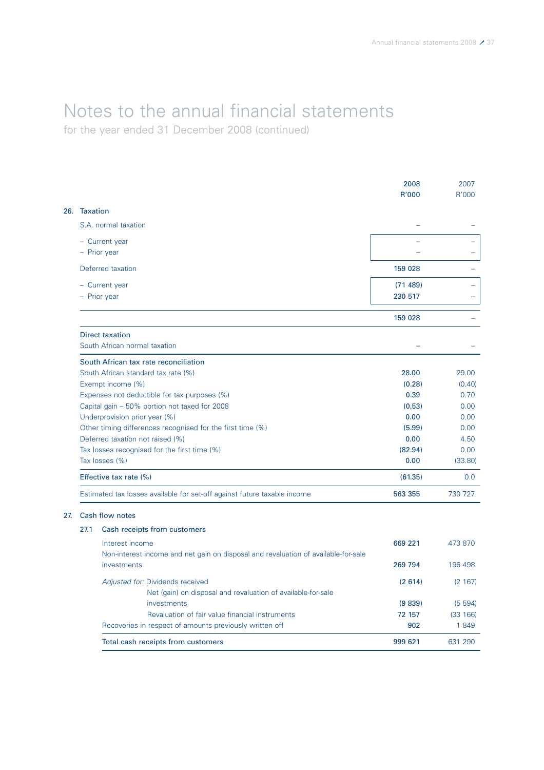# Notes to the annual financial statements

for the year ended 31 December 2008 (continued)

| | 2008 R'000 | 2007 R'000 |
|---|---|---|
| **26. Taxation** | | |
| S.A. normal taxation | – | – |
| – Current year | – | – |
| – Prior year | – | – |
| Deferred taxation | 159 028 | – |
| – Current year | (71 489) | – |
| – Prior year | 230 517 | – |
| | 159 028 | – |
| Direct taxation | | |
| South African normal taxation | – | – |
| South African tax rate reconciliation | | |
| South African standard tax rate (%) | 28.00 | 29.00 |
| Exempt income (%) | (0.28) | (0.40) |
| Expenses not deductible for tax purposes (%) | 0.39 | 0.70 |
| Capital gain – 50% portion not taxed for 2008 | (0.53) | 0.00 |
| Underprovision prior year (%) | 0.00 | 0.00 |
| Other timing differences recognised for the first time (%) | (5.99) | 0.00 |
| Deferred taxation not raised (%) | 0.00 | 4.50 |
| Tax losses recognised for the first time (%) | (82.94) | 0.00 |
| Tax losses (%) | 0.00 | (33.80) |
| Effective tax rate (%) | (61.35) | 0.0 |
| Estimated tax losses available for set-off against future taxable income | 563 355 | 730 727 |

**27. Cash flow notes**

**27.1 Cash receipts from customers**

| | 2008 R'000 | 2007 R'000 |
|---|---|---|
| Interest income | 669 221 | 473 870 |
| Non-interest income and net gain on disposal and revaluation of available-for-sale investments | 269 794 | 196 498 |
| *Adjusted for:* Dividends received | (2 614) | (2 167) |
| Net (gain) on disposal and revaluation of available-for-sale investments | (9 839) | (5 594) |
| Revaluation of fair value financial instruments | 72 157 | (33 166) |
| Recoveries in respect of amounts previously written off | 902 | 1 849 |
| Total cash receipts from customers | 999 621 | 631 290 |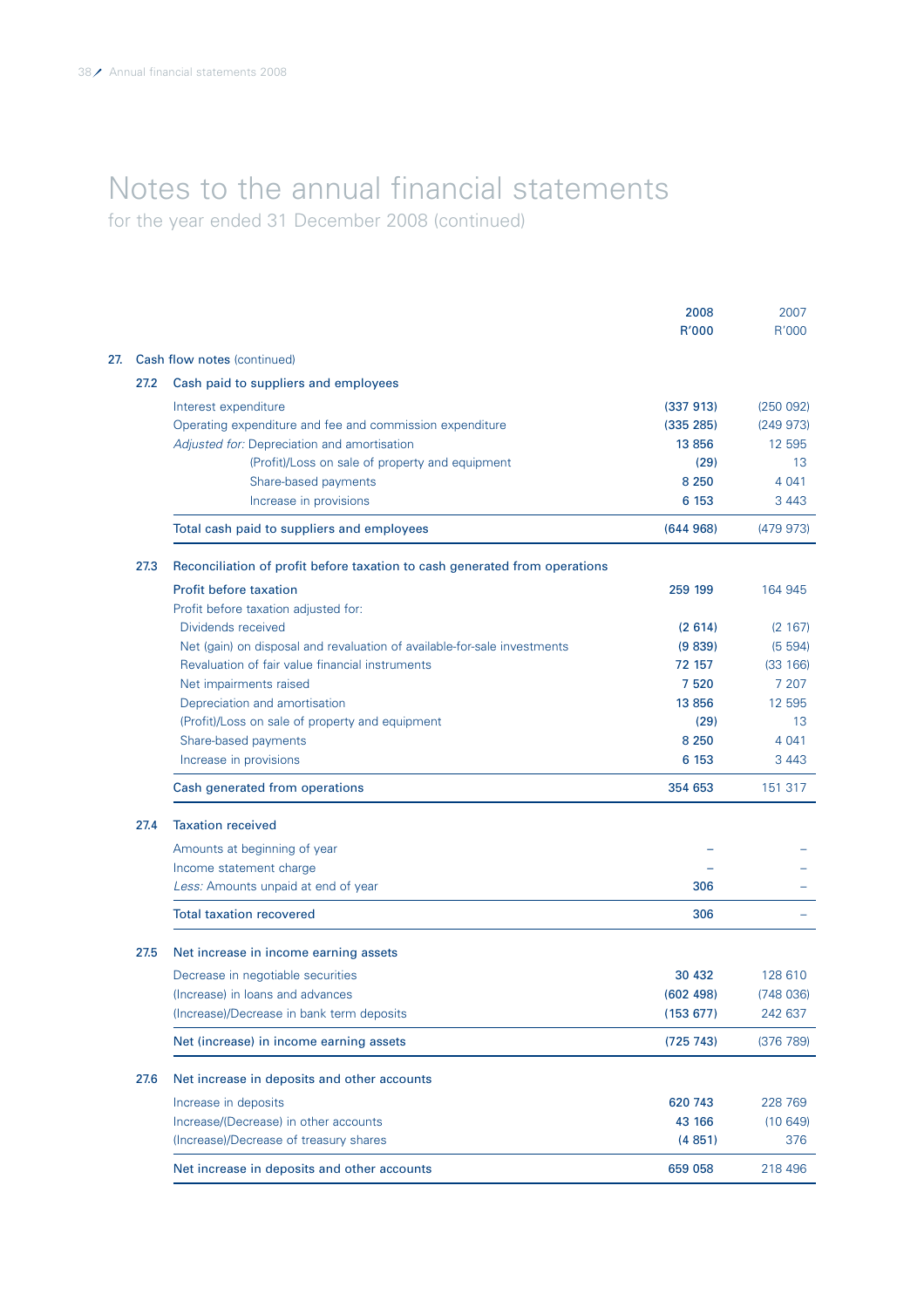# Notes to the annual financial statements

for the year ended 31 December 2008 (continued)

| | 2008 R'000 | 2007 R'000 |
|---|---|---|
| **27. Cash flow notes** (continued) | | |
| **27.2 Cash paid to suppliers and employees** | | |
| Interest expenditure | (337 913) | (250 092) |
| Operating expenditure and fee and commission expenditure | (335 285) | (249 973) |
| *Adjusted for:* Depreciation and amortisation | 13 856 | 12 595 |
| (Profit)/Loss on sale of property and equipment | (29) | 13 |
| Share-based payments | 8 250 | 4 041 |
| Increase in provisions | 6 153 | 3 443 |
| Total cash paid to suppliers and employees | (644 968) | (479 973) |
| **27.3 Reconciliation of profit before taxation to cash generated from operations** | | |
| Profit before taxation | 259 199 | 164 945 |
| Profit before taxation adjusted for: | | |
| Dividends received | (2 614) | (2 167) |
| Net (gain) on disposal and revaluation of available-for-sale investments | (9 839) | (5 594) |
| Revaluation of fair value financial instruments | 72 157 | (33 166) |
| Net impairments raised | 7 520 | 7 207 |
| Depreciation and amortisation | 13 856 | 12 595 |
| (Profit)/Loss on sale of property and equipment | (29) | 13 |
| Share-based payments | 8 250 | 4 041 |
| Increase in provisions | 6 153 | 3 443 |
| Cash generated from operations | 354 653 | 151 317 |
| **27.4 Taxation received** | | |
| Amounts at beginning of year | – | – |
| Income statement charge | – | – |
| *Less:* Amounts unpaid at end of year | 306 | – |
| Total taxation recovered | 306 | – |
| **27.5 Net increase in income earning assets** | | |
| Decrease in negotiable securities | 30 432 | 128 610 |
| (Increase) in loans and advances | (602 498) | (748 036) |
| (Increase)/Decrease in bank term deposits | (153 677) | 242 637 |
| Net (increase) in income earning assets | (725 743) | (376 789) |
| **27.6 Net increase in deposits and other accounts** | | |
| Increase in deposits | 620 743 | 228 769 |
| Increase/(Decrease) in other accounts | 43 166 | (10 649) |
| (Increase)/Decrease of treasury shares | (4 851) | 376 |
| Net increase in deposits and other accounts | 659 058 | 218 496 |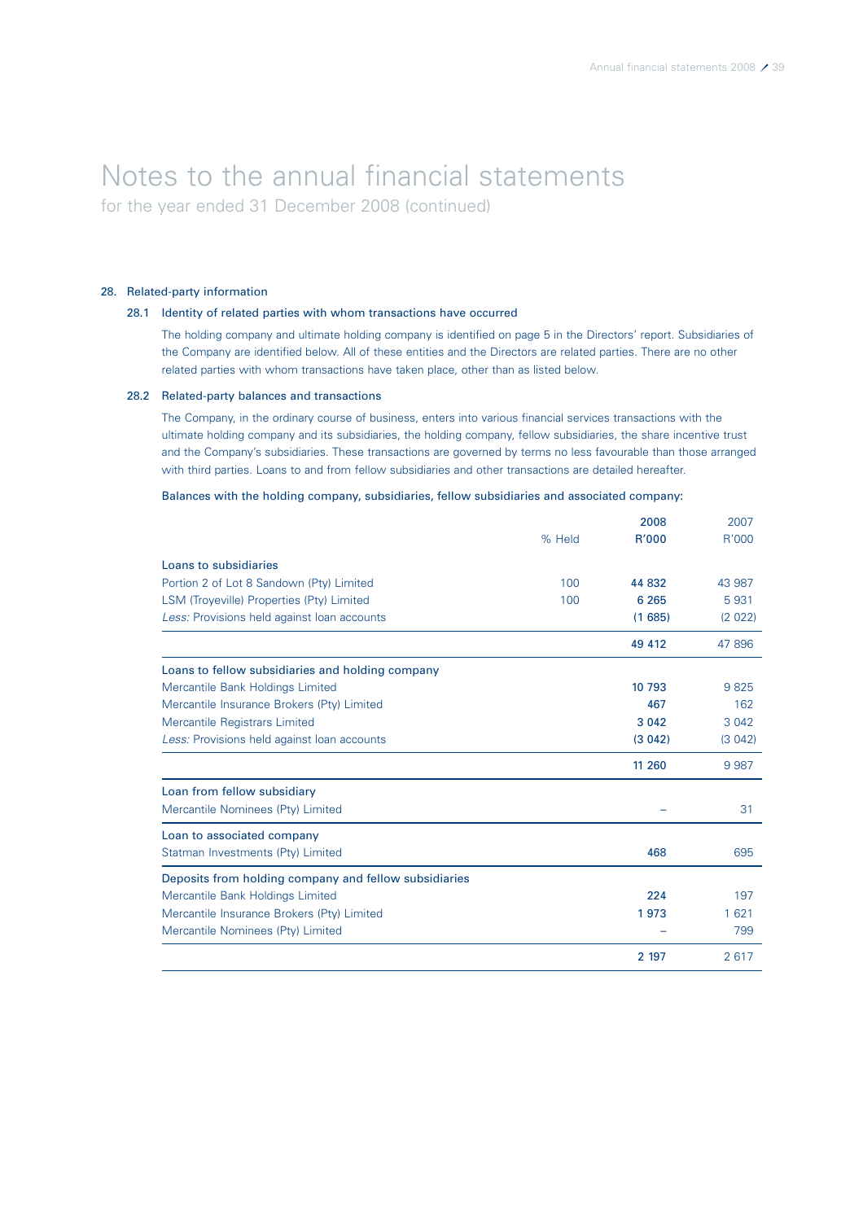# Notes to the annual financial statements

for the year ended 31 December 2008 (continued)

## 28. Related-party information

### 28.1 Identity of related parties with whom transactions have occurred

The holding company and ultimate holding company is identified on page 5 in the Directors' report. Subsidiaries of the Company are identified below. All of these entities and the Directors are related parties. There are no other related parties with whom transactions have taken place, other than as listed below.

### 28.2 Related-party balances and transactions

The Company, in the ordinary course of business, enters into various financial services transactions with the ultimate holding company and its subsidiaries, the holding company, fellow subsidiaries, the share incentive trust and the Company's subsidiaries. These transactions are governed by terms no less favourable than those arranged with third parties. Loans to and from fellow subsidiaries and other transactions are detailed hereafter.

Balances with the holding company, subsidiaries, fellow subsidiaries and associated company:

| | % Held | 2008 R'000 | 2007 R'000 |
|---|---|---|---|
| **Loans to subsidiaries** | | | |
| Portion 2 of Lot 8 Sandown (Pty) Limited | 100 | 44 832 | 43 987 |
| LSM (Troyeville) Properties (Pty) Limited | 100 | 6 265 | 5 931 |
| *Less:* Provisions held against loan accounts | | (1 685) | (2 022) |
| | | 49 412 | 47 896 |
| **Loans to fellow subsidiaries and holding company** | | | |
| Mercantile Bank Holdings Limited | | 10 793 | 9 825 |
| Mercantile Insurance Brokers (Pty) Limited | | 467 | 162 |
| Mercantile Registrars Limited | | 3 042 | 3 042 |
| *Less:* Provisions held against loan accounts | | (3 042) | (3 042) |
| | | 11 260 | 9 987 |
| **Loan from fellow subsidiary** | | | |
| Mercantile Nominees (Pty) Limited | | – | 31 |
| **Loan to associated company** | | | |
| Statman Investments (Pty) Limited | | 468 | 695 |
| **Deposits from holding company and fellow subsidiaries** | | | |
| Mercantile Bank Holdings Limited | | 224 | 197 |
| Mercantile Insurance Brokers (Pty) Limited | | 1 973 | 1 621 |
| Mercantile Nominees (Pty) Limited | | – | 799 |
| | | 2 197 | 2 617 |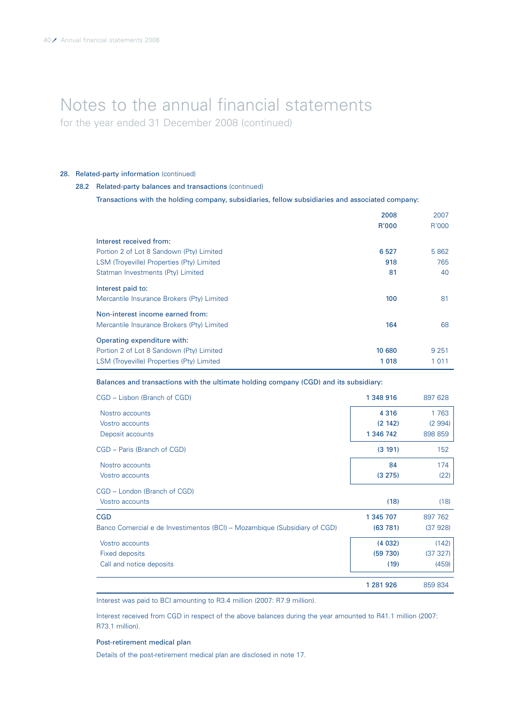# Notes to the annual financial statements

for the year ended 31 December 2008 (continued)

## 28. Related-party information (continued)

### 28.2 Related-party balances and transactions (continued)

Transactions with the holding company, subsidiaries, fellow subsidiaries and associated company:

| | 2008 R'000 | 2007 R'000 |
|---|---|---|
| **Interest received from:** | | |
| Portion 2 of Lot 8 Sandown (Pty) Limited | 6 527 | 5 862 |
| LSM (Troyeville) Properties (Pty) Limited | 918 | 765 |
| Statman Investments (Pty) Limited | 81 | 40 |
| **Interest paid to:** | | |
| Mercantile Insurance Brokers (Pty) Limited | 100 | 81 |
| **Non-interest income earned from:** | | |
| Mercantile Insurance Brokers (Pty) Limited | 164 | 68 |
| **Operating expenditure with:** | | |
| Portion 2 of Lot 8 Sandown (Pty) Limited | 10 680 | 9 251 |
| LSM (Troyeville) Properties (Pty) Limited | 1 018 | 1 011 |

Balances and transactions with the ultimate holding company (CGD) and its subsidiary:

| | 2008 R'000 | 2007 R'000 |
|---|---|---|
| CGD – Lisbon (Branch of CGD) | 1 348 916 | 897 628 |
| Nostro accounts | 4 316 | 1 763 |
| Vostro accounts | (2 142) | (2 994) |
| Deposit accounts | 1 346 742 | 898 859 |
| CGD – Paris (Branch of CGD) | (3 191) | 152 |
| Nostro accounts | 84 | 174 |
| Vostro accounts | (3 275) | (22) |
| CGD – London (Branch of CGD) | | |
| Vostro accounts | (18) | (18) |
| **CGD** | 1 345 707 | 897 762 |
| Banco Comercial e de Investimentos (BCI) – Mozambique (Subsidiary of CGD) | (63 781) | (37 928) |
| Vostro accounts | (4 032) | (142) |
| Fixed deposits | (59 730) | (37 327) |
| Call and notice deposits | (19) | (459) |
| | 1 281 926 | 859 834 |

Interest was paid to BCI amounting to R3.4 million (2007: R7.9 million).

Interest received from CGD in respect of the above balances during the year amounted to R41.1 million (2007: R73.1 million).

#### Post-retirement medical plan

Details of the post-retirement medical plan are disclosed in note 17.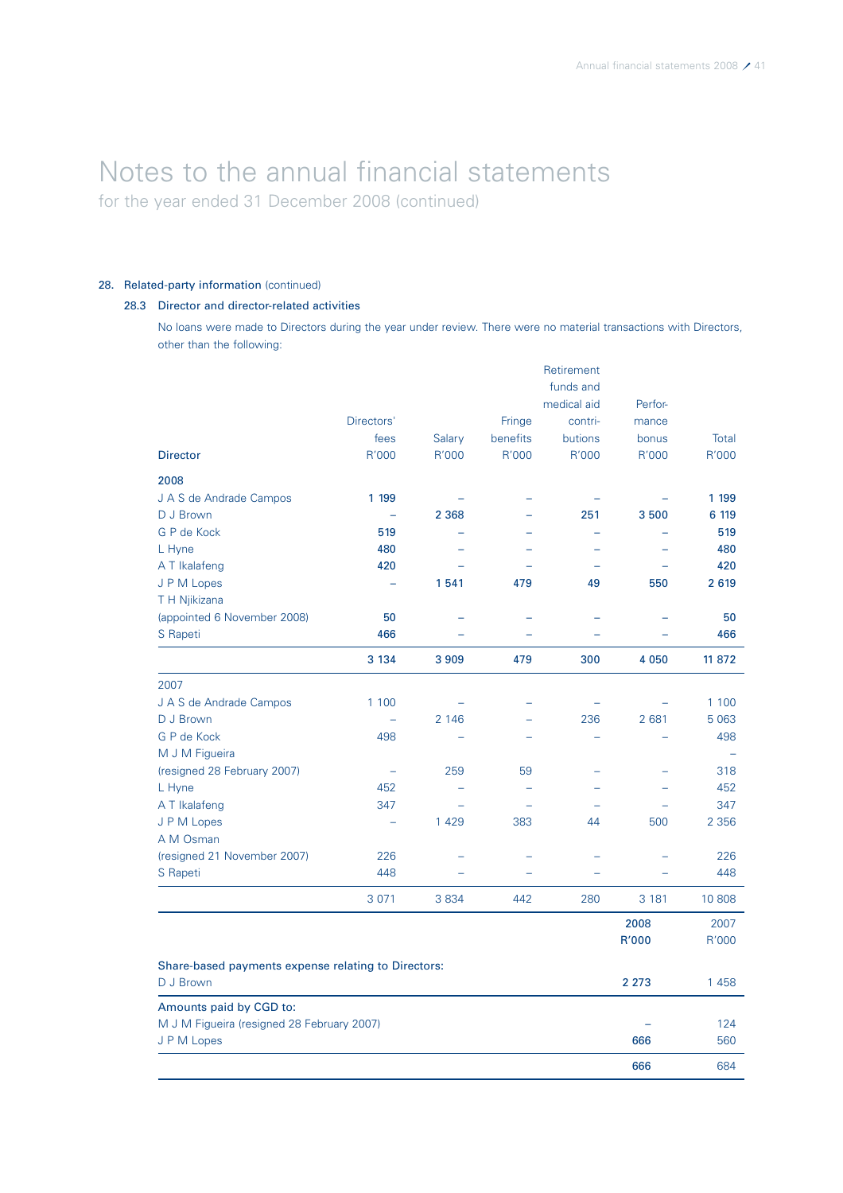# Notes to the annual financial statements

for the year ended 31 December 2008 (continued)

## 28. Related-party information (continued)

### 28.3 Director and director-related activities

No loans were made to Directors during the year under review. There were no material transactions with Directors, other than the following:

| Director | Directors' fees R'000 | Salary R'000 | Fringe benefits R'000 | Retirement funds and medical aid contributions R'000 | Performance bonus R'000 | Total R'000 |
|---|---|---|---|---|---|---|
| **2008** | | | | | | |
| J A S de Andrade Campos | **1 199** | – | – | – | – | **1 199** |
| D J Brown | – | **2 368** | – | **251** | **3 500** | **6 119** |
| G P de Kock | **519** | – | – | – | – | **519** |
| L Hyne | **480** | – | – | – | – | **480** |
| A T Ikalafeng | **420** | – | – | – | – | **420** |
| J P M Lopes | – | **1 541** | **479** | **49** | **550** | **2 619** |
| T H Njikizana (appointed 6 November 2008) | **50** | – | – | – | – | **50** |
| S Rapeti | **466** | – | – | – | – | **466** |
| | **3 134** | **3 909** | **479** | **300** | **4 050** | **11 872** |
| 2007 | | | | | | |
| J A S de Andrade Campos | 1 100 | – | – | – | – | 1 100 |
| D J Brown | – | 2 146 | – | 236 | 2 681 | 5 063 |
| G P de Kock | 498 | – | – | – | – | 498 |
| M J M Figueira (resigned 28 February 2007) | – | 259 | 59 | – | – | 318 |
| L Hyne | 452 | – | – | – | – | 452 |
| A T Ikalafeng | 347 | – | – | – | – | 347 |
| J P M Lopes | – | 1 429 | 383 | 44 | 500 | 2 356 |
| A M Osman (resigned 21 November 2007) | 226 | – | – | – | – | 226 |
| S Rapeti | 448 | – | – | – | – | 448 |
| | 3 071 | 3 834 | 442 | 280 | 3 181 | 10 808 |

| | 2008 R'000 | 2007 R'000 |
|---|---|---|
| **Share-based payments expense relating to Directors:** | | |
| D J Brown | **2 273** | 1 458 |
| **Amounts paid by CGD to:** | | |
| M J M Figueira (resigned 28 February 2007) | – | 124 |
| J P M Lopes | **666** | 560 |
| | **666** | 684 |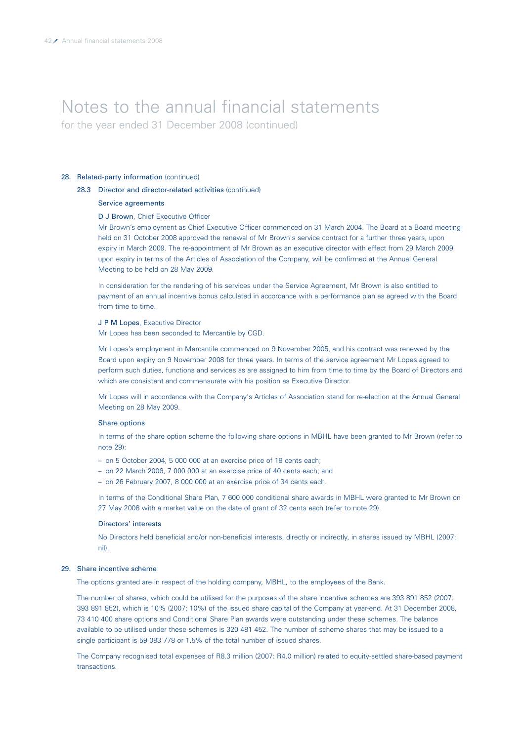# Notes to the annual financial statements

for the year ended 31 December 2008 (continued)

## 28. Related-party information (continued)

### 28.3 Director and director-related activities (continued)

#### Service agreements

**D J Brown**, Chief Executive Officer

Mr Brown's employment as Chief Executive Officer commenced on 31 March 2004. The Board at a Board meeting held on 31 October 2008 approved the renewal of Mr Brown's service contract for a further three years, upon expiry in March 2009. The re-appointment of Mr Brown as an executive director with effect from 29 March 2009 upon expiry in terms of the Articles of Association of the Company, will be confirmed at the Annual General Meeting to be held on 28 May 2009.

In consideration for the rendering of his services under the Service Agreement, Mr Brown is also entitled to payment of an annual incentive bonus calculated in accordance with a performance plan as agreed with the Board from time to time.

**J P M Lopes**, Executive Director

Mr Lopes has been seconded to Mercantile by CGD.

Mr Lopes's employment in Mercantile commenced on 9 November 2005, and his contract was renewed by the Board upon expiry on 9 November 2008 for three years. In terms of the service agreement Mr Lopes agreed to perform such duties, functions and services as are assigned to him from time to time by the Board of Directors and which are consistent and commensurate with his position as Executive Director.

Mr Lopes will in accordance with the Company's Articles of Association stand for re-election at the Annual General Meeting on 28 May 2009.

#### Share options

In terms of the share option scheme the following share options in MBHL have been granted to Mr Brown (refer to note 29):

- on 5 October 2004, 5 000 000 at an exercise price of 18 cents each;
- on 22 March 2006, 7 000 000 at an exercise price of 40 cents each; and
- on 26 February 2007, 8 000 000 at an exercise price of 34 cents each.

In terms of the Conditional Share Plan, 7 600 000 conditional share awards in MBHL were granted to Mr Brown on 27 May 2008 with a market value on the date of grant of 32 cents each (refer to note 29).

#### Directors' interests

No Directors held beneficial and/or non-beneficial interests, directly or indirectly, in shares issued by MBHL (2007: nil).

## 29. Share incentive scheme

The options granted are in respect of the holding company, MBHL, to the employees of the Bank.

The number of shares, which could be utilised for the purposes of the share incentive schemes are 393 891 852 (2007: 393 891 852), which is 10% (2007: 10%) of the issued share capital of the Company at year-end. At 31 December 2008, 73 410 400 share options and Conditional Share Plan awards were outstanding under these schemes. The balance available to be utilised under these schemes is 320 481 452. The number of scheme shares that may be issued to a single participant is 59 083 778 or 1.5% of the total number of issued shares.

The Company recognised total expenses of R8.3 million (2007: R4.0 million) related to equity-settled share-based payment transactions.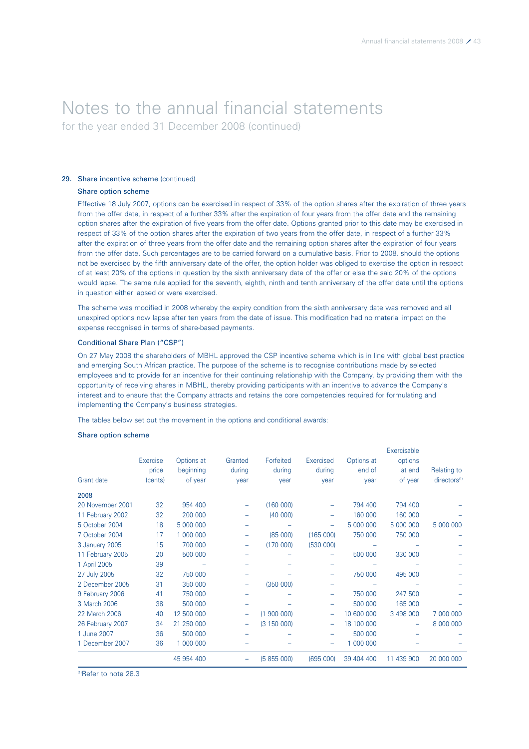# Notes to the annual financial statements

for the year ended 31 December 2008 (continued)

## 29. Share incentive scheme (continued)

### Share option scheme

Effective 18 July 2007, options can be exercised in respect of 33% of the option shares after the expiration of three years from the offer date, in respect of a further 33% after the expiration of four years from the offer date and the remaining option shares after the expiration of five years from the offer date. Options granted prior to this date may be exercised in respect of 33% of the option shares after the expiration of two years from the offer date, in respect of a further 33% after the expiration of three years from the offer date and the remaining option shares after the expiration of four years from the offer date. Such percentages are to be carried forward on a cumulative basis. Prior to 2008, should the options not be exercised by the fifth anniversary date of the offer, the option holder was obliged to exercise the option in respect of at least 20% of the options in question by the sixth anniversary date of the offer or else the said 20% of the options would lapse. The same rule applied for the seventh, eighth, ninth and tenth anniversary of the offer date until the options in question either lapsed or were exercised.

The scheme was modified in 2008 whereby the expiry condition from the sixth anniversary date was removed and all unexpired options now lapse after ten years from the date of issue. This modification had no material impact on the expense recognised in terms of share-based payments.

### Conditional Share Plan ("CSP")

On 27 May 2008 the shareholders of MBHL approved the CSP incentive scheme which is in line with global best practice and emerging South African practice. The purpose of the scheme is to recognise contributions made by selected employees and to provide for an incentive for their continuing relationship with the Company, by providing them with the opportunity of receiving shares in MBHL, thereby providing participants with an incentive to advance the Company's interest and to ensure that the Company attracts and retains the core competencies required for formulating and implementing the Company's business strategies.

The tables below set out the movement in the options and conditional awards:

### Share option scheme

| Grant date | Exercise price (cents) | Options at beginning of year | Granted during year | Forfeited during year | Exercised during year | Options at end of year | Exercisable options at end of year | Relating to directors[1] |
|---|---|---|---|---|---|---|---|---|
| **2008** | | | | | | | | |
| 20 November 2001 | 32 | 954 400 | – | (160 000) | – | 794 400 | 794 400 | – |
| 11 February 2002 | 32 | 200 000 | – | (40 000) | – | 160 000 | 160 000 | – |
| 5 October 2004 | 18 | 5 000 000 | – | – | – | 5 000 000 | 5 000 000 | 5 000 000 |
| 7 October 2004 | 17 | 1 000 000 | – | (85 000) | (165 000) | 750 000 | 750 000 | – |
| 3 January 2005 | 15 | 700 000 | – | (170 000) | (530 000) | – | – | – |
| 11 February 2005 | 20 | 500 000 | – | – | – | 500 000 | 330 000 | – |
| 1 April 2005 | 39 | – | – | – | – | – | – | – |
| 27 July 2005 | 32 | 750 000 | – | – | – | 750 000 | 495 000 | – |
| 2 December 2005 | 31 | 350 000 | – | (350 000) | – | – | – | – |
| 9 February 2006 | 41 | 750 000 | – | – | – | 750 000 | 247 500 | – |
| 3 March 2006 | 38 | 500 000 | – | – | – | 500 000 | 165 000 | – |
| 22 March 2006 | 40 | 12 500 000 | – | (1 900 000) | – | 10 600 000 | 3 498 000 | 7 000 000 |
| 26 February 2007 | 34 | 21 250 000 | – | (3 150 000) | – | 18 100 000 | – | 8 000 000 |
| 1 June 2007 | 36 | 500 000 | – | – | – | 500 000 | – | – |
| 1 December 2007 | 36 | 1 000 000 | – | – | – | 1 000 000 | – | – |
| | | 45 954 400 | – | (5 855 000) | (695 000) | 39 404 400 | 11 439 900 | 20 000 000 |

[1] Refer to note 28.3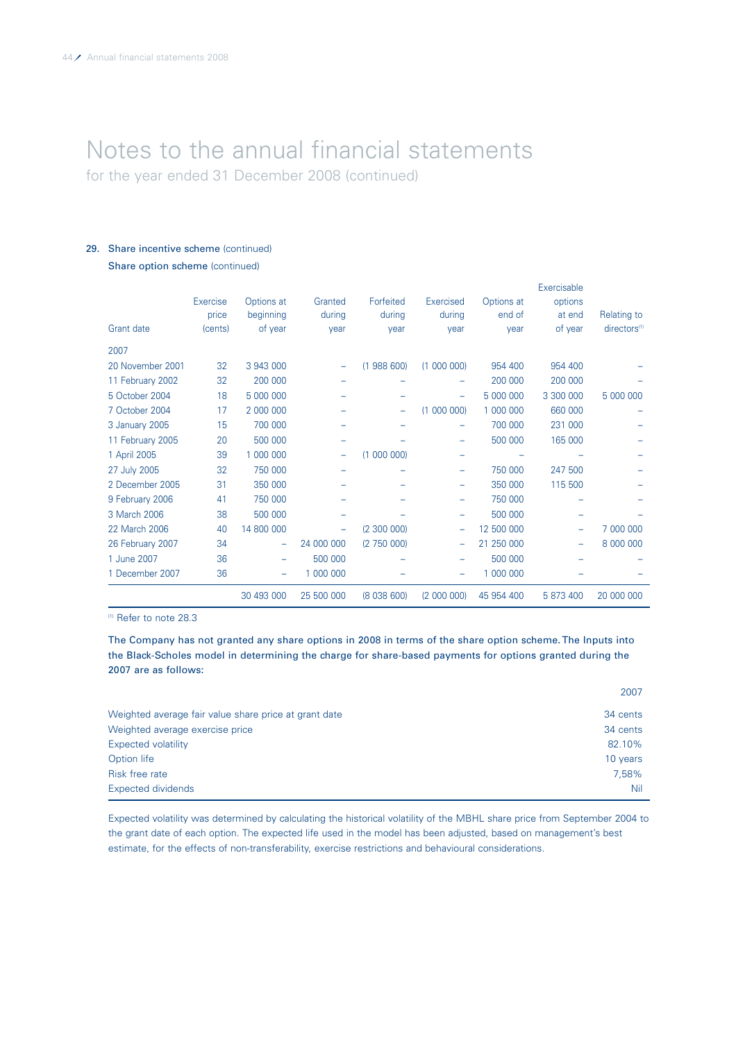# Notes to the annual financial statements

for the year ended 31 December 2008 (continued)

### 29. Share incentive scheme (continued)

Share option scheme (continued)

| Grant date | Exercise price (cents) | Options at beginning of year | Granted during year | Forfeited during year | Exercised during year | Options at end of year | Exercisable options at end of year | Relating to directors[1] |
|---|---|---|---|---|---|---|---|---|
| 2007 | | | | | | | | |
| 20 November 2001 | 32 | 3 943 000 | – | (1 988 600) | (1 000 000) | 954 400 | 954 400 | – |
| 11 February 2002 | 32 | 200 000 | – | – | – | 200 000 | 200 000 | – |
| 5 October 2004 | 18 | 5 000 000 | – | – | – | 5 000 000 | 3 300 000 | 5 000 000 |
| 7 October 2004 | 17 | 2 000 000 | – | – | (1 000 000) | 1 000 000 | 660 000 | – |
| 3 January 2005 | 15 | 700 000 | – | – | – | 700 000 | 231 000 | – |
| 11 February 2005 | 20 | 500 000 | – | – | – | 500 000 | 165 000 | – |
| 1 April 2005 | 39 | 1 000 000 | – | (1 000 000) | – | – | – | – |
| 27 July 2005 | 32 | 750 000 | – | – | – | 750 000 | 247 500 | – |
| 2 December 2005 | 31 | 350 000 | – | – | – | 350 000 | 115 500 | – |
| 9 February 2006 | 41 | 750 000 | – | – | – | 750 000 | – | – |
| 3 March 2006 | 38 | 500 000 | – | – | – | 500 000 | – | – |
| 22 March 2006 | 40 | 14 800 000 | – | (2 300 000) | – | 12 500 000 | – | 7 000 000 |
| 26 February 2007 | 34 | – | 24 000 000 | (2 750 000) | – | 21 250 000 | – | 8 000 000 |
| 1 June 2007 | 36 | – | 500 000 | – | – | 500 000 | – | – |
| 1 December 2007 | 36 | – | 1 000 000 | – | – | 1 000 000 | – | – |
| | | 30 493 000 | 25 500 000 | (8 038 600) | (2 000 000) | 45 954 400 | 5 873 400 | 20 000 000 |

[1] Refer to note 28.3

The Company has not granted any share options in 2008 in terms of the share option scheme. The Inputs into the Black-Scholes model in determining the charge for share-based payments for options granted during the 2007 are as follows:

| | 2007 |
|---|---|
| Weighted average fair value share price at grant date | 34 cents |
| Weighted average exercise price | 34 cents |
| Expected volatility | 82.10% |
| Option life | 10 years |
| Risk free rate | 7,58% |
| Expected dividends | Nil |

Expected volatility was determined by calculating the historical volatility of the MBHL share price from September 2004 to the grant date of each option. The expected life used in the model has been adjusted, based on management's best estimate, for the effects of non-transferability, exercise restrictions and behavioural considerations.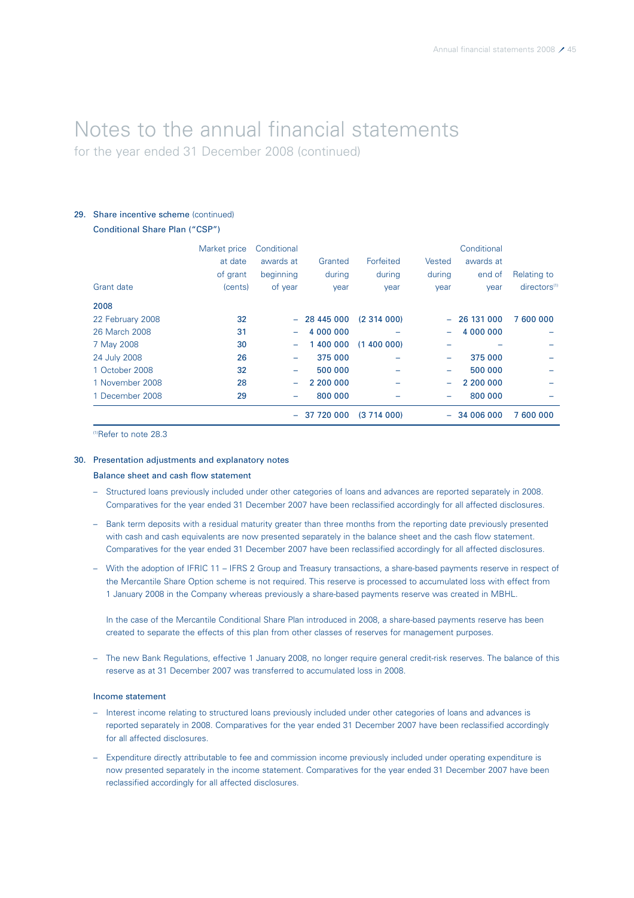# Notes to the annual financial statements

for the year ended 31 December 2008 (continued)

## 29. Share incentive scheme (continued)

### Conditional Share Plan ("CSP")

| Grant date | Market price at date of grant (cents) | Conditional awards at beginning of year | Granted during year | Forfeited during year | Vested during year | Conditional awards at end of year | Relating to directors[1] |
|---|---|---|---|---|---|---|---|
| **2008** | | | | | | | |
| 22 February 2008 | 32 | – | 28 445 000 | (2 314 000) | – | 26 131 000 | 7 600 000 |
| 26 March 2008 | 31 | – | 4 000 000 | – | – | 4 000 000 | – |
| 7 May 2008 | 30 | – | 1 400 000 | (1 400 000) | – | – | – |
| 24 July 2008 | 26 | – | 375 000 | – | – | 375 000 | – |
| 1 October 2008 | 32 | – | 500 000 | – | – | 500 000 | – |
| 1 November 2008 | 28 | – | 2 200 000 | – | – | 2 200 000 | – |
| 1 December 2008 | 29 | – | 800 000 | – | – | 800 000 | – |
| | | – | 37 720 000 | (3 714 000) | – | 34 006 000 | 7 600 000 |

[1]Refer to note 28.3

## 30. Presentation adjustments and explanatory notes

### Balance sheet and cash flow statement

- Structured loans previously included under other categories of loans and advances are reported separately in 2008. Comparatives for the year ended 31 December 2007 have been reclassified accordingly for all affected disclosures.
- Bank term deposits with a residual maturity greater than three months from the reporting date previously presented with cash and cash equivalents are now presented separately in the balance sheet and the cash flow statement. Comparatives for the year ended 31 December 2007 have been reclassified accordingly for all affected disclosures.
- With the adoption of IFRIC 11 – IFRS 2 Group and Treasury transactions, a share-based payments reserve in respect of the Mercantile Share Option scheme is not required. This reserve is processed to accumulated loss with effect from 1 January 2008 in the Company whereas previously a share-based payments reserve was created in MBHL.

  In the case of the Mercantile Conditional Share Plan introduced in 2008, a share-based payments reserve has been created to separate the effects of this plan from other classes of reserves for management purposes.
- The new Bank Regulations, effective 1 January 2008, no longer require general credit-risk reserves. The balance of this reserve as at 31 December 2007 was transferred to accumulated loss in 2008.

### Income statement

- Interest income relating to structured loans previously included under other categories of loans and advances is reported separately in 2008. Comparatives for the year ended 31 December 2007 have been reclassified accordingly for all affected disclosures.
- Expenditure directly attributable to fee and commission income previously included under operating expenditure is now presented separately in the income statement. Comparatives for the year ended 31 December 2007 have been reclassified accordingly for all affected disclosures.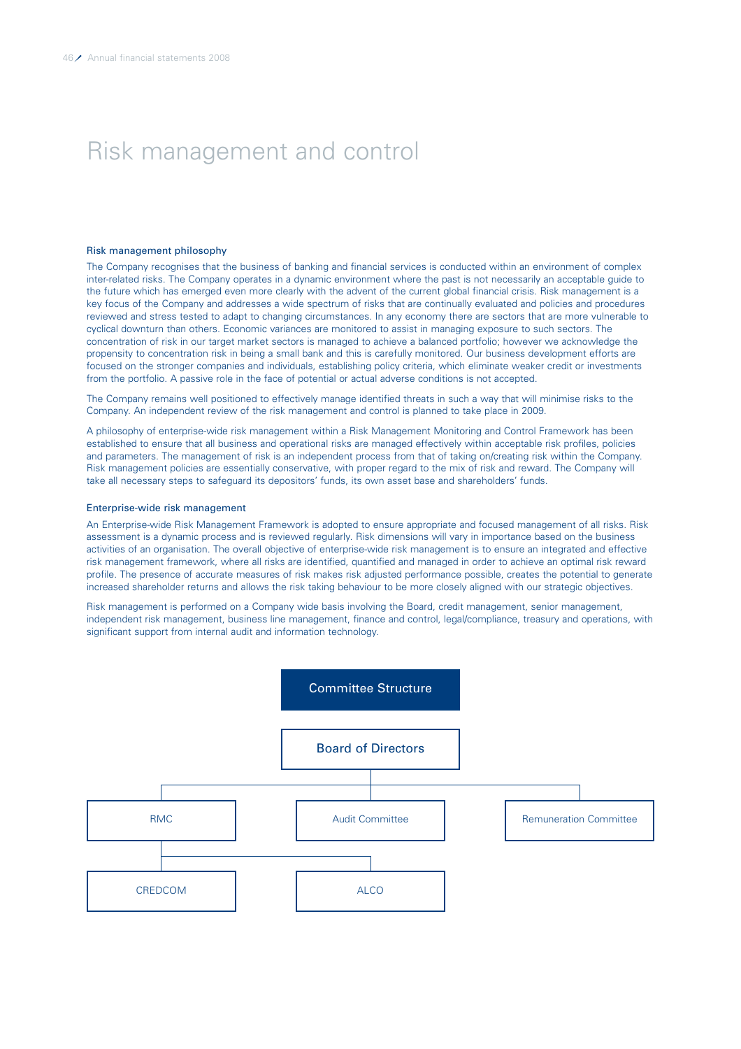# Risk management and control

### Risk management philosophy

The Company recognises that the business of banking and financial services is conducted within an environment of complex inter-related risks. The Company operates in a dynamic environment where the past is not necessarily an acceptable guide to the future which has emerged even more clearly with the advent of the current global financial crisis. Risk management is a key focus of the Company and addresses a wide spectrum of risks that are continually evaluated and policies and procedures reviewed and stress tested to adapt to changing circumstances. In any economy there are sectors that are more vulnerable to cyclical downturn than others. Economic variances are monitored to assist in managing exposure to such sectors. The concentration of risk in our target market sectors is managed to achieve a balanced portfolio; however we acknowledge the propensity to concentration risk in being a small bank and this is carefully monitored. Our business development efforts are focused on the stronger companies and individuals, establishing policy criteria, which eliminate weaker credit or investments from the portfolio. A passive role in the face of potential or actual adverse conditions is not accepted.

The Company remains well positioned to effectively manage identified threats in such a way that will minimise risks to the Company. An independent review of the risk management and control is planned to take place in 2009.

A philosophy of enterprise-wide risk management within a Risk Management Monitoring and Control Framework has been established to ensure that all business and operational risks are managed effectively within acceptable risk profiles, policies and parameters. The management of risk is an independent process from that of taking on/creating risk within the Company. Risk management policies are essentially conservative, with proper regard to the mix of risk and reward. The Company will take all necessary steps to safeguard its depositors' funds, its own asset base and shareholders' funds.

### Enterprise-wide risk management

An Enterprise-wide Risk Management Framework is adopted to ensure appropriate and focused management of all risks. Risk assessment is a dynamic process and is reviewed regularly. Risk dimensions will vary in importance based on the business activities of an organisation. The overall objective of enterprise-wide risk management is to ensure an integrated and effective risk management framework, where all risks are identified, quantified and managed in order to achieve an optimal risk reward profile. The presence of accurate measures of risk makes risk adjusted performance possible, creates the potential to generate increased shareholder returns and allows the risk taking behaviour to be more closely aligned with our strategic objectives.

Risk management is performed on a Company wide basis involving the Board, credit management, senior management, independent risk management, business line management, finance and control, legal/compliance, treasury and operations, with significant support from internal audit and information technology.

**Committee Structure**

- Board of Directors
  - RMC
    - CREDCOM
    - ALCO
  - Audit Committee
  - Remuneration Committee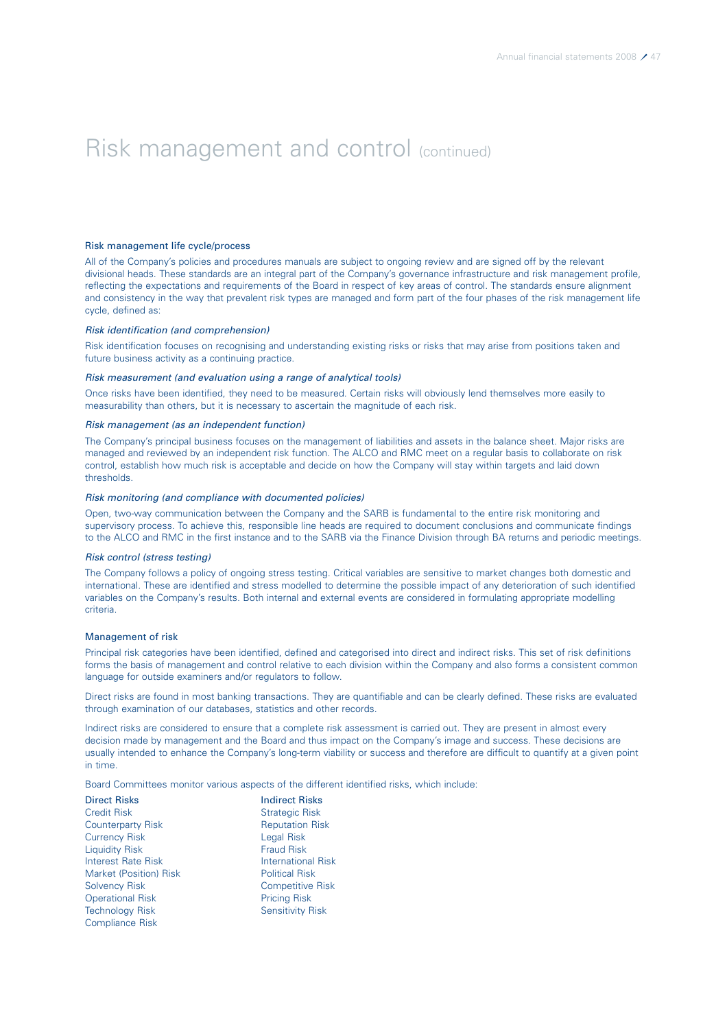# Risk management and control (continued)

### Risk management life cycle/process

All of the Company's policies and procedures manuals are subject to ongoing review and are signed off by the relevant divisional heads. These standards are an integral part of the Company's governance infrastructure and risk management profile, reflecting the expectations and requirements of the Board in respect of key areas of control. The standards ensure alignment and consistency in the way that prevalent risk types are managed and form part of the four phases of the risk management life cycle, defined as:

*Risk identification (and comprehension)*

Risk identification focuses on recognising and understanding existing risks or risks that may arise from positions taken and future business activity as a continuing practice.

*Risk measurement (and evaluation using a range of analytical tools)*

Once risks have been identified, they need to be measured. Certain risks will obviously lend themselves more easily to measurability than others, but it is necessary to ascertain the magnitude of each risk.

*Risk management (as an independent function)*

The Company's principal business focuses on the management of liabilities and assets in the balance sheet. Major risks are managed and reviewed by an independent risk function. The ALCO and RMC meet on a regular basis to collaborate on risk control, establish how much risk is acceptable and decide on how the Company will stay within targets and laid down thresholds.

*Risk monitoring (and compliance with documented policies)*

Open, two-way communication between the Company and the SARB is fundamental to the entire risk monitoring and supervisory process. To achieve this, responsible line heads are required to document conclusions and communicate findings to the ALCO and RMC in the first instance and to the SARB via the Finance Division through BA returns and periodic meetings.

*Risk control (stress testing)*

The Company follows a policy of ongoing stress testing. Critical variables are sensitive to market changes both domestic and international. These are identified and stress modelled to determine the possible impact of any deterioration of such identified variables on the Company's results. Both internal and external events are considered in formulating appropriate modelling criteria.

### Management of risk

Principal risk categories have been identified, defined and categorised into direct and indirect risks. This set of risk definitions forms the basis of management and control relative to each division within the Company and also forms a consistent common language for outside examiners and/or regulators to follow.

Direct risks are found in most banking transactions. They are quantifiable and can be clearly defined. These risks are evaluated through examination of our databases, statistics and other records.

Indirect risks are considered to ensure that a complete risk assessment is carried out. They are present in almost every decision made by management and the Board and thus impact on the Company's image and success. These decisions are usually intended to enhance the Company's long-term viability or success and therefore are difficult to quantify at a given point in time.

Board Committees monitor various aspects of the different identified risks, which include:

| Direct Risks | Indirect Risks |
|---|---|
| Credit Risk | Strategic Risk |
| Counterparty Risk | Reputation Risk |
| Currency Risk | Legal Risk |
| Liquidity Risk | Fraud Risk |
| Interest Rate Risk | International Risk |
| Market (Position) Risk | Political Risk |
| Solvency Risk | Competitive Risk |
| Operational Risk | Pricing Risk |
| Technology Risk | Sensitivity Risk |
| Compliance Risk | |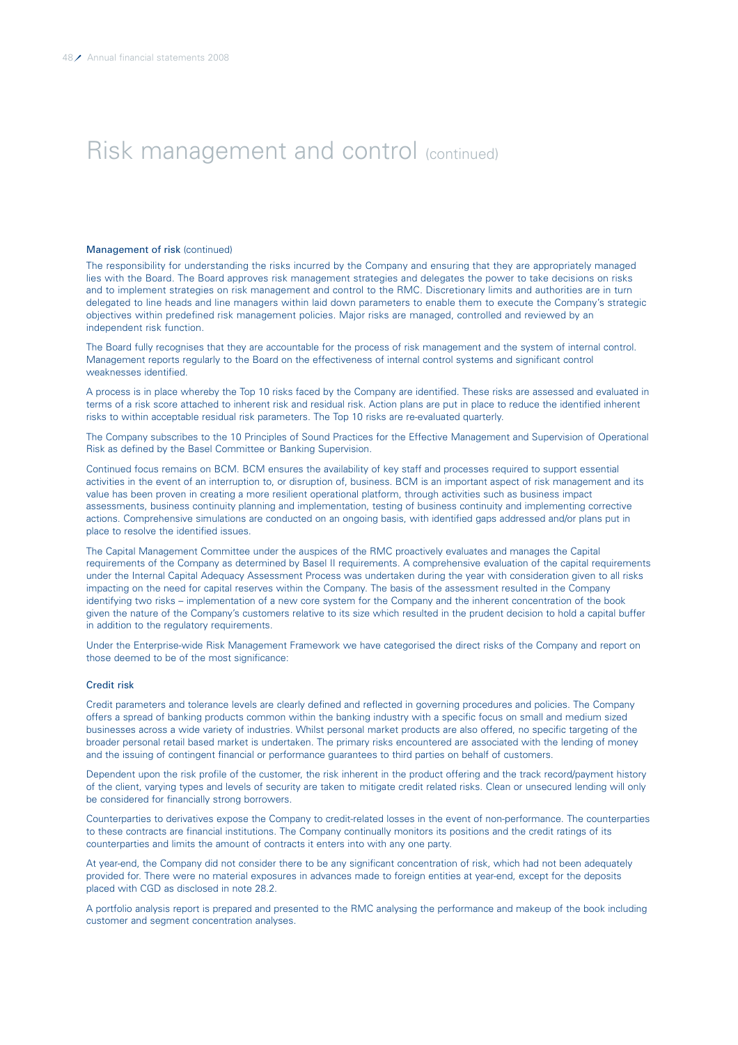# Risk management and control (continued)

### Management of risk (continued)

The responsibility for understanding the risks incurred by the Company and ensuring that they are appropriately managed lies with the Board. The Board approves risk management strategies and delegates the power to take decisions on risks and to implement strategies on risk management and control to the RMC. Discretionary limits and authorities are in turn delegated to line heads and line managers within laid down parameters to enable them to execute the Company's strategic objectives within predefined risk management policies. Major risks are managed, controlled and reviewed by an independent risk function.

The Board fully recognises that they are accountable for the process of risk management and the system of internal control. Management reports regularly to the Board on the effectiveness of internal control systems and significant control weaknesses identified.

A process is in place whereby the Top 10 risks faced by the Company are identified. These risks are assessed and evaluated in terms of a risk score attached to inherent risk and residual risk. Action plans are put in place to reduce the identified inherent risks to within acceptable residual risk parameters. The Top 10 risks are re-evaluated quarterly.

The Company subscribes to the 10 Principles of Sound Practices for the Effective Management and Supervision of Operational Risk as defined by the Basel Committee or Banking Supervision.

Continued focus remains on BCM. BCM ensures the availability of key staff and processes required to support essential activities in the event of an interruption to, or disruption of, business. BCM is an important aspect of risk management and its value has been proven in creating a more resilient operational platform, through activities such as business impact assessments, business continuity planning and implementation, testing of business continuity and implementing corrective actions. Comprehensive simulations are conducted on an ongoing basis, with identified gaps addressed and/or plans put in place to resolve the identified issues.

The Capital Management Committee under the auspices of the RMC proactively evaluates and manages the Capital requirements of the Company as determined by Basel II requirements. A comprehensive evaluation of the capital requirements under the Internal Capital Adequacy Assessment Process was undertaken during the year with consideration given to all risks impacting on the need for capital reserves within the Company. The basis of the assessment resulted in the Company identifying two risks – implementation of a new core system for the Company and the inherent concentration of the book given the nature of the Company's customers relative to its size which resulted in the prudent decision to hold a capital buffer in addition to the regulatory requirements.

Under the Enterprise-wide Risk Management Framework we have categorised the direct risks of the Company and report on those deemed to be of the most significance:

### Credit risk

Credit parameters and tolerance levels are clearly defined and reflected in governing procedures and policies. The Company offers a spread of banking products common within the banking industry with a specific focus on small and medium sized businesses across a wide variety of industries. Whilst personal market products are also offered, no specific targeting of the broader personal retail based market is undertaken. The primary risks encountered are associated with the lending of money and the issuing of contingent financial or performance guarantees to third parties on behalf of customers.

Dependent upon the risk profile of the customer, the risk inherent in the product offering and the track record/payment history of the client, varying types and levels of security are taken to mitigate credit related risks. Clean or unsecured lending will only be considered for financially strong borrowers.

Counterparties to derivatives expose the Company to credit-related losses in the event of non-performance. The counterparties to these contracts are financial institutions. The Company continually monitors its positions and the credit ratings of its counterparties and limits the amount of contracts it enters into with any one party.

At year-end, the Company did not consider there to be any significant concentration of risk, which had not been adequately provided for. There were no material exposures in advances made to foreign entities at year-end, except for the deposits placed with CGD as disclosed in note 28.2.

A portfolio analysis report is prepared and presented to the RMC analysing the performance and makeup of the book including customer and segment concentration analyses.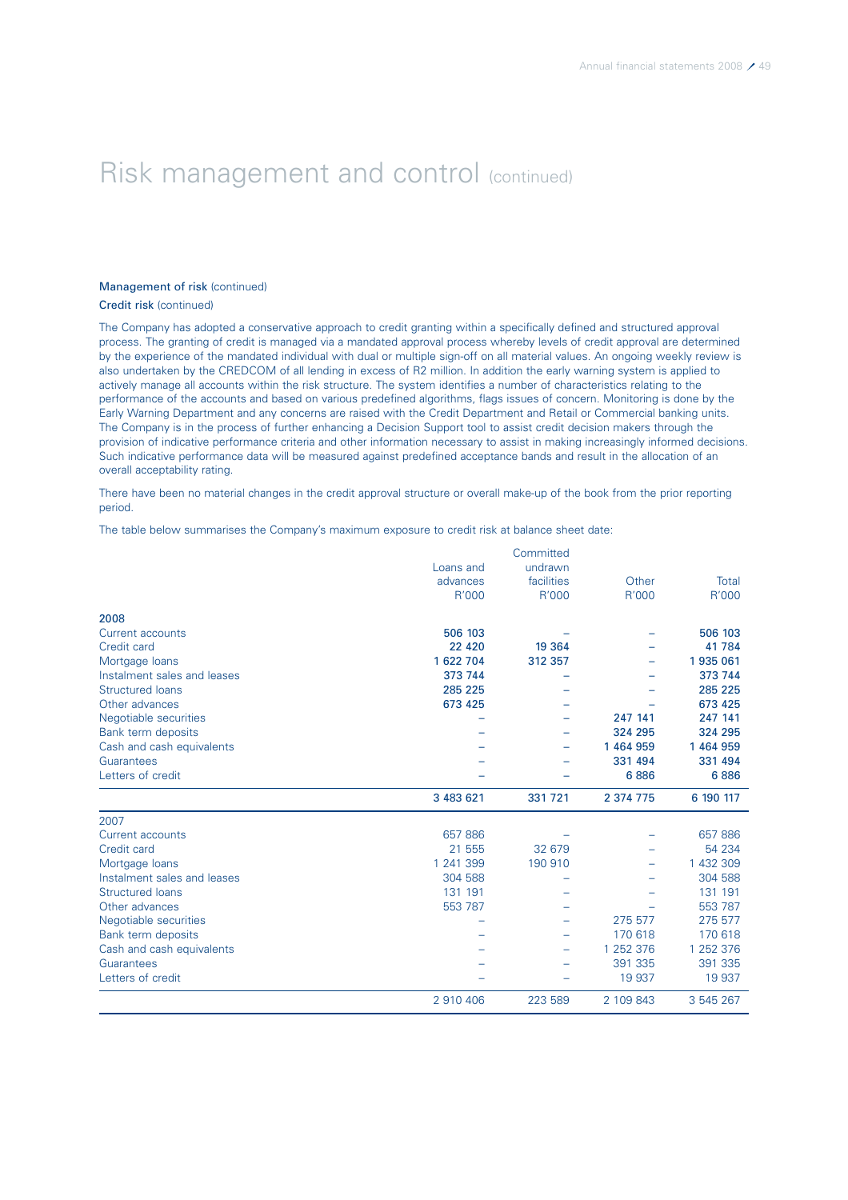# Risk management and control (continued)

### Management of risk (continued)

#### Credit risk (continued)

The Company has adopted a conservative approach to credit granting within a specifically defined and structured approval process. The granting of credit is managed via a mandated approval process whereby levels of credit approval are determined by the experience of the mandated individual with dual or multiple sign-off on all material values. An ongoing weekly review is also undertaken by the CREDCOM of all lending in excess of R2 million. In addition the early warning system is applied to actively manage all accounts within the risk structure. The system identifies a number of characteristics relating to the performance of the accounts and based on various predefined algorithms, flags issues of concern. Monitoring is done by the Early Warning Department and any concerns are raised with the Credit Department and Retail or Commercial banking units. The Company is in the process of further enhancing a Decision Support tool to assist credit decision makers through the provision of indicative performance criteria and other information necessary to assist in making increasingly informed decisions. Such indicative performance data will be measured against predefined acceptance bands and result in the allocation of an overall acceptability rating.

There have been no material changes in the credit approval structure or overall make-up of the book from the prior reporting period.

The table below summarises the Company's maximum exposure to credit risk at balance sheet date:

| | Loans and advances R'000 | Committed undrawn facilities R'000 | Other R'000 | Total R'000 |
|---|---|---|---|---|
| **2008** | | | | |
| Current accounts | **506 103** | – | – | **506 103** |
| Credit card | **22 420** | **19 364** | – | **41 784** |
| Mortgage loans | **1 622 704** | **312 357** | – | **1 935 061** |
| Instalment sales and leases | **373 744** | – | – | **373 744** |
| Structured loans | **285 225** | – | – | **285 225** |
| Other advances | **673 425** | – | – | **673 425** |
| Negotiable securities | – | – | **247 141** | **247 141** |
| Bank term deposits | – | – | **324 295** | **324 295** |
| Cash and cash equivalents | – | – | **1 464 959** | **1 464 959** |
| Guarantees | – | – | **331 494** | **331 494** |
| Letters of credit | – | – | **6 886** | **6 886** |
| | **3 483 621** | **331 721** | **2 374 775** | **6 190 117** |
| 2007 | | | | |
| Current accounts | 657 886 | – | – | 657 886 |
| Credit card | 21 555 | 32 679 | – | 54 234 |
| Mortgage loans | 1 241 399 | 190 910 | – | 1 432 309 |
| Instalment sales and leases | 304 588 | – | – | 304 588 |
| Structured loans | 131 191 | – | – | 131 191 |
| Other advances | 553 787 | – | – | 553 787 |
| Negotiable securities | – | – | 275 577 | 275 577 |
| Bank term deposits | – | – | 170 618 | 170 618 |
| Cash and cash equivalents | – | – | 1 252 376 | 1 252 376 |
| Guarantees | – | – | 391 335 | 391 335 |
| Letters of credit | – | – | 19 937 | 19 937 |
| | 2 910 406 | 223 589 | 2 109 843 | 3 545 267 |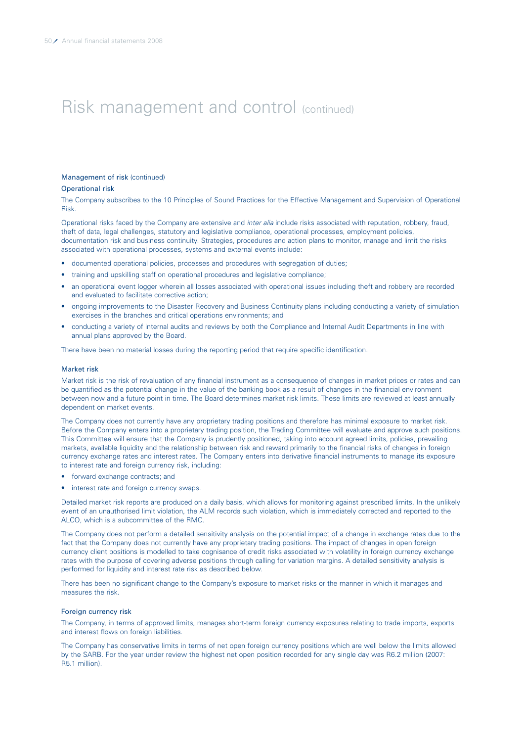# Risk management and control (continued)

### Management of risk (continued)

#### Operational risk

The Company subscribes to the 10 Principles of Sound Practices for the Effective Management and Supervision of Operational Risk.

Operational risks faced by the Company are extensive and *inter alia* include risks associated with reputation, robbery, fraud, theft of data, legal challenges, statutory and legislative compliance, operational processes, employment policies, documentation risk and business continuity. Strategies, procedures and action plans to monitor, manage and limit the risks associated with operational processes, systems and external events include:

- documented operational policies, processes and procedures with segregation of duties;
- training and upskilling staff on operational procedures and legislative compliance;
- an operational event logger wherein all losses associated with operational issues including theft and robbery are recorded and evaluated to facilitate corrective action;
- ongoing improvements to the Disaster Recovery and Business Continuity plans including conducting a variety of simulation exercises in the branches and critical operations environments; and
- conducting a variety of internal audits and reviews by both the Compliance and Internal Audit Departments in line with annual plans approved by the Board.

There have been no material losses during the reporting period that require specific identification.

#### Market risk

Market risk is the risk of revaluation of any financial instrument as a consequence of changes in market prices or rates and can be quantified as the potential change in the value of the banking book as a result of changes in the financial environment between now and a future point in time. The Board determines market risk limits. These limits are reviewed at least annually dependent on market events.

The Company does not currently have any proprietary trading positions and therefore has minimal exposure to market risk. Before the Company enters into a proprietary trading position, the Trading Committee will evaluate and approve such positions. This Committee will ensure that the Company is prudently positioned, taking into account agreed limits, policies, prevailing markets, available liquidity and the relationship between risk and reward primarily to the financial risks of changes in foreign currency exchange rates and interest rates. The Company enters into derivative financial instruments to manage its exposure to interest rate and foreign currency risk, including:

- forward exchange contracts; and
- interest rate and foreign currency swaps.

Detailed market risk reports are produced on a daily basis, which allows for monitoring against prescribed limits. In the unlikely event of an unauthorised limit violation, the ALM records such violation, which is immediately corrected and reported to the ALCO, which is a subcommittee of the RMC.

The Company does not perform a detailed sensitivity analysis on the potential impact of a change in exchange rates due to the fact that the Company does not currently have any proprietary trading positions. The impact of changes in open foreign currency client positions is modelled to take cognisance of credit risks associated with volatility in foreign currency exchange rates with the purpose of covering adverse positions through calling for variation margins. A detailed sensitivity analysis is performed for liquidity and interest rate risk as described below.

There has been no significant change to the Company's exposure to market risks or the manner in which it manages and measures the risk.

#### Foreign currency risk

The Company, in terms of approved limits, manages short-term foreign currency exposures relating to trade imports, exports and interest flows on foreign liabilities.

The Company has conservative limits in terms of net open foreign currency positions which are well below the limits allowed by the SARB. For the year under review the highest net open position recorded for any single day was R6.2 million (2007: R5.1 million).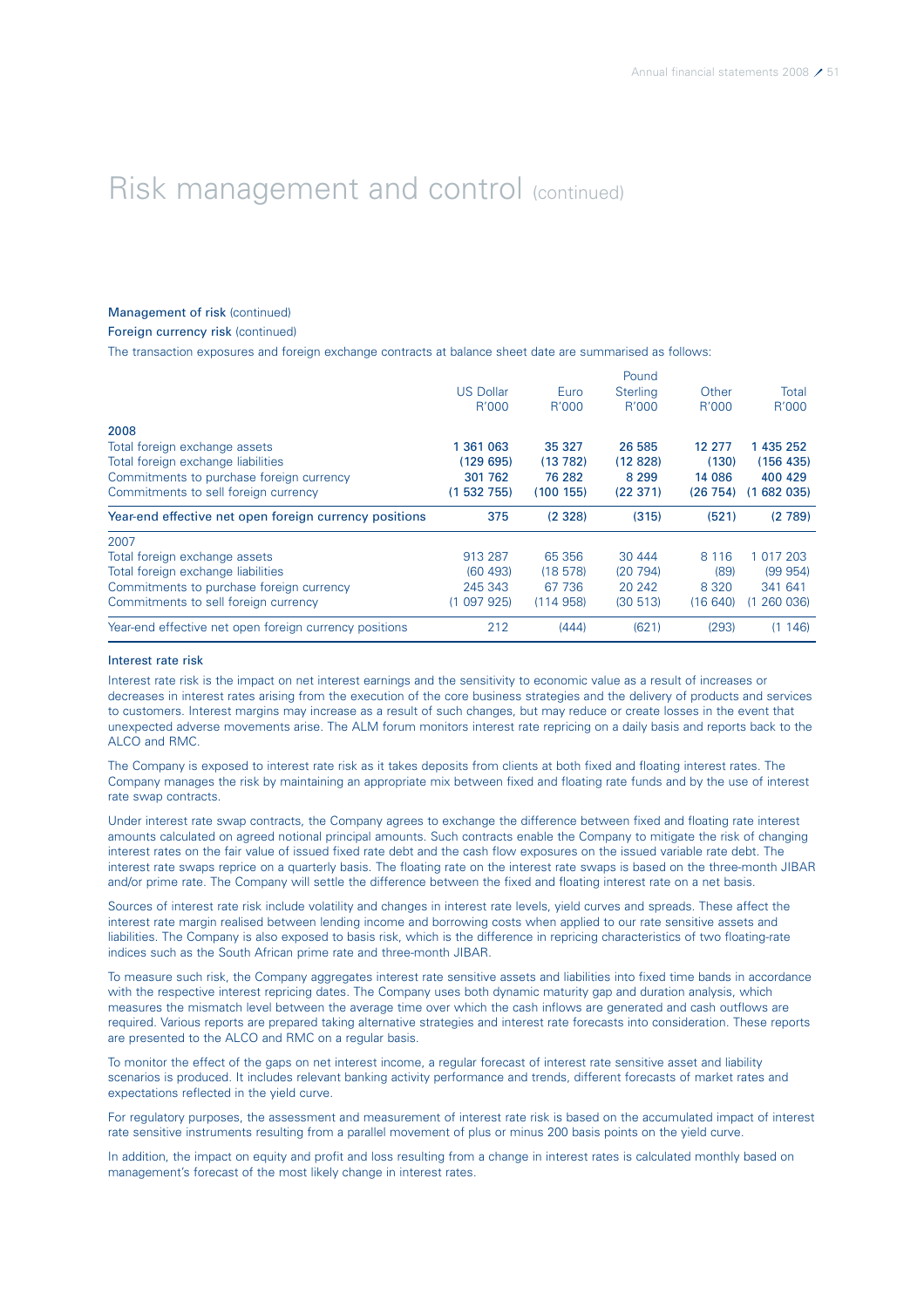# Risk management and control (continued)

### Management of risk (continued)

#### Foreign currency risk (continued)

The transaction exposures and foreign exchange contracts at balance sheet date are summarised as follows:

| | US Dollar R'000 | Euro R'000 | Pound Sterling R'000 | Other R'000 | Total R'000 |
|---|---|---|---|---|---|
| **2008** | | | | | |
| Total foreign exchange assets | **1 361 063** | **35 327** | **26 585** | **12 277** | **1 435 252** |
| Total foreign exchange liabilities | **(129 695)** | **(13 782)** | **(12 828)** | **(130)** | **(156 435)** |
| Commitments to purchase foreign currency | **301 762** | **76 282** | **8 299** | **14 086** | **400 429** |
| Commitments to sell foreign currency | **(1 532 755)** | **(100 155)** | **(22 371)** | **(26 754)** | **(1 682 035)** |
| **Year-end effective net open foreign currency positions** | **375** | **(2 328)** | **(315)** | **(521)** | **(2 789)** |
| 2007 | | | | | |
| Total foreign exchange assets | 913 287 | 65 356 | 30 444 | 8 116 | 1 017 203 |
| Total foreign exchange liabilities | (60 493) | (18 578) | (20 794) | (89) | (99 954) |
| Commitments to purchase foreign currency | 245 343 | 67 736 | 20 242 | 8 320 | 341 641 |
| Commitments to sell foreign currency | (1 097 925) | (114 958) | (30 513) | (16 640) | (1 260 036) |
| Year-end effective net open foreign currency positions | 212 | (444) | (621) | (293) | (1 146) |

#### Interest rate risk

Interest rate risk is the impact on net interest earnings and the sensitivity to economic value as a result of increases or decreases in interest rates arising from the execution of the core business strategies and the delivery of products and services to customers. Interest margins may increase as a result of such changes, but may reduce or create losses in the event that unexpected adverse movements arise. The ALM forum monitors interest rate repricing on a daily basis and reports back to the ALCO and RMC.

The Company is exposed to interest rate risk as it takes deposits from clients at both fixed and floating interest rates. The Company manages the risk by maintaining an appropriate mix between fixed and floating rate funds and by the use of interest rate swap contracts.

Under interest rate swap contracts, the Company agrees to exchange the difference between fixed and floating rate interest amounts calculated on agreed notional principal amounts. Such contracts enable the Company to mitigate the risk of changing interest rates on the fair value of issued fixed rate debt and the cash flow exposures on the issued variable rate debt. The interest rate swaps reprice on a quarterly basis. The floating rate on the interest rate swaps is based on the three-month JIBAR and/or prime rate. The Company will settle the difference between the fixed and floating interest rate on a net basis.

Sources of interest rate risk include volatility and changes in interest rate levels, yield curves and spreads. These affect the interest rate margin realised between lending income and borrowing costs when applied to our rate sensitive assets and liabilities. The Company is also exposed to basis risk, which is the difference in repricing characteristics of two floating-rate indices such as the South African prime rate and three-month JIBAR.

To measure such risk, the Company aggregates interest rate sensitive assets and liabilities into fixed time bands in accordance with the respective interest repricing dates. The Company uses both dynamic maturity gap and duration analysis, which measures the mismatch level between the average time over which the cash inflows are generated and cash outflows are required. Various reports are prepared taking alternative strategies and interest rate forecasts into consideration. These reports are presented to the ALCO and RMC on a regular basis.

To monitor the effect of the gaps on net interest income, a regular forecast of interest rate sensitive asset and liability scenarios is produced. It includes relevant banking activity performance and trends, different forecasts of market rates and expectations reflected in the yield curve.

For regulatory purposes, the assessment and measurement of interest rate risk is based on the accumulated impact of interest rate sensitive instruments resulting from a parallel movement of plus or minus 200 basis points on the yield curve.

In addition, the impact on equity and profit and loss resulting from a change in interest rates is calculated monthly based on management's forecast of the most likely change in interest rates.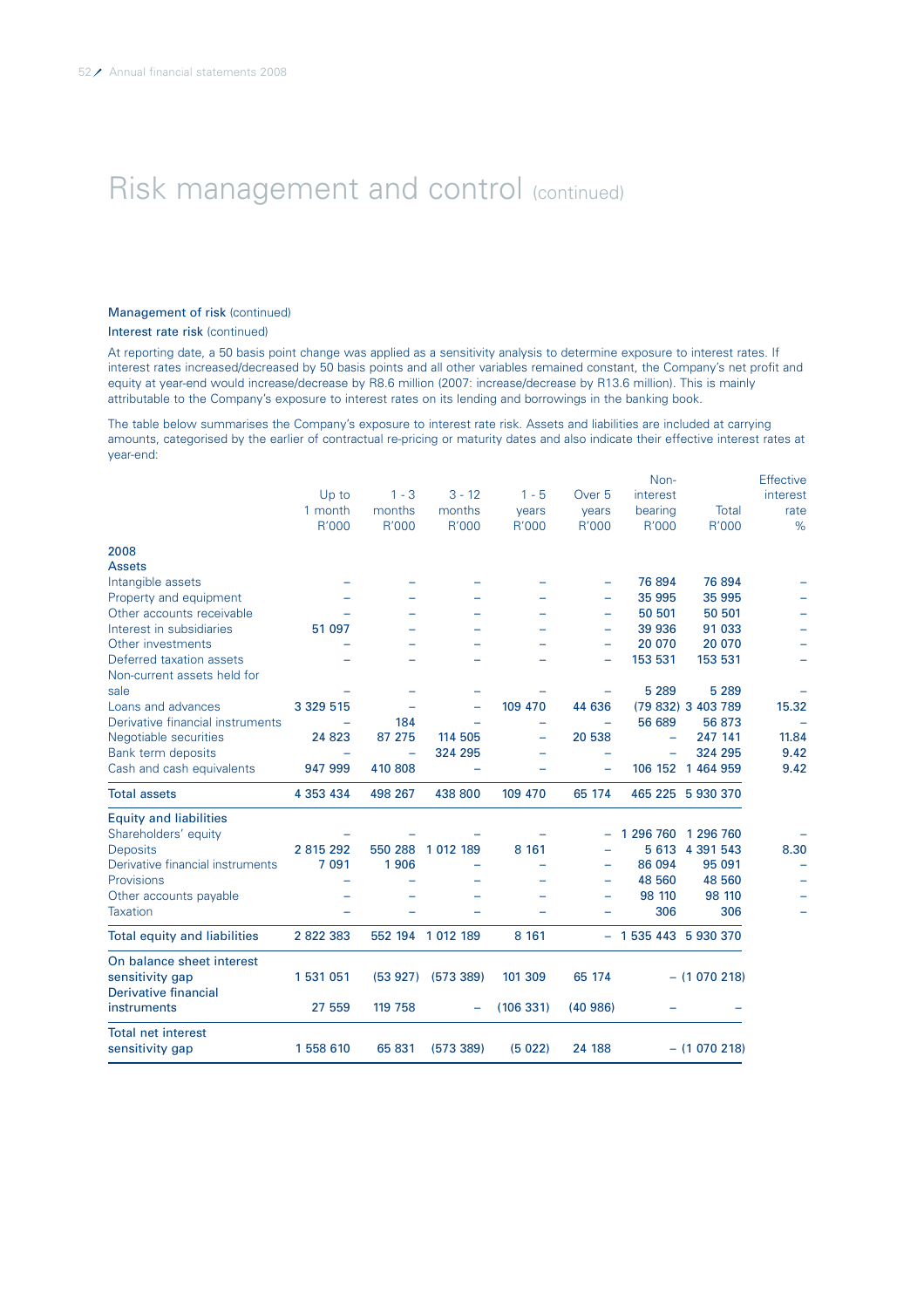# Risk management and control (continued)

### Management of risk (continued)

#### Interest rate risk (continued)

At reporting date, a 50 basis point change was applied as a sensitivity analysis to determine exposure to interest rates. If interest rates increased/decreased by 50 basis points and all other variables remained constant, the Company's net profit and equity at year-end would increase/decrease by R8.6 million (2007: increase/decrease by R13.6 million). This is mainly attributable to the Company's exposure to interest rates on its lending and borrowings in the banking book.

The table below summarises the Company's exposure to interest rate risk. Assets and liabilities are included at carrying amounts, categorised by the earlier of contractual re-pricing or maturity dates and also indicate their effective interest rates at year-end:

| | Up to 1 month R'000 | 1 - 3 months R'000 | 3 - 12 months R'000 | 1 - 5 years R'000 | Over 5 years R'000 | Non-interest bearing R'000 | Total R'000 | Effective interest rate % |
|---|---|---|---|---|---|---|---|---|
| **2008** | | | | | | | | |
| **Assets** | | | | | | | | |
| Intangible assets | – | – | – | – | – | 76 894 | 76 894 | – |
| Property and equipment | – | – | – | – | – | 35 995 | 35 995 | – |
| Other accounts receivable | – | – | – | – | – | 50 501 | 50 501 | – |
| Interest in subsidiaries | 51 097 | – | – | – | – | 39 936 | 91 033 | – |
| Other investments | – | – | – | – | – | 20 070 | 20 070 | – |
| Deferred taxation assets | – | – | – | – | – | 153 531 | 153 531 | – |
| Non-current assets held for sale | – | – | – | – | – | 5 289 | 5 289 | – |
| Loans and advances | 3 329 515 | – | – | 109 470 | 44 636 | (79 832) | 3 403 789 | 15.32 |
| Derivative financial instruments | – | 184 | – | – | – | 56 689 | 56 873 | – |
| Negotiable securities | 24 823 | 87 275 | 114 505 | – | 20 538 | – | 247 141 | 11.84 |
| Bank term deposits | – | – | 324 295 | – | – | – | 324 295 | 9.42 |
| Cash and cash equivalents | 947 999 | 410 808 | – | – | – | 106 152 | 1 464 959 | 9.42 |
| **Total assets** | 4 353 434 | 498 267 | 438 800 | 109 470 | 65 174 | 465 225 | 5 930 370 | |
| **Equity and liabilities** | | | | | | | | |
| Shareholders' equity | – | – | – | – | – | 1 296 760 | 1 296 760 | – |
| Deposits | 2 815 292 | 550 288 | 1 012 189 | 8 161 | – | 5 613 | 4 391 543 | 8.30 |
| Derivative financial instruments | 7 091 | 1 906 | – | – | – | 86 094 | 95 091 | – |
| Provisions | – | – | – | – | – | 48 560 | 48 560 | – |
| Other accounts payable | – | – | – | – | – | 98 110 | 98 110 | – |
| Taxation | – | – | – | – | – | 306 | 306 | – |
| **Total equity and liabilities** | 2 822 383 | 552 194 | 1 012 189 | 8 161 | – | 1 535 443 | 5 930 370 | |
| **On balance sheet interest sensitivity gap** | 1 531 051 | (53 927) | (573 389) | 101 309 | 65 174 | – | (1 070 218) | |
| **Derivative financial instruments** | 27 559 | 119 758 | – | (106 331) | (40 986) | – | – | |
| **Total net interest sensitivity gap** | 1 558 610 | 65 831 | (573 389) | (5 022) | 24 188 | – | (1 070 218) | |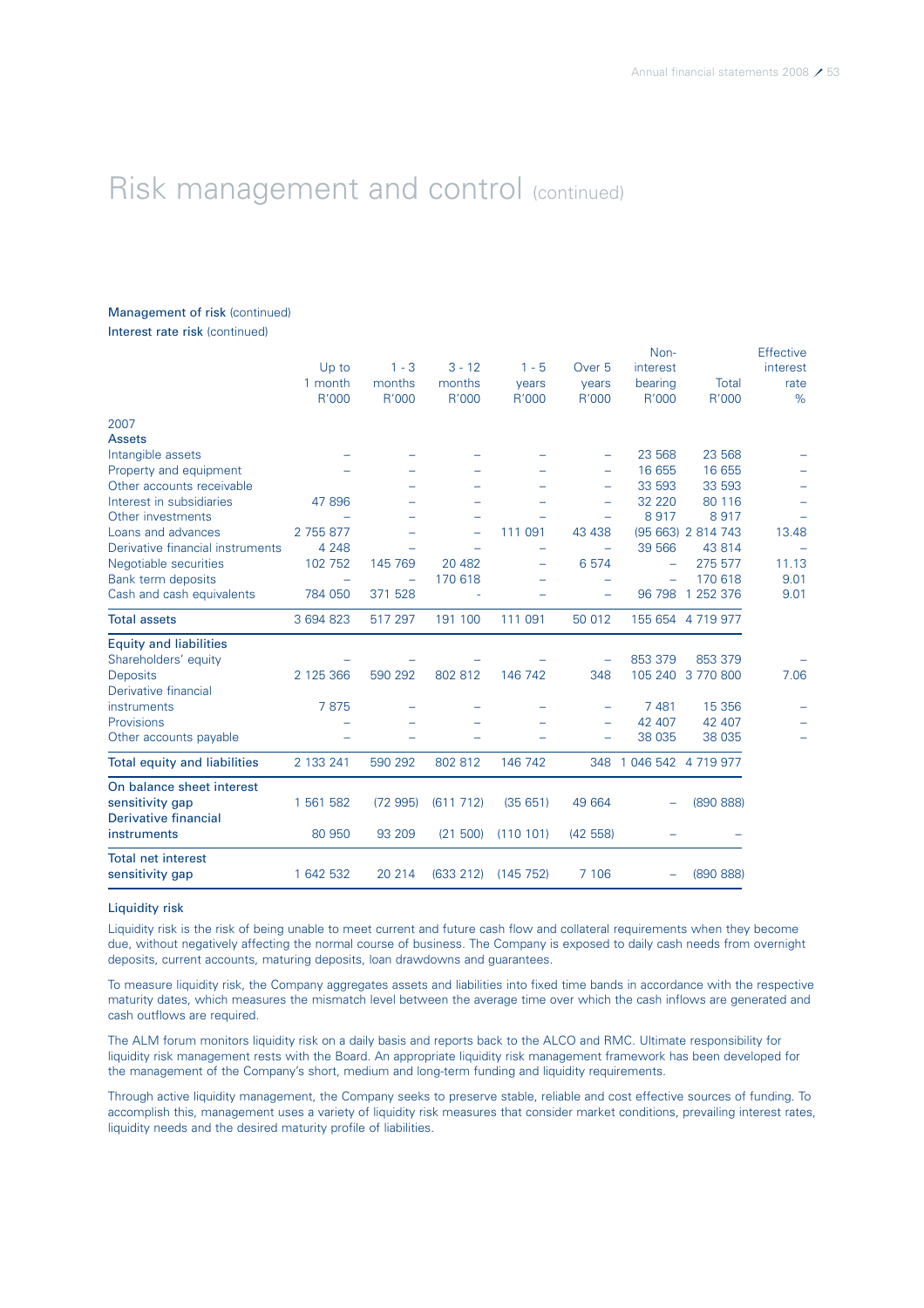# Risk management and control (continued)

**Management of risk** (continued)

**Interest rate risk** (continued)

| | Up to 1 month R'000 | 1 - 3 months R'000 | 3 - 12 months R'000 | 1 - 5 years R'000 | Over 5 years R'000 | Non-interest bearing R'000 | Total R'000 | Effective interest rate % |
|---|---|---|---|---|---|---|---|---|
| **2007** | | | | | | | | |
| **Assets** | | | | | | | | |
| Intangible assets | – | – | – | – | – | 23 568 | 23 568 | – |
| Property and equipment | – | – | – | – | – | 16 655 | 16 655 | – |
| Other accounts receivable | – | – | – | – | – | 33 593 | 33 593 | – |
| Interest in subsidiaries | 47 896 | – | – | – | – | 32 220 | 80 116 | – |
| Other investments | – | – | – | – | – | 8 917 | 8 917 | – |
| Loans and advances | 2 755 877 | – | – | 111 091 | 43 438 | (95 663) | 2 814 743 | 13.48 |
| Derivative financial instruments | 4 248 | – | – | – | – | 39 566 | 43 814 | – |
| Negotiable securities | 102 752 | 145 769 | 20 482 | – | 6 574 | – | 275 577 | 11.13 |
| Bank term deposits | – | – | 170 618 | – | – | – | 170 618 | 9.01 |
| Cash and cash equivalents | 784 050 | 371 528 | - | – | – | 96 798 | 1 252 376 | 9.01 |
| **Total assets** | 3 694 823 | 517 297 | 191 100 | 111 091 | 50 012 | 155 654 | 4 719 977 | |
| **Equity and liabilities** | | | | | | | | |
| Shareholders' equity | – | – | – | – | – | 853 379 | 853 379 | – |
| Deposits | 2 125 366 | 590 292 | 802 812 | 146 742 | 348 | 105 240 | 3 770 800 | 7.06 |
| Derivative financial instruments | 7 875 | – | – | – | – | 7 481 | 15 356 | – |
| Provisions | – | – | – | – | – | 42 407 | 42 407 | – |
| Other accounts payable | – | – | – | – | – | 38 035 | 38 035 | – |
| **Total equity and liabilities** | 2 133 241 | 590 292 | 802 812 | 146 742 | 348 | 1 046 542 | 4 719 977 | |
| **On balance sheet interest sensitivity gap** | 1 561 582 | (72 995) | (611 712) | (35 651) | 49 664 | – | (890 888) | |
| **Derivative financial instruments** | 80 950 | 93 209 | (21 500) | (110 101) | (42 558) | – | – | |
| **Total net interest sensitivity gap** | 1 642 532 | 20 214 | (633 212) | (145 752) | 7 106 | – | (890 888) | |

**Liquidity risk**

Liquidity risk is the risk of being unable to meet current and future cash flow and collateral requirements when they become due, without negatively affecting the normal course of business. The Company is exposed to daily cash needs from overnight deposits, current accounts, maturing deposits, loan drawdowns and guarantees.

To measure liquidity risk, the Company aggregates assets and liabilities into fixed time bands in accordance with the respective maturity dates, which measures the mismatch level between the average time over which the cash inflows are generated and cash outflows are required.

The ALM forum monitors liquidity risk on a daily basis and reports back to the ALCO and RMC. Ultimate responsibility for liquidity risk management rests with the Board. An appropriate liquidity risk management framework has been developed for the management of the Company's short, medium and long-term funding and liquidity requirements.

Through active liquidity management, the Company seeks to preserve stable, reliable and cost effective sources of funding. To accomplish this, management uses a variety of liquidity risk measures that consider market conditions, prevailing interest rates, liquidity needs and the desired maturity profile of liabilities.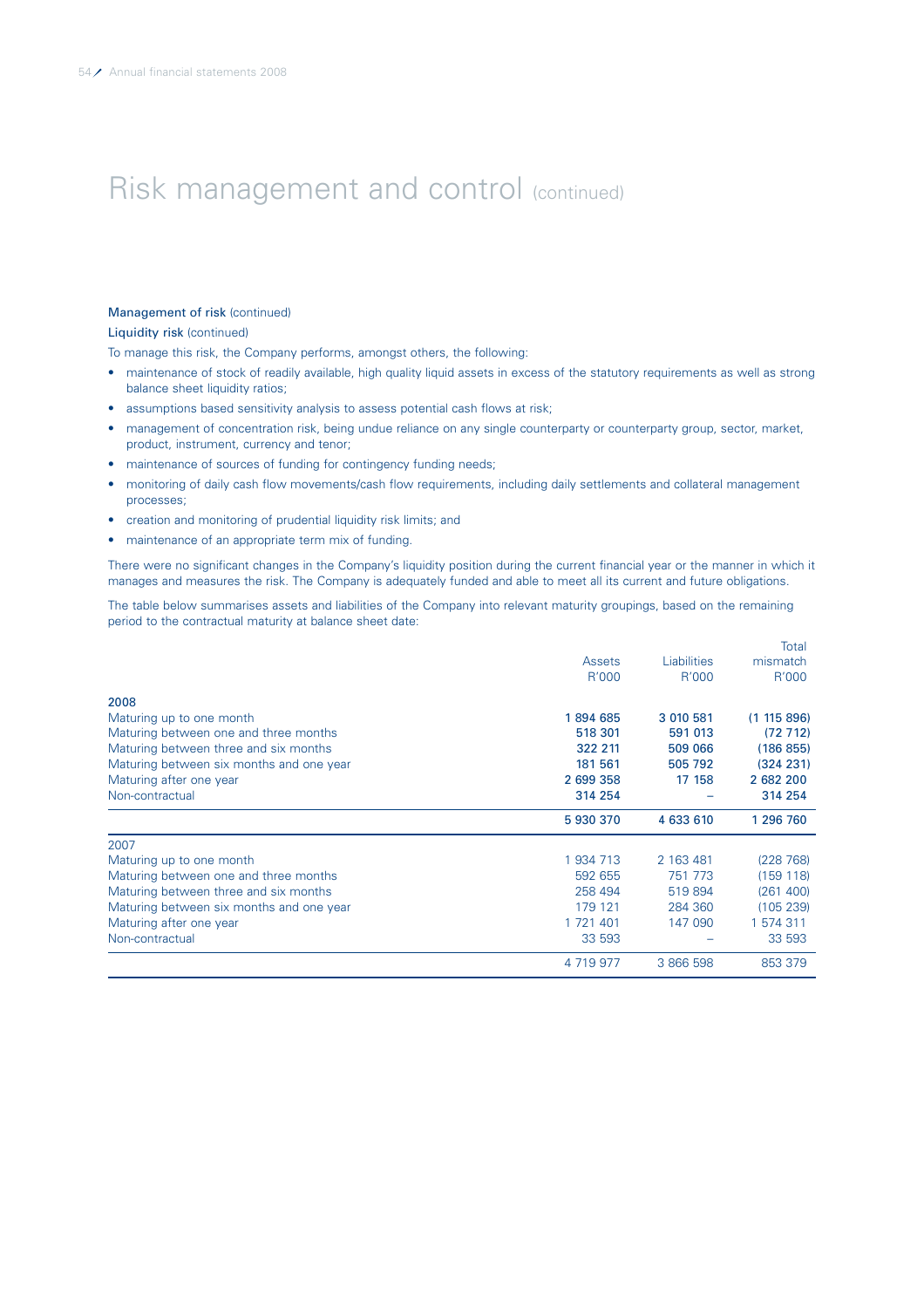# Risk management and control (continued)

**Management of risk** (continued)

**Liquidity risk** (continued)

To manage this risk, the Company performs, amongst others, the following:

- maintenance of stock of readily available, high quality liquid assets in excess of the statutory requirements as well as strong balance sheet liquidity ratios;
- assumptions based sensitivity analysis to assess potential cash flows at risk;
- management of concentration risk, being undue reliance on any single counterparty or counterparty group, sector, market, product, instrument, currency and tenor;
- maintenance of sources of funding for contingency funding needs;
- monitoring of daily cash flow movements/cash flow requirements, including daily settlements and collateral management processes;
- creation and monitoring of prudential liquidity risk limits; and
- maintenance of an appropriate term mix of funding.

There were no significant changes in the Company's liquidity position during the current financial year or the manner in which it manages and measures the risk. The Company is adequately funded and able to meet all its current and future obligations.

The table below summarises assets and liabilities of the Company into relevant maturity groupings, based on the remaining period to the contractual maturity at balance sheet date:

| | Assets R'000 | Liabilities R'000 | Total mismatch R'000 |
|---|---|---|---|
| **2008** | | | |
| Maturing up to one month | **1 894 685** | **3 010 581** | **(1 115 896)** |
| Maturing between one and three months | **518 301** | **591 013** | **(72 712)** |
| Maturing between three and six months | **322 211** | **509 066** | **(186 855)** |
| Maturing between six months and one year | **181 561** | **505 792** | **(324 231)** |
| Maturing after one year | **2 699 358** | **17 158** | **2 682 200** |
| Non-contractual | **314 254** | **–** | **314 254** |
| | **5 930 370** | **4 633 610** | **1 296 760** |
| 2007 | | | |
| Maturing up to one month | 1 934 713 | 2 163 481 | (228 768) |
| Maturing between one and three months | 592 655 | 751 773 | (159 118) |
| Maturing between three and six months | 258 494 | 519 894 | (261 400) |
| Maturing between six months and one year | 179 121 | 284 360 | (105 239) |
| Maturing after one year | 1 721 401 | 147 090 | 1 574 311 |
| Non-contractual | 33 593 | – | 33 593 |
| | 4 719 977 | 3 866 598 | 853 379 |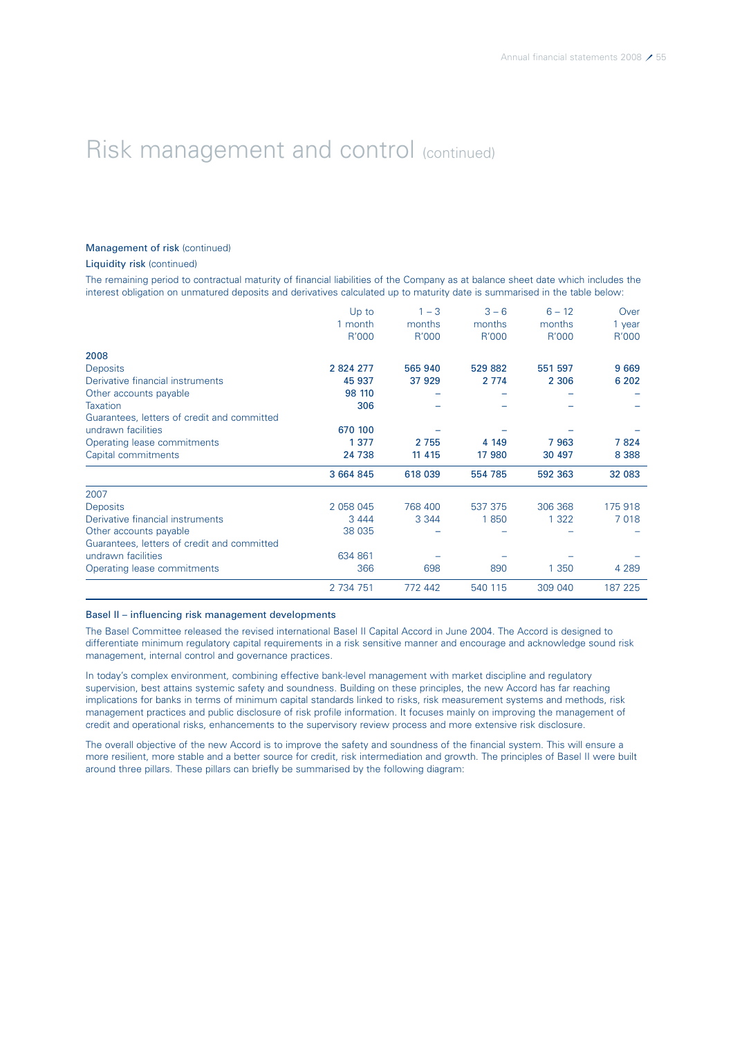# Risk management and control (continued)

### Management of risk (continued)

#### Liquidity risk (continued)

The remaining period to contractual maturity of financial liabilities of the Company as at balance sheet date which includes the interest obligation on unmatured deposits and derivatives calculated up to maturity date is summarised in the table below:

| | Up to 1 month R'000 | 1 – 3 months R'000 | 3 – 6 months R'000 | 6 – 12 months R'000 | Over 1 year R'000 |
|---|---|---|---|---|---|
| **2008** | | | | | |
| Deposits | **2 824 277** | **565 940** | **529 882** | **551 597** | **9 669** |
| Derivative financial instruments | **45 937** | **37 929** | **2 774** | **2 306** | **6 202** |
| Other accounts payable | **98 110** | **–** | **–** | **–** | **–** |
| Taxation | **306** | **–** | **–** | **–** | **–** |
| Guarantees, letters of credit and committed undrawn facilities | **670 100** | **–** | **–** | **–** | **–** |
| Operating lease commitments | **1 377** | **2 755** | **4 149** | **7 963** | **7 824** |
| Capital commitments | **24 738** | **11 415** | **17 980** | **30 497** | **8 388** |
| | **3 664 845** | **618 039** | **554 785** | **592 363** | **32 083** |
| 2007 | | | | | |
| Deposits | 2 058 045 | 768 400 | 537 375 | 306 368 | 175 918 |
| Derivative financial instruments | 3 444 | 3 344 | 1 850 | 1 322 | 7 018 |
| Other accounts payable | 38 035 | – | – | – | – |
| Guarantees, letters of credit and committed undrawn facilities | 634 861 | – | – | – | – |
| Operating lease commitments | 366 | 698 | 890 | 1 350 | 4 289 |
| | 2 734 751 | 772 442 | 540 115 | 309 040 | 187 225 |

### Basel II – influencing risk management developments

The Basel Committee released the revised international Basel II Capital Accord in June 2004. The Accord is designed to differentiate minimum regulatory capital requirements in a risk sensitive manner and encourage and acknowledge sound risk management, internal control and governance practices.

In today's complex environment, combining effective bank-level management with market discipline and regulatory supervision, best attains systemic safety and soundness. Building on these principles, the new Accord has far reaching implications for banks in terms of minimum capital standards linked to risks, risk measurement systems and methods, risk management practices and public disclosure of risk profile information. It focuses mainly on improving the management of credit and operational risks, enhancements to the supervisory review process and more extensive risk disclosure.

The overall objective of the new Accord is to improve the safety and soundness of the financial system. This will ensure a more resilient, more stable and a better source for credit, risk intermediation and growth. The principles of Basel II were built around three pillars. These pillars can briefly be summarised by the following diagram: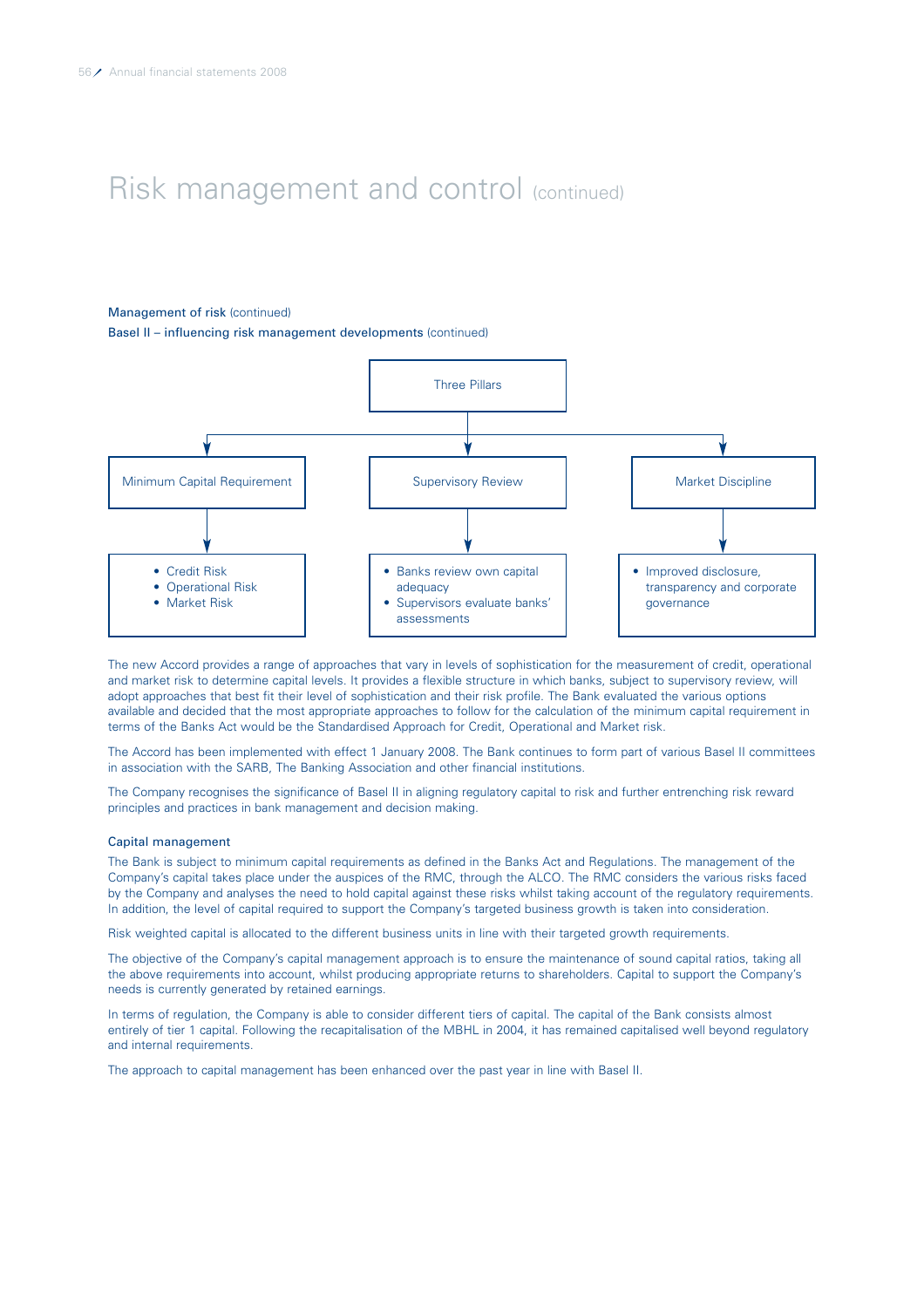# Risk management and control (continued)

**Management of risk** (continued)

**Basel II – influencing risk management developments** (continued)

Three Pillars

- **Minimum Capital Requirement**
  - Credit Risk
  - Operational Risk
  - Market Risk
- **Supervisory Review**
  - Banks review own capital adequacy
  - Supervisors evaluate banks' assessments
- **Market Discipline**
  - Improved disclosure, transparency and corporate governance

The new Accord provides a range of approaches that vary in levels of sophistication for the measurement of credit, operational and market risk to determine capital levels. It provides a flexible structure in which banks, subject to supervisory review, will adopt approaches that best fit their level of sophistication and their risk profile. The Bank evaluated the various options available and decided that the most appropriate approaches to follow for the calculation of the minimum capital requirement in terms of the Banks Act would be the Standardised Approach for Credit, Operational and Market risk.

The Accord has been implemented with effect 1 January 2008. The Bank continues to form part of various Basel II committees in association with the SARB, The Banking Association and other financial institutions.

The Company recognises the significance of Basel II in aligning regulatory capital to risk and further entrenching risk reward principles and practices in bank management and decision making.

### Capital management

The Bank is subject to minimum capital requirements as defined in the Banks Act and Regulations. The management of the Company's capital takes place under the auspices of the RMC, through the ALCO. The RMC considers the various risks faced by the Company and analyses the need to hold capital against these risks whilst taking account of the regulatory requirements. In addition, the level of capital required to support the Company's targeted business growth is taken into consideration.

Risk weighted capital is allocated to the different business units in line with their targeted growth requirements.

The objective of the Company's capital management approach is to ensure the maintenance of sound capital ratios, taking all the above requirements into account, whilst producing appropriate returns to shareholders. Capital to support the Company's needs is currently generated by retained earnings.

In terms of regulation, the Company is able to consider different tiers of capital. The capital of the Bank consists almost entirely of tier 1 capital. Following the recapitalisation of the MBHL in 2004, it has remained capitalised well beyond regulatory and internal requirements.

The approach to capital management has been enhanced over the past year in line with Basel II.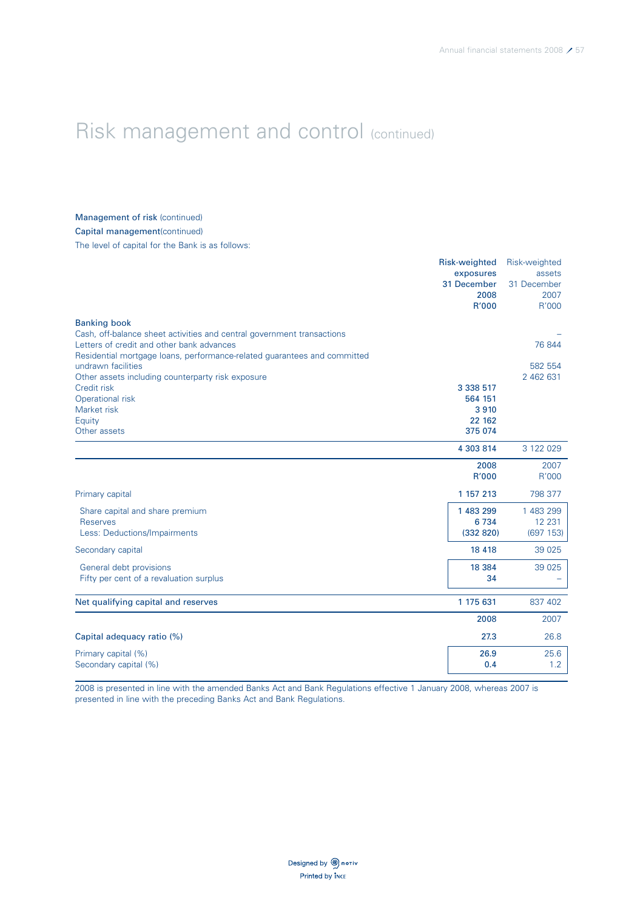# Risk management and control (continued)

**Management of risk** (continued)

**Capital management**(continued)

The level of capital for the Bank is as follows:

| | Risk-weighted exposures 31 December 2008 R'000 | Risk-weighted assets 31 December 2007 R'000 |
|---|---|---|
| **Banking book** | | |
| Cash, off-balance sheet activities and central government transactions | | – |
| Letters of credit and other bank advances | | 76 844 |
| Residential mortgage loans, performance-related guarantees and committed undrawn facilities | | 582 554 |
| Other assets including counterparty risk exposure | | 2 462 631 |
| Credit risk | 3 338 517 | |
| Operational risk | 564 151 | |
| Market risk | 3 910 | |
| Equity | 22 162 | |
| Other assets | 375 074 | |
| | **4 303 814** | 3 122 029 |

| | 2008 R'000 | 2007 R'000 |
|---|---|---|
| Primary capital | **1 157 213** | 798 377 |
| Share capital and share premium | 1 483 299 | 1 483 299 |
| Reserves | 6 734 | 12 231 |
| Less: Deductions/Impairments | (332 820) | (697 153) |
| Secondary capital | **18 418** | 39 025 |
| General debt provisions | 18 384 | 39 025 |
| Fifty per cent of a revaluation surplus | 34 | – |
| **Net qualifying capital and reserves** | **1 175 631** | 837 402 |

| | 2008 | 2007 |
|---|---|---|
| Capital adequacy ratio (%) | **27.3** | 26.8 |
| Primary capital (%) | 26.9 | 25.6 |
| Secondary capital (%) | 0.4 | 1.2 |

2008 is presented in line with the amended Banks Act and Bank Regulations effective 1 January 2008, whereas 2007 is presented in line with the preceding Banks Act and Bank Regulations.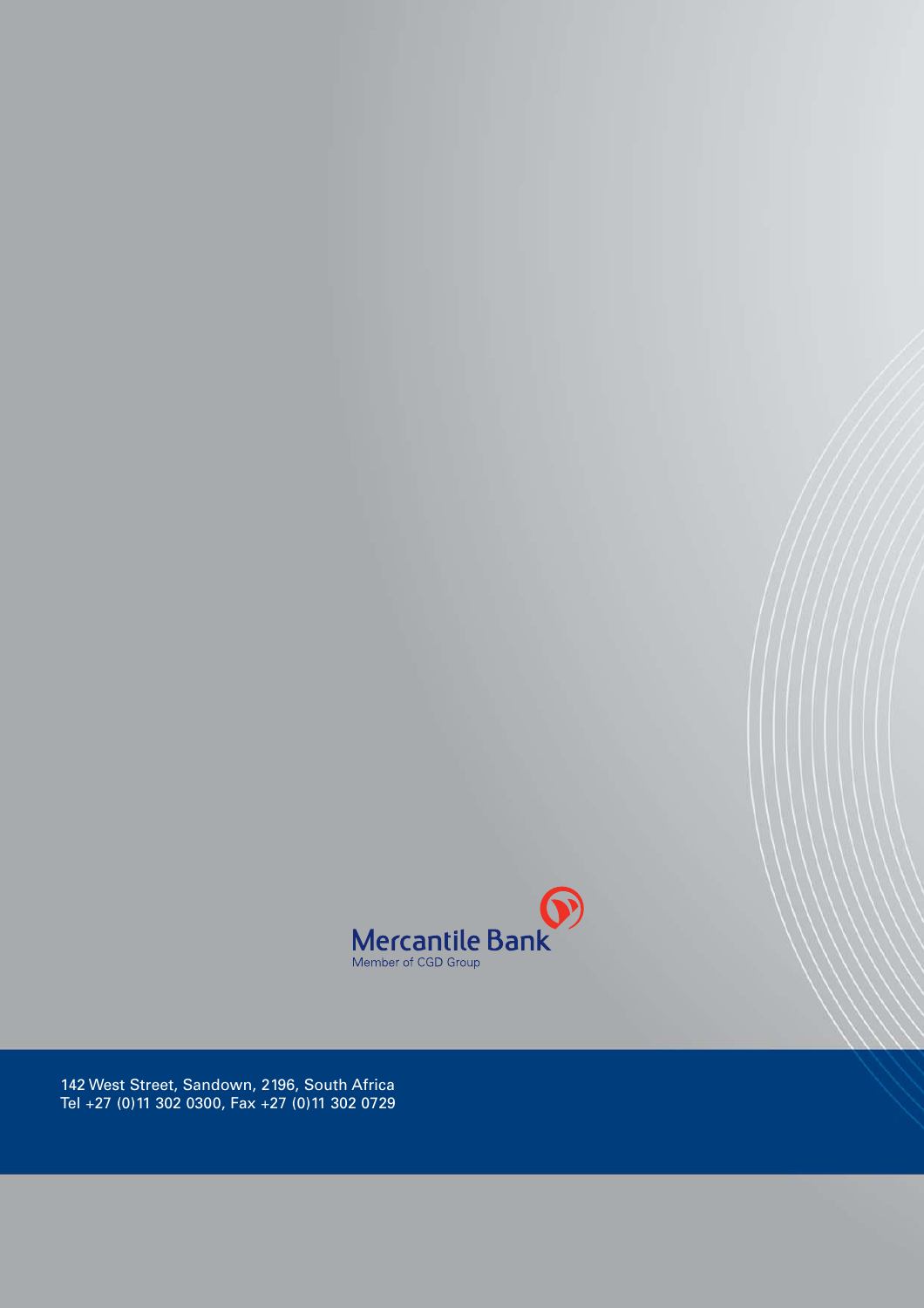Mercantile Bank

Member of CGD Group

142 West Street, Sandown, 2196, South Africa
Tel +27 (0)11 302 0300, Fax +27 (0)11 302 0729